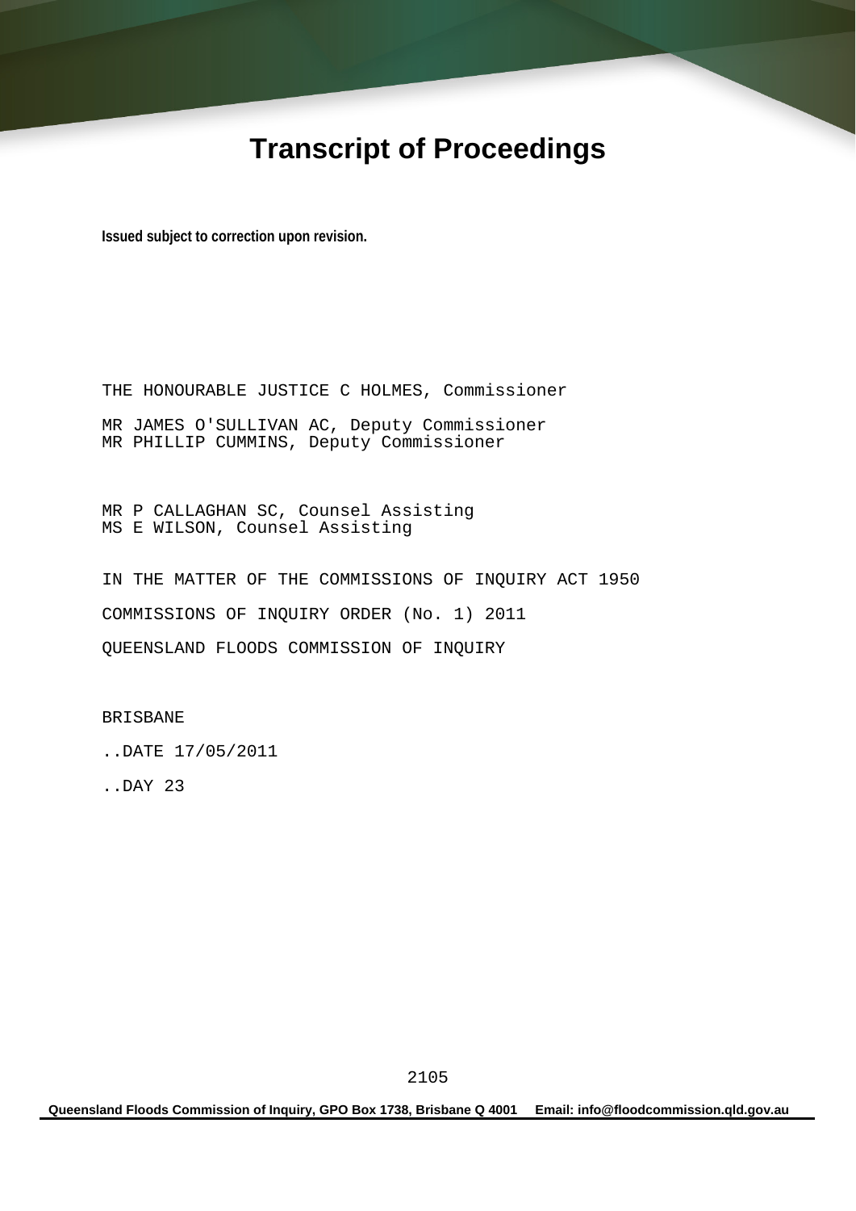# Transcript of Proceedings

**Issued subject to correction upon revision.**

THE HONOURABLE JUSTICE C HOLMES, Commissioner

MR JAMES O'SULLIVAN AC, Deputy Commissioner
MR PHILLIP CUMMINS, Deputy Commissioner

MR P CALLAGHAN SC, Counsel Assisting
MS E WILSON, Counsel Assisting

IN THE MATTER OF THE COMMISSIONS OF INQUIRY ACT 1950

COMMISSIONS OF INQUIRY ORDER (No. 1) 2011

QUEENSLAND FLOODS COMMISSION OF INQUIRY

BRISBANE

..DATE 17/05/2011

..DAY 23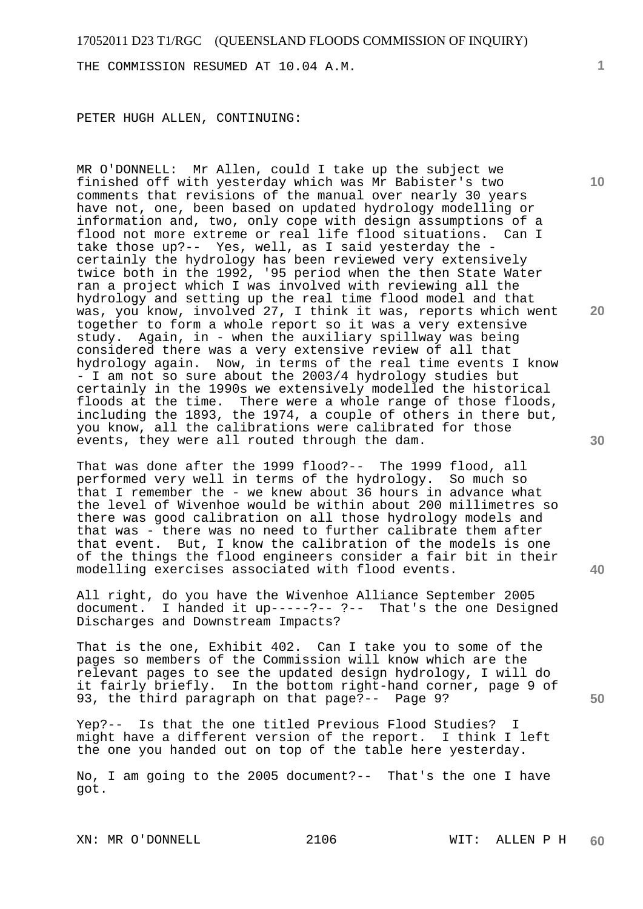THE COMMISSION RESUMED AT 10.04 A.M.

PETER HUGH ALLEN, CONTINUING:

MR O'DONNELL: Mr Allen, could I take up the subject we finished off with yesterday which was Mr Babister's two comments that revisions of the manual over nearly 30 years have not, one, been based on updated hydrology modelling or information and, two, only cope with design assumptions of a flood not more extreme or real life flood situations. Can I take those up?-- Yes, well, as I said yesterday the - certainly the hydrology has been reviewed very extensively twice both in the 1992, '95 period when the then State Water ran a project which I was involved with reviewing all the hydrology and setting up the real time flood model and that was, you know, involved 27, I think it was, reports which went together to form a whole report so it was a very extensive study. Again, in - when the auxiliary spillway was being considered there was a very extensive review of all that hydrology again. Now, in terms of the real time events I know - I am not so sure about the 2003/4 hydrology studies but certainly in the 1990s we extensively modelled the historical floods at the time. There were a whole range of those floods, including the 1893, the 1974, a couple of others in there but, you know, all the calibrations were calibrated for those events, they were all routed through the dam.

That was done after the 1999 flood?-- The 1999 flood, all performed very well in terms of the hydrology. So much so that I remember the - we knew about 36 hours in advance what the level of Wivenhoe would be within about 200 millimetres so there was good calibration on all those hydrology models and that was - there was no need to further calibrate them after that event. But, I know the calibration of the models is one of the things the flood engineers consider a fair bit in their modelling exercises associated with flood events.

All right, do you have the Wivenhoe Alliance September 2005 document. I handed it up-----?-- ?-- That's the one Designed Discharges and Downstream Impacts?

That is the one, Exhibit 402. Can I take you to some of the pages so members of the Commission will know which are the relevant pages to see the updated design hydrology, I will do it fairly briefly. In the bottom right-hand corner, page 9 of 93, the third paragraph on that page?-- Page 9?

Yep?-- Is that the one titled Previous Flood Studies? I might have a different version of the report. I think I left the one you handed out on top of the table here yesterday.

No, I am going to the 2005 document?-- That's the one I have got.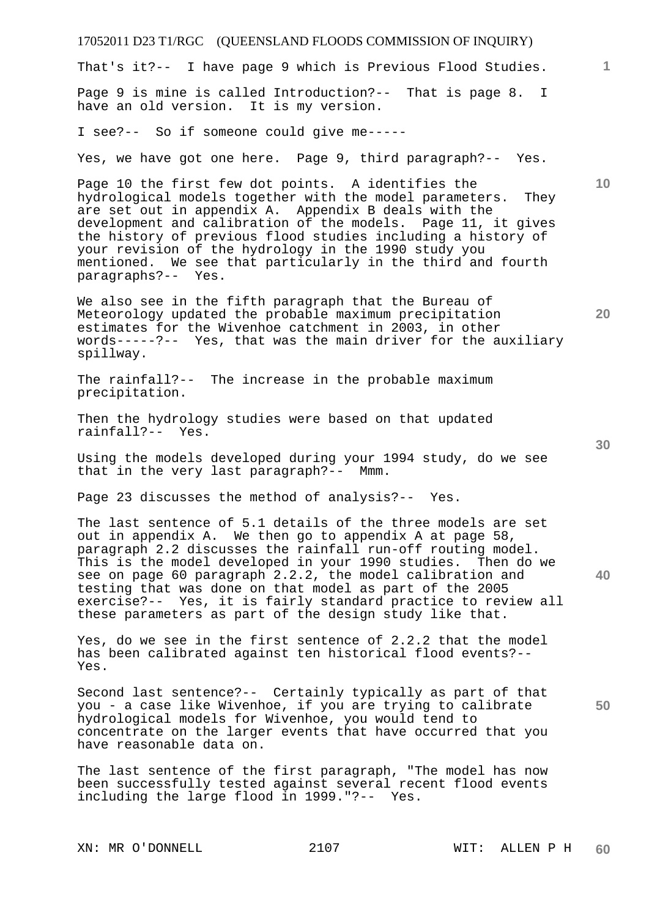That's it?-- I have page 9 which is Previous Flood Studies.

Page 9 is mine is called Introduction?-- That is page 8. I have an old version. It is my version.

I see?-- So if someone could give me-----

Yes, we have got one here. Page 9, third paragraph?-- Yes.

Page 10 the first few dot points. A identifies the hydrological models together with the model parameters. They are set out in appendix A. Appendix B deals with the development and calibration of the models. Page 11, it gives the history of previous flood studies including a history of your revision of the hydrology in the 1990 study you mentioned. We see that particularly in the third and fourth paragraphs?-- Yes.

We also see in the fifth paragraph that the Bureau of Meteorology updated the probable maximum precipitation estimates for the Wivenhoe catchment in 2003, in other words-----?-- Yes, that was the main driver for the auxiliary spillway.

The rainfall?-- The increase in the probable maximum precipitation.

Then the hydrology studies were based on that updated rainfall?-- Yes.

Using the models developed during your 1994 study, do we see that in the very last paragraph?-- Mmm.

Page 23 discusses the method of analysis?-- Yes.

The last sentence of 5.1 details of the three models are set out in appendix A. We then go to appendix A at page 58, paragraph 2.2 discusses the rainfall run-off routing model. This is the model developed in your 1990 studies. Then do we see on page 60 paragraph 2.2.2, the model calibration and testing that was done on that model as part of the 2005 exercise?-- Yes, it is fairly standard practice to review all these parameters as part of the design study like that.

Yes, do we see in the first sentence of 2.2.2 that the model has been calibrated against ten historical flood events?-- Yes.

Second last sentence?-- Certainly typically as part of that you - a case like Wivenhoe, if you are trying to calibrate hydrological models for Wivenhoe, you would tend to concentrate on the larger events that have occurred that you have reasonable data on.

The last sentence of the first paragraph, "The model has now been successfully tested against several recent flood events including the large flood in 1999."?-- Yes.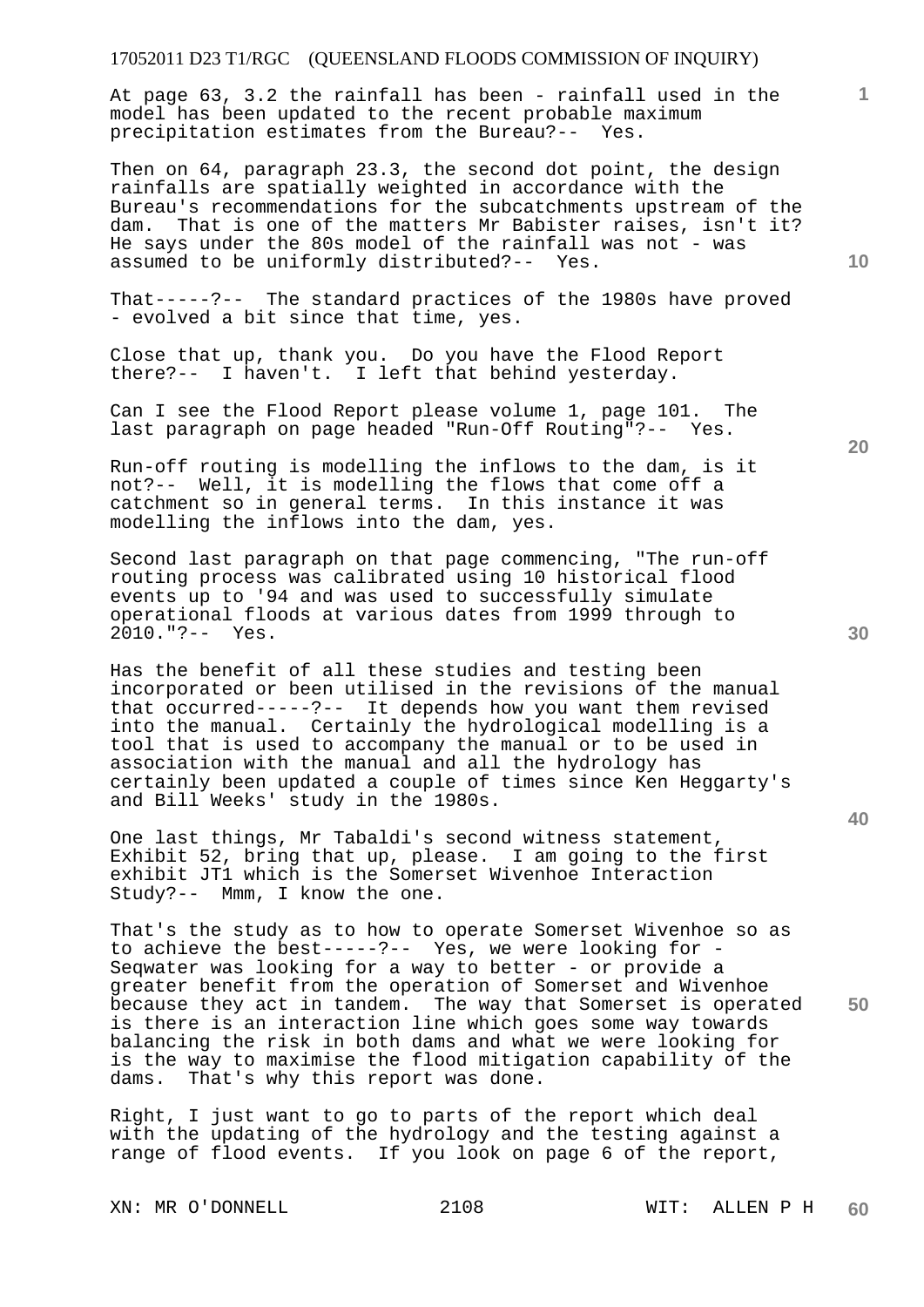At page 63, 3.2 the rainfall has been - rainfall used in the model has been updated to the recent probable maximum precipitation estimates from the Bureau?-- Yes.

Then on 64, paragraph 23.3, the second dot point, the design rainfalls are spatially weighted in accordance with the Bureau's recommendations for the subcatchments upstream of the dam. That is one of the matters Mr Babister raises, isn't it? He says under the 80s model of the rainfall was not - was assumed to be uniformly distributed?-- Yes.

That-----?-- The standard practices of the 1980s have proved - evolved a bit since that time, yes.

Close that up, thank you. Do you have the Flood Report there?-- I haven't. I left that behind yesterday.

Can I see the Flood Report please volume 1, page 101. The last paragraph on page headed "Run-Off Routing"?-- Yes.

Run-off routing is modelling the inflows to the dam, is it not?-- Well, it is modelling the flows that come off a catchment so in general terms. In this instance it was modelling the inflows into the dam, yes.

Second last paragraph on that page commencing, "The run-off routing process was calibrated using 10 historical flood events up to '94 and was used to successfully simulate operational floods at various dates from 1999 through to 2010."?-- Yes.

Has the benefit of all these studies and testing been incorporated or been utilised in the revisions of the manual that occurred-----?-- It depends how you want them revised into the manual. Certainly the hydrological modelling is a tool that is used to accompany the manual or to be used in association with the manual and all the hydrology has certainly been updated a couple of times since Ken Heggarty's and Bill Weeks' study in the 1980s.

One last things, Mr Tabaldi's second witness statement, Exhibit 52, bring that up, please. I am going to the first exhibit JT1 which is the Somerset Wivenhoe Interaction Study?-- Mmm, I know the one.

That's the study as to how to operate Somerset Wivenhoe so as to achieve the best-----?-- Yes, we were looking for - Seqwater was looking for a way to better - or provide a greater benefit from the operation of Somerset and Wivenhoe because they act in tandem. The way that Somerset is operated is there is an interaction line which goes some way towards balancing the risk in both dams and what we were looking for is the way to maximise the flood mitigation capability of the dams. That's why this report was done.

Right, I just want to go to parts of the report which deal with the updating of the hydrology and the testing against a range of flood events. If you look on page 6 of the report,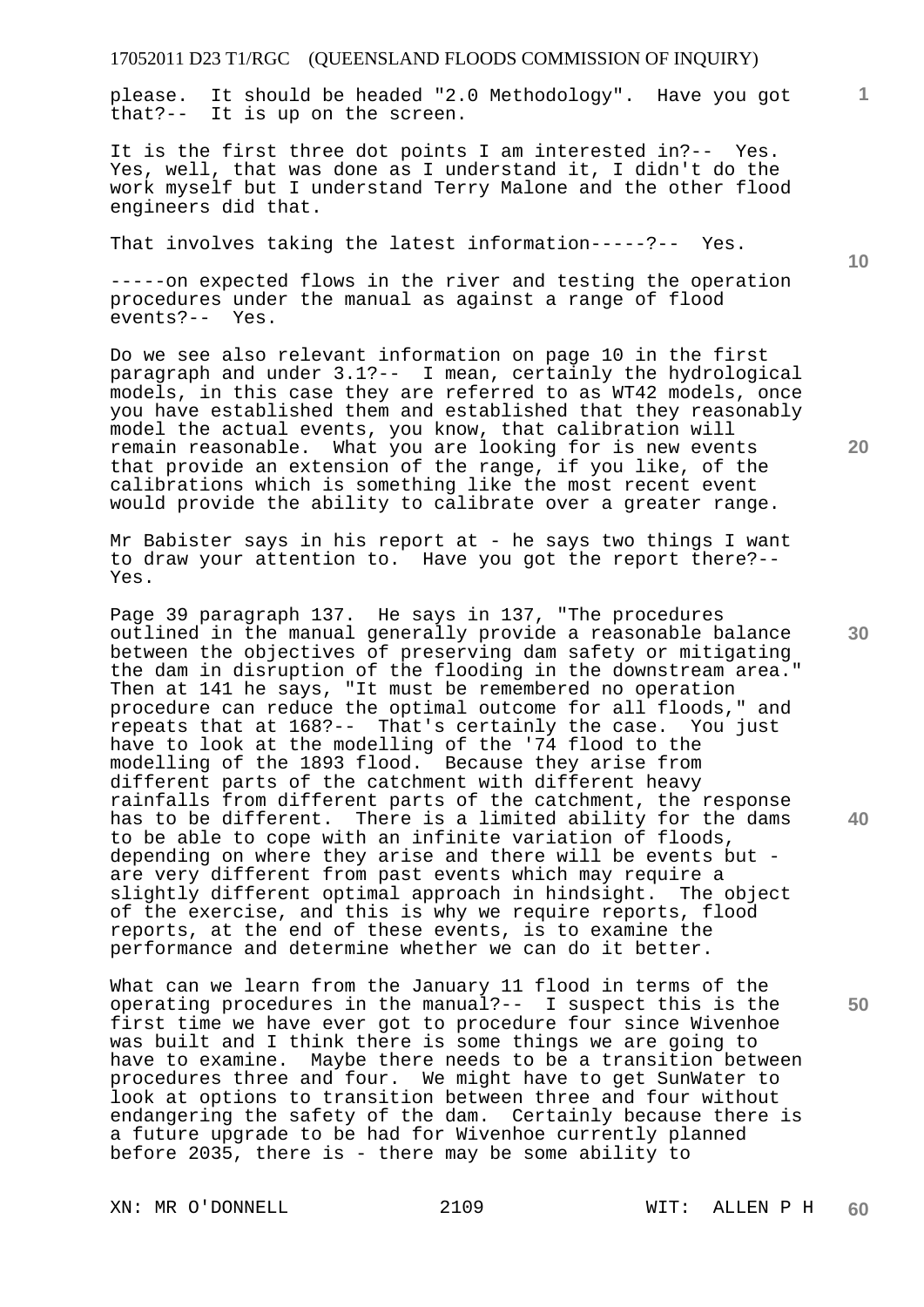please. It should be headed "2.0 Methodology". Have you got that?-- It is up on the screen.

It is the first three dot points I am interested in?-- Yes. Yes, well, that was done as I understand it, I didn't do the work myself but I understand Terry Malone and the other flood engineers did that.

That involves taking the latest information-----?-- Yes.

-----on expected flows in the river and testing the operation procedures under the manual as against a range of flood events?-- Yes.

Do we see also relevant information on page 10 in the first paragraph and under 3.1?-- I mean, certainly the hydrological models, in this case they are referred to as WT42 models, once you have established them and established that they reasonably model the actual events, you know, that calibration will remain reasonable. What you are looking for is new events that provide an extension of the range, if you like, of the calibrations which is something like the most recent event would provide the ability to calibrate over a greater range.

Mr Babister says in his report at - he says two things I want to draw your attention to. Have you got the report there?-- Yes.

Page 39 paragraph 137. He says in 137, "The procedures outlined in the manual generally provide a reasonable balance between the objectives of preserving dam safety or mitigating the dam in disruption of the flooding in the downstream area." Then at 141 he says, "It must be remembered no operation procedure can reduce the optimal outcome for all floods," and repeats that at 168?-- That's certainly the case. You just have to look at the modelling of the '74 flood to the modelling of the 1893 flood. Because they arise from different parts of the catchment with different heavy rainfalls from different parts of the catchment, the response has to be different. There is a limited ability for the dams to be able to cope with an infinite variation of floods, depending on where they arise and there will be events but - are very different from past events which may require a slightly different optimal approach in hindsight. The object of the exercise, and this is why we require reports, flood reports, at the end of these events, is to examine the performance and determine whether we can do it better.

What can we learn from the January 11 flood in terms of the operating procedures in the manual?-- I suspect this is the first time we have ever got to procedure four since Wivenhoe was built and I think there is some things we are going to have to examine. Maybe there needs to be a transition between procedures three and four. We might have to get SunWater to look at options to transition between three and four without endangering the safety of the dam. Certainly because there is a future upgrade to be had for Wivenhoe currently planned before 2035, there is - there may be some ability to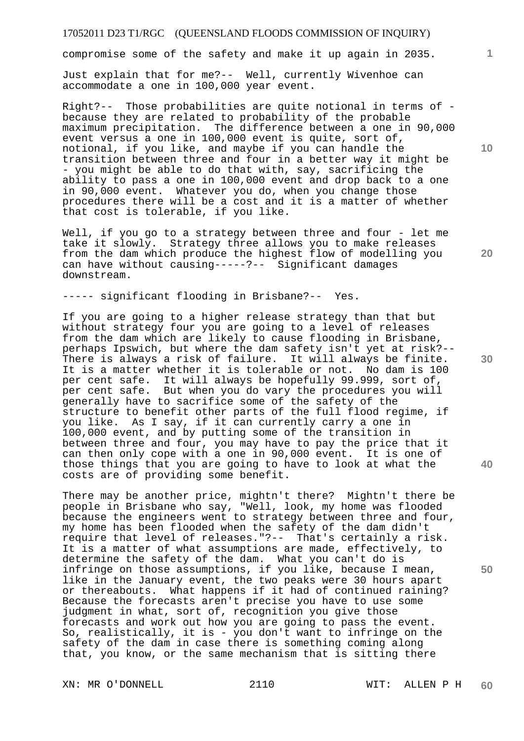compromise some of the safety and make it up again in 2035.

Just explain that for me?-- Well, currently Wivenhoe can accommodate a one in 100,000 year event.

Right?-- Those probabilities are quite notional in terms of - because they are related to probability of the probable maximum precipitation. The difference between a one in 90,000 event versus a one in 100,000 event is quite, sort of, notional, if you like, and maybe if you can handle the transition between three and four in a better way it might be - you might be able to do that with, say, sacrificing the ability to pass a one in 100,000 event and drop back to a one in 90,000 event. Whatever you do, when you change those procedures there will be a cost and it is a matter of whether that cost is tolerable, if you like.

Well, if you go to a strategy between three and four - let me take it slowly. Strategy three allows you to make releases from the dam which produce the highest flow of modelling you can have without causing-----?-- Significant damages downstream.

----- significant flooding in Brisbane?-- Yes.

If you are going to a higher release strategy than that but without strategy four you are going to a level of releases from the dam which are likely to cause flooding in Brisbane, perhaps Ipswich, but where the dam safety isn't yet at risk?-- There is always a risk of failure. It will always be finite. It is a matter whether it is tolerable or not. No dam is 100 per cent safe. It will always be hopefully 99.999, sort of, per cent safe. But when you do vary the procedures you will generally have to sacrifice some of the safety of the structure to benefit other parts of the full flood regime, if you like. As I say, if it can currently carry a one in 100,000 event, and by putting some of the transition in between three and four, you may have to pay the price that it can then only cope with a one in 90,000 event. It is one of those things that you are going to have to look at what the costs are of providing some benefit.

There may be another price, mightn't there? Mightn't there be people in Brisbane who say, "Well, look, my home was flooded because the engineers went to strategy between three and four, my home has been flooded when the safety of the dam didn't require that level of releases."?-- That's certainly a risk. It is a matter of what assumptions are made, effectively, to determine the safety of the dam. What you can't do is infringe on those assumptions, if you like, because I mean, like in the January event, the two peaks were 30 hours apart or thereabouts. What happens if it had of continued raining? Because the forecasts aren't precise you have to use some judgment in what, sort of, recognition you give those forecasts and work out how you are going to pass the event. So, realistically, it is - you don't want to infringe on the safety of the dam in case there is something coming along that, you know, or the same mechanism that is sitting there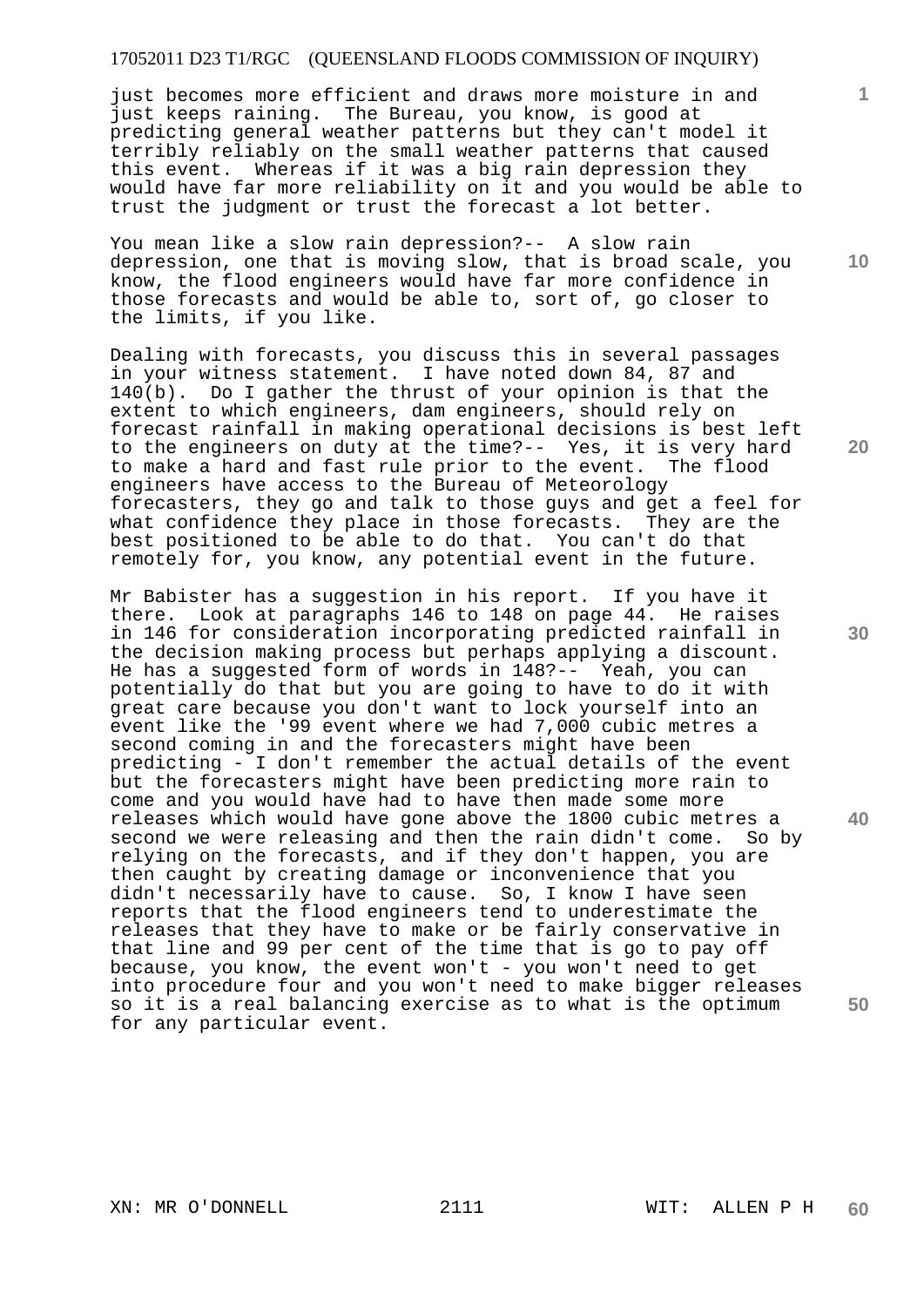just becomes more efficient and draws more moisture in and just keeps raining. The Bureau, you know, is good at predicting general weather patterns but they can't model it terribly reliably on the small weather patterns that caused this event. Whereas if it was a big rain depression they would have far more reliability on it and you would be able to trust the judgment or trust the forecast a lot better.

You mean like a slow rain depression?-- A slow rain depression, one that is moving slow, that is broad scale, you know, the flood engineers would have far more confidence in those forecasts and would be able to, sort of, go closer to the limits, if you like.

Dealing with forecasts, you discuss this in several passages in your witness statement. I have noted down 84, 87 and 140(b). Do I gather the thrust of your opinion is that the extent to which engineers, dam engineers, should rely on forecast rainfall in making operational decisions is best left to the engineers on duty at the time?-- Yes, it is very hard to make a hard and fast rule prior to the event. The flood engineers have access to the Bureau of Meteorology forecasters, they go and talk to those guys and get a feel for what confidence they place in those forecasts. They are the best positioned to be able to do that. You can't do that remotely for, you know, any potential event in the future.

Mr Babister has a suggestion in his report. If you have it there. Look at paragraphs 146 to 148 on page 44. He raises in 146 for consideration incorporating predicted rainfall in the decision making process but perhaps applying a discount. He has a suggested form of words in 148?-- Yeah, you can potentially do that but you are going to have to do it with great care because you don't want to lock yourself into an event like the '99 event where we had 7,000 cubic metres a second coming in and the forecasters might have been predicting - I don't remember the actual details of the event but the forecasters might have been predicting more rain to come and you would have had to have then made some more releases which would have gone above the 1800 cubic metres a second we were releasing and then the rain didn't come. So by relying on the forecasts, and if they don't happen, you are then caught by creating damage or inconvenience that you didn't necessarily have to cause. So, I know I have seen reports that the flood engineers tend to underestimate the releases that they have to make or be fairly conservative in that line and 99 per cent of the time that is go to pay off because, you know, the event won't - you won't need to get into procedure four and you won't need to make bigger releases so it is a real balancing exercise as to what is the optimum for any particular event.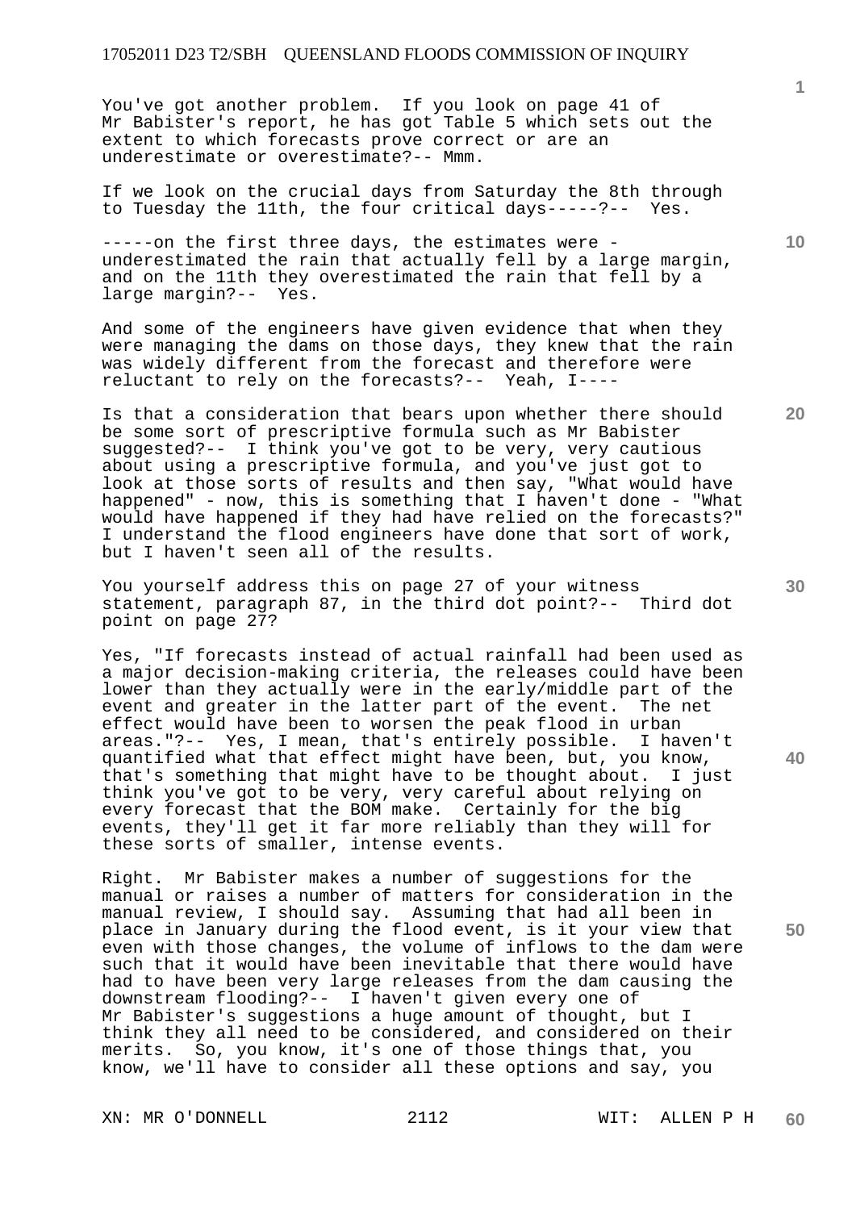You've got another problem. If you look on page 41 of Mr Babister's report, he has got Table 5 which sets out the extent to which forecasts prove correct or are an underestimate or overestimate?-- Mmm.

If we look on the crucial days from Saturday the 8th through to Tuesday the 11th, the four critical days-----?-- Yes.

-----on the first three days, the estimates were - underestimated the rain that actually fell by a large margin, and on the 11th they overestimated the rain that fell by a large margin?-- Yes.

And some of the engineers have given evidence that when they were managing the dams on those days, they knew that the rain was widely different from the forecast and therefore were reluctant to rely on the forecasts?-- Yeah, I----

Is that a consideration that bears upon whether there should be some sort of prescriptive formula such as Mr Babister suggested?-- I think you've got to be very, very cautious about using a prescriptive formula, and you've just got to look at those sorts of results and then say, "What would have happened" - now, this is something that I haven't done - "What would have happened if they had have relied on the forecasts?" I understand the flood engineers have done that sort of work, but I haven't seen all of the results.

You yourself address this on page 27 of your witness statement, paragraph 87, in the third dot point?-- Third dot point on page 27?

Yes, "If forecasts instead of actual rainfall had been used as a major decision-making criteria, the releases could have been lower than they actually were in the early/middle part of the event and greater in the latter part of the event. The net effect would have been to worsen the peak flood in urban areas."?-- Yes, I mean, that's entirely possible. I haven't quantified what that effect might have been, but, you know, that's something that might have to be thought about. I just think you've got to be very, very careful about relying on every forecast that the BOM make. Certainly for the big events, they'll get it far more reliably than they will for these sorts of smaller, intense events.

Right. Mr Babister makes a number of suggestions for the manual or raises a number of matters for consideration in the manual review, I should say. Assuming that had all been in place in January during the flood event, is it your view that even with those changes, the volume of inflows to the dam were such that it would have been inevitable that there would have had to have been very large releases from the dam causing the downstream flooding?-- I haven't given every one of Mr Babister's suggestions a huge amount of thought, but I think they all need to be considered, and considered on their merits. So, you know, it's one of those things that, you know, we'll have to consider all these options and say, you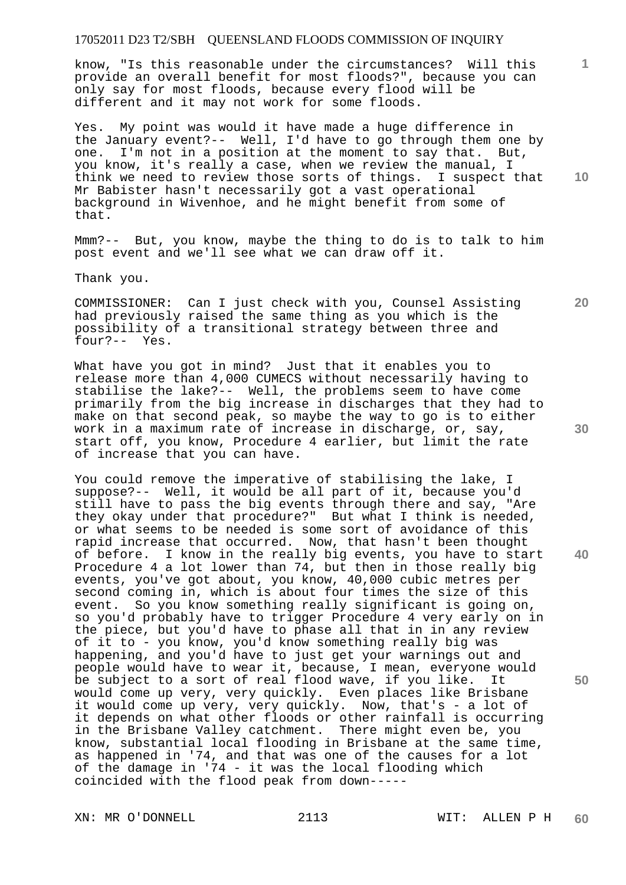know, "Is this reasonable under the circumstances? Will this provide an overall benefit for most floods?", because you can only say for most floods, because every flood will be different and it may not work for some floods.

Yes. My point was would it have made a huge difference in the January event?-- Well, I'd have to go through them one by one. I'm not in a position at the moment to say that. But, you know, it's really a case, when we review the manual, I think we need to review those sorts of things. I suspect that Mr Babister hasn't necessarily got a vast operational background in Wivenhoe, and he might benefit from some of that.

Mmm?-- But, you know, maybe the thing to do is to talk to him post event and we'll see what we can draw off it.

Thank you.

COMMISSIONER: Can I just check with you, Counsel Assisting had previously raised the same thing as you which is the possibility of a transitional strategy between three and four?-- Yes.

What have you got in mind? Just that it enables you to release more than 4,000 CUMECS without necessarily having to stabilise the lake?-- Well, the problems seem to have come primarily from the big increase in discharges that they had to make on that second peak, so maybe the way to go is to either work in a maximum rate of increase in discharge, or, say, start off, you know, Procedure 4 earlier, but limit the rate of increase that you can have.

You could remove the imperative of stabilising the lake, I suppose?-- Well, it would be all part of it, because you'd still have to pass the big events through there and say, "Are they okay under that procedure?" But what I think is needed, or what seems to be needed is some sort of avoidance of this rapid increase that occurred. Now, that hasn't been thought of before. I know in the really big events, you have to start Procedure 4 a lot lower than 74, but then in those really big events, you've got about, you know, 40,000 cubic metres per second coming in, which is about four times the size of this event. So you know something really significant is going on, so you'd probably have to trigger Procedure 4 very early on in the piece, but you'd have to phase all that in in any review of it to - you know, you'd know something really big was happening, and you'd have to just get your warnings out and people would have to wear it, because, I mean, everyone would be subject to a sort of real flood wave, if you like. It would come up very, very quickly. Even places like Brisbane it would come up very, very quickly. Now, that's - a lot of it depends on what other floods or other rainfall is occurring in the Brisbane Valley catchment. There might even be, you know, substantial local flooding in Brisbane at the same time, as happened in '74, and that was one of the causes for a lot of the damage in '74 - it was the local flooding which coincided with the flood peak from down-----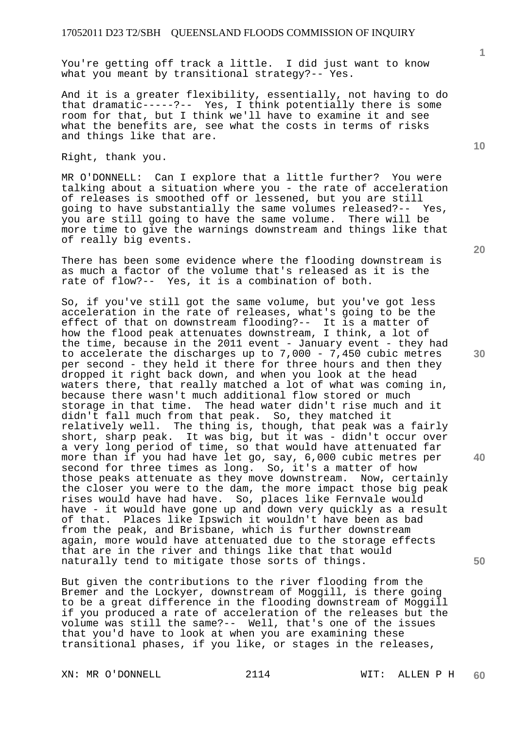You're getting off track a little. I did just want to know what you meant by transitional strategy?-- Yes.

And it is a greater flexibility, essentially, not having to do that dramatic-----?-- Yes, I think potentially there is some room for that, but I think we'll have to examine it and see what the benefits are, see what the costs in terms of risks and things like that are.

Right, thank you.

MR O'DONNELL: Can I explore that a little further? You were talking about a situation where you - the rate of acceleration of releases is smoothed off or lessened, but you are still going to have substantially the same volumes released?-- Yes, you are still going to have the same volume. There will be more time to give the warnings downstream and things like that of really big events.

There has been some evidence where the flooding downstream is as much a factor of the volume that's released as it is the rate of flow?-- Yes, it is a combination of both.

So, if you've still got the same volume, but you've got less acceleration in the rate of releases, what's going to be the effect of that on downstream flooding?-- It is a matter of how the flood peak attenuates downstream, I think, a lot of the time, because in the 2011 event - January event - they had to accelerate the discharges up to 7,000 - 7,450 cubic metres per second - they held it there for three hours and then they dropped it right back down, and when you look at the head waters there, that really matched a lot of what was coming in, because there wasn't much additional flow stored or much storage in that time. The head water didn't rise much and it didn't fall much from that peak. So, they matched it relatively well. The thing is, though, that peak was a fairly short, sharp peak. It was big, but it was - didn't occur over a very long period of time, so that would have attenuated far more than if you had have let go, say, 6,000 cubic metres per second for three times as long. So, it's a matter of how those peaks attenuate as they move downstream. Now, certainly the closer you were to the dam, the more impact those big peak rises would have had have. So, places like Fernvale would have - it would have gone up and down very quickly as a result of that. Places like Ipswich it wouldn't have been as bad from the peak, and Brisbane, which is further downstream again, more would have attenuated due to the storage effects that are in the river and things like that that would naturally tend to mitigate those sorts of things.

But given the contributions to the river flooding from the Bremer and the Lockyer, downstream of Moggill, is there going to be a great difference in the flooding downstream of Moggill if you produced a rate of acceleration of the releases but the volume was still the same?-- Well, that's one of the issues that you'd have to look at when you are examining these transitional phases, if you like, or stages in the releases,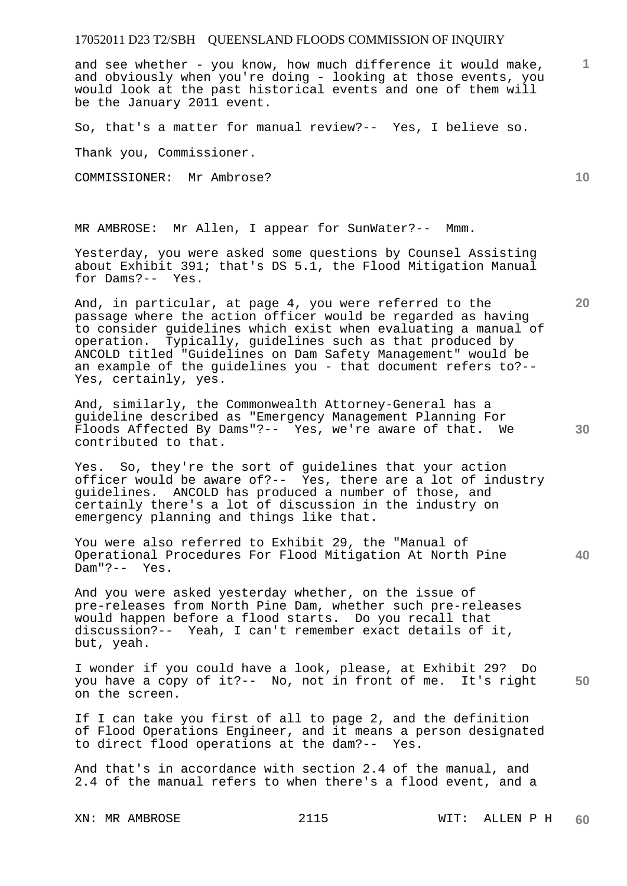and see whether - you know, how much difference it would make, and obviously when you're doing - looking at those events, you would look at the past historical events and one of them will be the January 2011 event.

So, that's a matter for manual review?-- Yes, I believe so.

Thank you, Commissioner.

COMMISSIONER: Mr Ambrose?

MR AMBROSE: Mr Allen, I appear for SunWater?-- Mmm.

Yesterday, you were asked some questions by Counsel Assisting about Exhibit 391; that's DS 5.1, the Flood Mitigation Manual for Dams?-- Yes.

And, in particular, at page 4, you were referred to the passage where the action officer would be regarded as having to consider guidelines which exist when evaluating a manual of operation. Typically, guidelines such as that produced by ANCOLD titled "Guidelines on Dam Safety Management" would be an example of the guidelines you - that document refers to?-- Yes, certainly, yes.

And, similarly, the Commonwealth Attorney-General has a guideline described as "Emergency Management Planning For Floods Affected By Dams"?-- Yes, we're aware of that. We contributed to that.

Yes. So, they're the sort of guidelines that your action officer would be aware of?-- Yes, there are a lot of industry guidelines. ANCOLD has produced a number of those, and certainly there's a lot of discussion in the industry on emergency planning and things like that.

You were also referred to Exhibit 29, the "Manual of Operational Procedures For Flood Mitigation At North Pine Dam"?-- Yes.

And you were asked yesterday whether, on the issue of pre-releases from North Pine Dam, whether such pre-releases would happen before a flood starts. Do you recall that discussion?-- Yeah, I can't remember exact details of it, but, yeah.

I wonder if you could have a look, please, at Exhibit 29? Do you have a copy of it?-- No, not in front of me. It's right on the screen.

If I can take you first of all to page 2, and the definition of Flood Operations Engineer, and it means a person designated to direct flood operations at the dam?-- Yes.

And that's in accordance with section 2.4 of the manual, and 2.4 of the manual refers to when there's a flood event, and a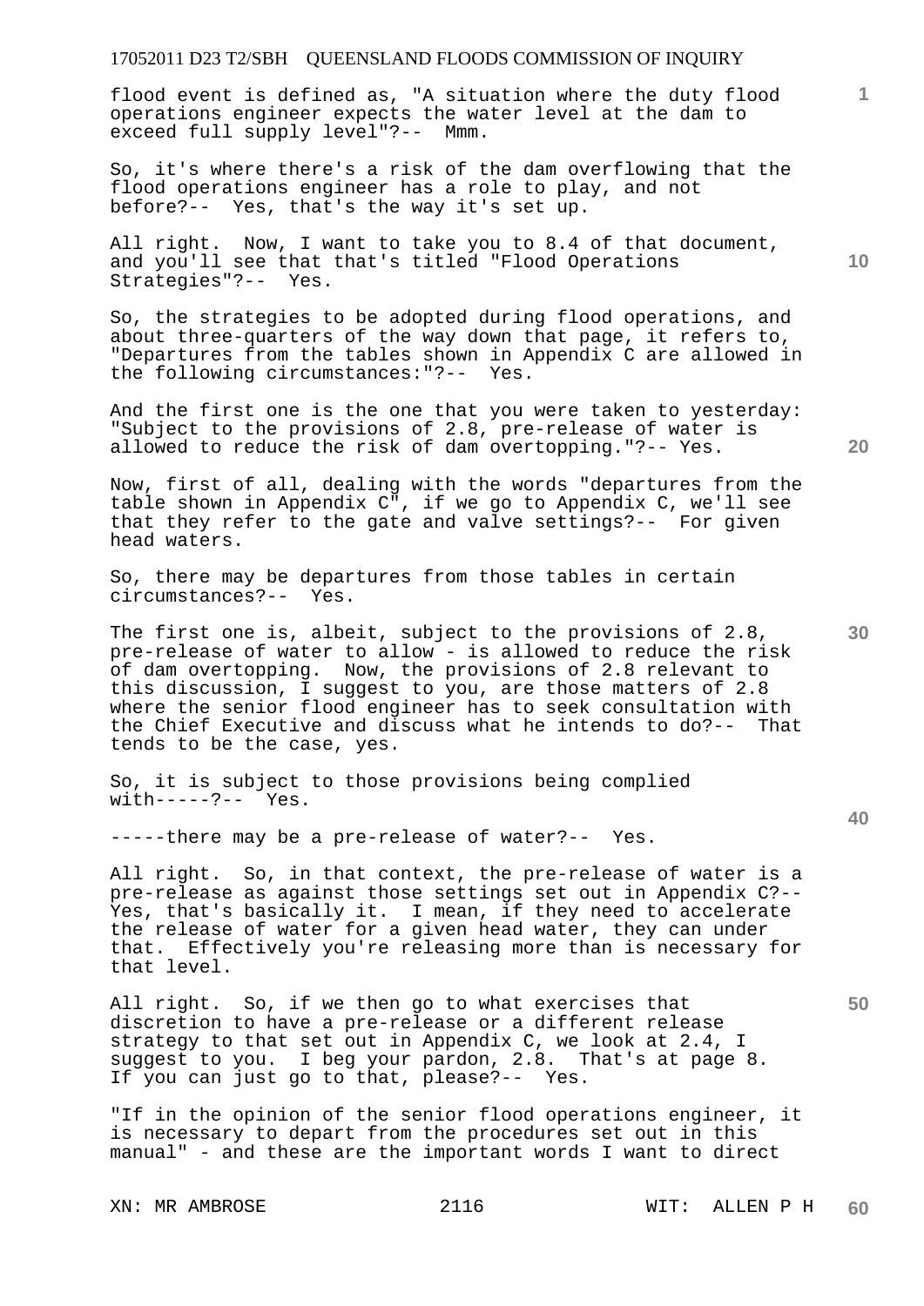flood event is defined as, "A situation where the duty flood operations engineer expects the water level at the dam to exceed full supply level"?-- Mmm.

So, it's where there's a risk of the dam overflowing that the flood operations engineer has a role to play, and not before?-- Yes, that's the way it's set up.

All right. Now, I want to take you to 8.4 of that document, and you'll see that that's titled "Flood Operations Strategies"?-- Yes.

So, the strategies to be adopted during flood operations, and about three-quarters of the way down that page, it refers to, "Departures from the tables shown in Appendix C are allowed in the following circumstances:"?-- Yes.

And the first one is the one that you were taken to yesterday: "Subject to the provisions of 2.8, pre-release of water is allowed to reduce the risk of dam overtopping."?-- Yes.

Now, first of all, dealing with the words "departures from the table shown in Appendix C", if we go to Appendix C, we'll see that they refer to the gate and valve settings?-- For given head waters.

So, there may be departures from those tables in certain circumstances?-- Yes.

The first one is, albeit, subject to the provisions of 2.8, pre-release of water to allow - is allowed to reduce the risk of dam overtopping. Now, the provisions of 2.8 relevant to this discussion, I suggest to you, are those matters of 2.8 where the senior flood engineer has to seek consultation with the Chief Executive and discuss what he intends to do?-- That tends to be the case, yes.

So, it is subject to those provisions being complied with-----?-- Yes.

-----there may be a pre-release of water?-- Yes.

All right. So, in that context, the pre-release of water is a pre-release as against those settings set out in Appendix C?-- Yes, that's basically it. I mean, if they need to accelerate the release of water for a given head water, they can under that. Effectively you're releasing more than is necessary for that level.

All right. So, if we then go to what exercises that discretion to have a pre-release or a different release strategy to that set out in Appendix C, we look at 2.4, I suggest to you. I beg your pardon, 2.8. That's at page 8. If you can just go to that, please?-- Yes.

"If in the opinion of the senior flood operations engineer, it is necessary to depart from the procedures set out in this manual" - and these are the important words I want to direct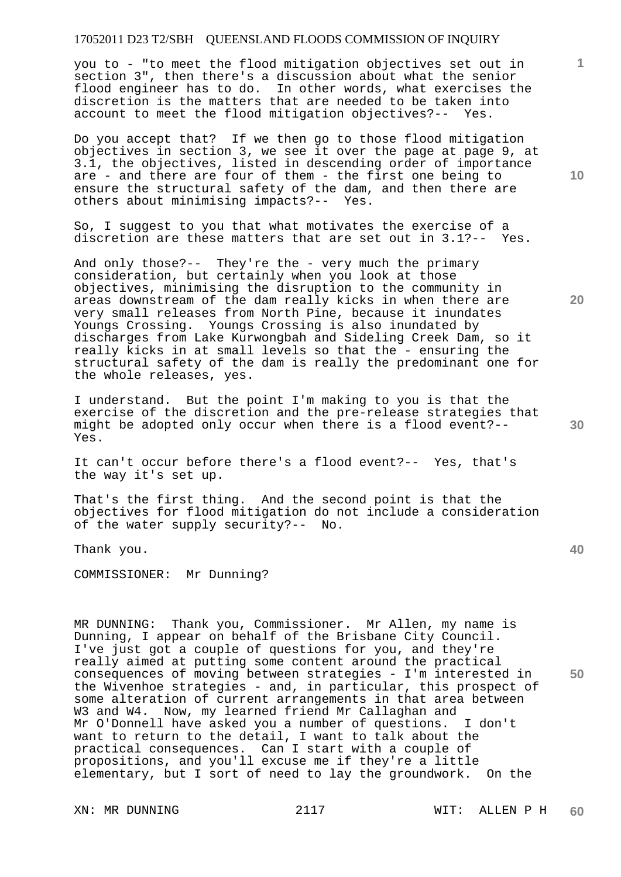you to - "to meet the flood mitigation objectives set out in section 3", then there's a discussion about what the senior flood engineer has to do. In other words, what exercises the discretion is the matters that are needed to be taken into account to meet the flood mitigation objectives?-- Yes.

Do you accept that? If we then go to those flood mitigation objectives in section 3, we see it over the page at page 9, at 3.1, the objectives, listed in descending order of importance are - and there are four of them - the first one being to ensure the structural safety of the dam, and then there are others about minimising impacts?-- Yes.

So, I suggest to you that what motivates the exercise of a discretion are these matters that are set out in 3.1?-- Yes.

And only those?-- They're the - very much the primary consideration, but certainly when you look at those objectives, minimising the disruption to the community in areas downstream of the dam really kicks in when there are very small releases from North Pine, because it inundates Youngs Crossing. Youngs Crossing is also inundated by discharges from Lake Kurwongbah and Sideling Creek Dam, so it really kicks in at small levels so that the - ensuring the structural safety of the dam is really the predominant one for the whole releases, yes.

I understand. But the point I'm making to you is that the exercise of the discretion and the pre-release strategies that might be adopted only occur when there is a flood event?-- Yes.

It can't occur before there's a flood event?-- Yes, that's the way it's set up.

That's the first thing. And the second point is that the objectives for flood mitigation do not include a consideration of the water supply security?-- No.

Thank you.

COMMISSIONER: Mr Dunning?

MR DUNNING: Thank you, Commissioner. Mr Allen, my name is Dunning, I appear on behalf of the Brisbane City Council. I've just got a couple of questions for you, and they're really aimed at putting some content around the practical consequences of moving between strategies - I'm interested in the Wivenhoe strategies - and, in particular, this prospect of some alteration of current arrangements in that area between W3 and W4. Now, my learned friend Mr Callaghan and Mr O'Donnell have asked you a number of questions. I don't want to return to the detail, I want to talk about the practical consequences. Can I start with a couple of propositions, and you'll excuse me if they're a little elementary, but I sort of need to lay the groundwork. On the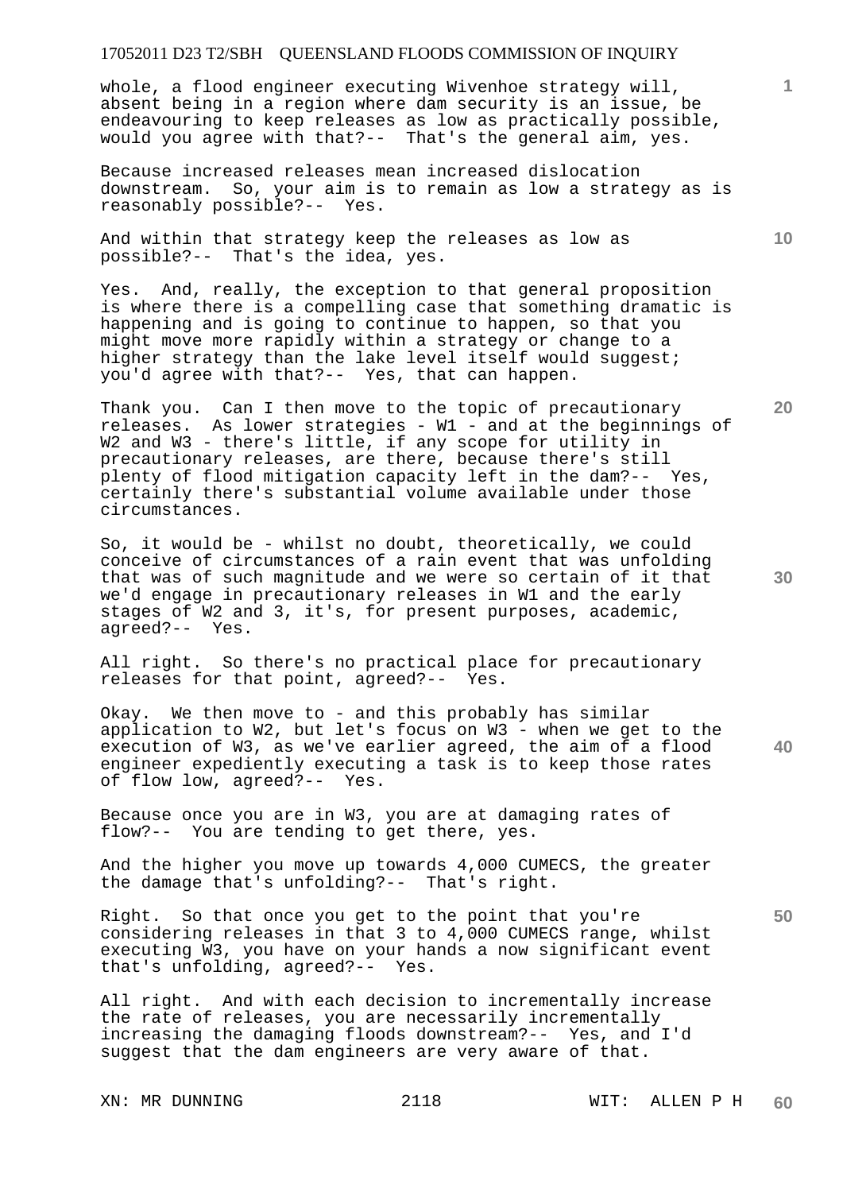whole, a flood engineer executing Wivenhoe strategy will, absent being in a region where dam security is an issue, be endeavouring to keep releases as low as practically possible, would you agree with that?-- That's the general aim, yes.

Because increased releases mean increased dislocation downstream. So, your aim is to remain as low a strategy as is reasonably possible?-- Yes.

And within that strategy keep the releases as low as possible?-- That's the idea, yes.

Yes. And, really, the exception to that general proposition is where there is a compelling case that something dramatic is happening and is going to continue to happen, so that you might move more rapidly within a strategy or change to a higher strategy than the lake level itself would suggest; you'd agree with that?-- Yes, that can happen.

Thank you. Can I then move to the topic of precautionary releases. As lower strategies - W1 - and at the beginnings of W2 and W3 - there's little, if any scope for utility in precautionary releases, are there, because there's still plenty of flood mitigation capacity left in the dam?-- Yes, certainly there's substantial volume available under those circumstances.

So, it would be - whilst no doubt, theoretically, we could conceive of circumstances of a rain event that was unfolding that was of such magnitude and we were so certain of it that we'd engage in precautionary releases in W1 and the early stages of W2 and 3, it's, for present purposes, academic, agreed?-- Yes.

All right. So there's no practical place for precautionary releases for that point, agreed?-- Yes.

Okay. We then move to - and this probably has similar application to W2, but let's focus on W3 - when we get to the execution of W3, as we've earlier agreed, the aim of a flood engineer expediently executing a task is to keep those rates of flow low, agreed?-- Yes.

Because once you are in W3, you are at damaging rates of flow?-- You are tending to get there, yes.

And the higher you move up towards 4,000 CUMECS, the greater the damage that's unfolding?-- That's right.

Right. So that once you get to the point that you're considering releases in that 3 to 4,000 CUMECS range, whilst executing W3, you have on your hands a now significant event that's unfolding, agreed?-- Yes.

All right. And with each decision to incrementally increase the rate of releases, you are necessarily incrementally increasing the damaging floods downstream?-- Yes, and I'd suggest that the dam engineers are very aware of that.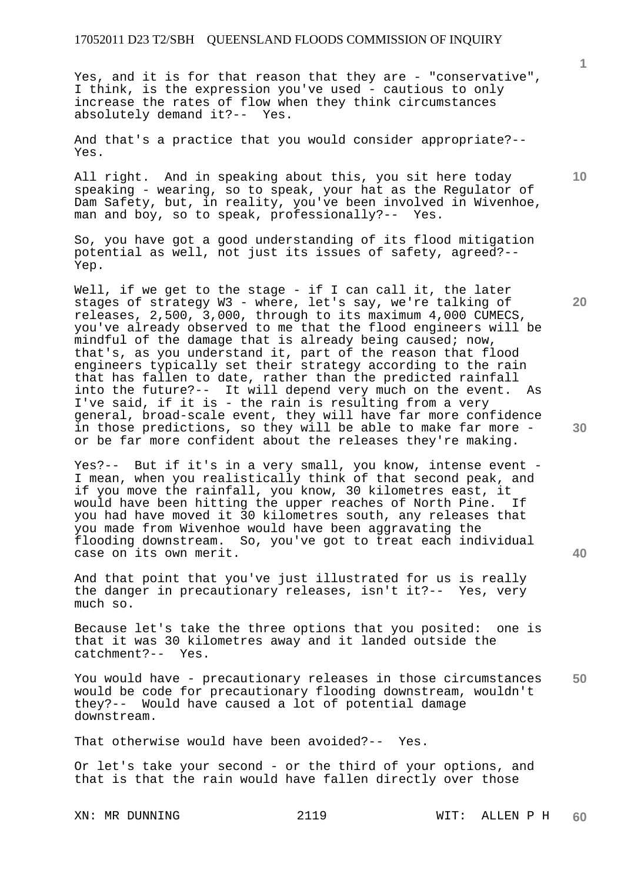Yes, and it is for that reason that they are - "conservative", I think, is the expression you've used - cautious to only increase the rates of flow when they think circumstances absolutely demand it?-- Yes.

And that's a practice that you would consider appropriate?-- Yes.

All right. And in speaking about this, you sit here today speaking - wearing, so to speak, your hat as the Regulator of Dam Safety, but, in reality, you've been involved in Wivenhoe, man and boy, so to speak, professionally?-- Yes.

So, you have got a good understanding of its flood mitigation potential as well, not just its issues of safety, agreed?-- Yep.

Well, if we get to the stage - if I can call it, the later stages of strategy W3 - where, let's say, we're talking of releases, 2,500, 3,000, through to its maximum 4,000 CUMECS, you've already observed to me that the flood engineers will be mindful of the damage that is already being caused; now, that's, as you understand it, part of the reason that flood engineers typically set their strategy according to the rain that has fallen to date, rather than the predicted rainfall into the future?-- It will depend very much on the event. As I've said, if it is - the rain is resulting from a very general, broad-scale event, they will have far more confidence in those predictions, so they will be able to make far more - or be far more confident about the releases they're making.

Yes?-- But if it's in a very small, you know, intense event - I mean, when you realistically think of that second peak, and if you move the rainfall, you know, 30 kilometres east, it would have been hitting the upper reaches of North Pine. If you had have moved it 30 kilometres south, any releases that you made from Wivenhoe would have been aggravating the flooding downstream. So, you've got to treat each individual case on its own merit.

And that point that you've just illustrated for us is really the danger in precautionary releases, isn't it?-- Yes, very much so.

Because let's take the three options that you posited: one is that it was 30 kilometres away and it landed outside the catchment?-- Yes.

You would have - precautionary releases in those circumstances would be code for precautionary flooding downstream, wouldn't they?-- Would have caused a lot of potential damage downstream.

That otherwise would have been avoided?-- Yes.

Or let's take your second - or the third of your options, and that is that the rain would have fallen directly over those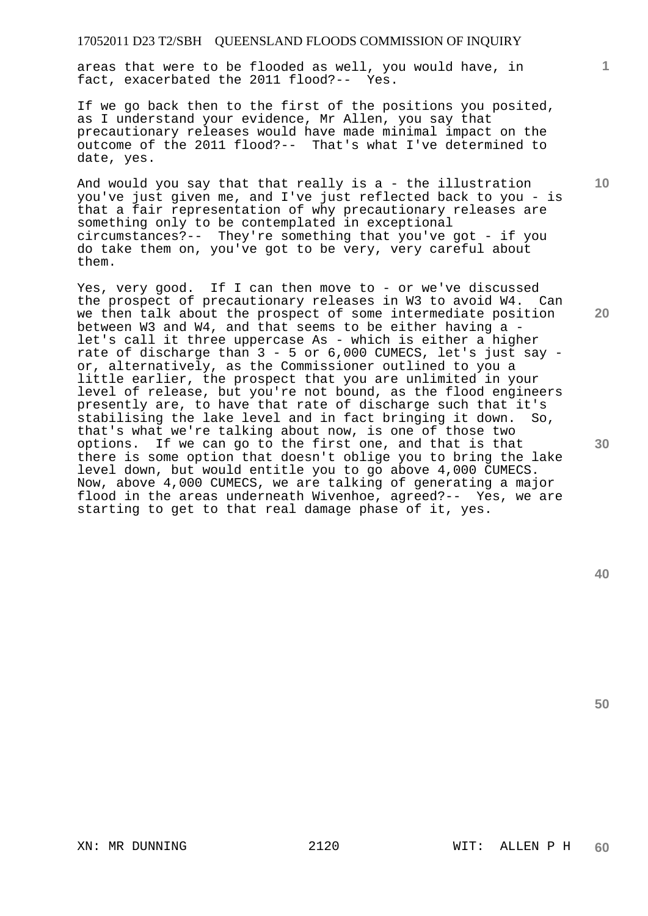areas that were to be flooded as well, you would have, in fact, exacerbated the 2011 flood?-- Yes.

If we go back then to the first of the positions you posited, as I understand your evidence, Mr Allen, you say that precautionary releases would have made minimal impact on the outcome of the 2011 flood?-- That's what I've determined to date, yes.

And would you say that that really is a - the illustration you've just given me, and I've just reflected back to you - is that a fair representation of why precautionary releases are something only to be contemplated in exceptional circumstances?-- They're something that you've got - if you do take them on, you've got to be very, very careful about them.

Yes, very good. If I can then move to - or we've discussed the prospect of precautionary releases in W3 to avoid W4. Can we then talk about the prospect of some intermediate position between W3 and W4, and that seems to be either having a - let's call it three uppercase As - which is either a higher rate of discharge than 3 - 5 or 6,000 CUMECS, let's just say - or, alternatively, as the Commissioner outlined to you a little earlier, the prospect that you are unlimited in your level of release, but you're not bound, as the flood engineers presently are, to have that rate of discharge such that it's stabilising the lake level and in fact bringing it down. So, that's what we're talking about now, is one of those two options. If we can go to the first one, and that is that there is some option that doesn't oblige you to bring the lake level down, but would entitle you to go above 4,000 CUMECS. Now, above 4,000 CUMECS, we are talking of generating a major flood in the areas underneath Wivenhoe, agreed?-- Yes, we are starting to get to that real damage phase of it, yes.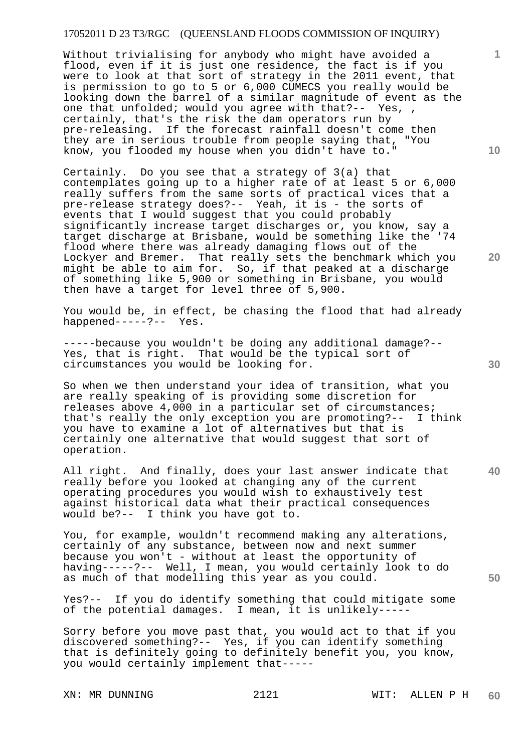Without trivialising for anybody who might have avoided a flood, even if it is just one residence, the fact is if you were to look at that sort of strategy in the 2011 event, that is permission to go to 5 or 6,000 CUMECS you really would be looking down the barrel of a similar magnitude of event as the one that unfolded; would you agree with that?-- Yes, , certainly, that's the risk the dam operators run by pre-releasing. If the forecast rainfall doesn't come then they are in serious trouble from people saying that, "You know, you flooded my house when you didn't have to."

Certainly. Do you see that a strategy of 3(a) that contemplates going up to a higher rate of at least 5 or 6,000 really suffers from the same sorts of practical vices that a pre-release strategy does?-- Yeah, it is - the sorts of events that I would suggest that you could probably significantly increase target discharges or, you know, say a target discharge at Brisbane, would be something like the '74 flood where there was already damaging flows out of the Lockyer and Bremer. That really sets the benchmark which you might be able to aim for. So, if that peaked at a discharge of something like 5,900 or something in Brisbane, you would then have a target for level three of 5,900.

You would be, in effect, be chasing the flood that had already happened-----?-- Yes.

-----because you wouldn't be doing any additional damage?-- Yes, that is right. That would be the typical sort of circumstances you would be looking for.

So when we then understand your idea of transition, what you are really speaking of is providing some discretion for releases above 4,000 in a particular set of circumstances; that's really the only exception you are promoting?-- I think you have to examine a lot of alternatives but that is certainly one alternative that would suggest that sort of operation.

All right. And finally, does your last answer indicate that really before you looked at changing any of the current operating procedures you would wish to exhaustively test against historical data what their practical consequences would be?-- I think you have got to.

You, for example, wouldn't recommend making any alterations, certainly of any substance, between now and next summer because you won't - without at least the opportunity of having-----?-- Well, I mean, you would certainly look to do as much of that modelling this year as you could.

Yes?-- If you do identify something that could mitigate some of the potential damages. I mean, it is unlikely-----

Sorry before you move past that, you would act to that if you discovered something?-- Yes, if you can identify something that is definitely going to definitely benefit you, you know, you would certainly implement that-----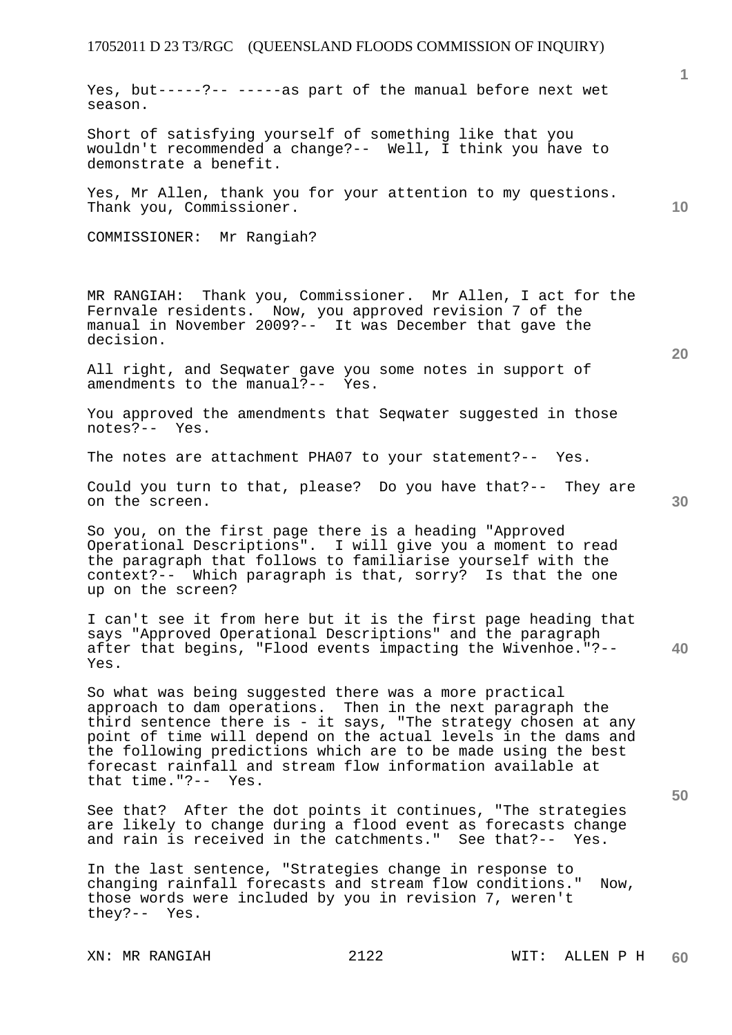Yes, but-----?-- -----as part of the manual before next wet season.

Short of satisfying yourself of something like that you wouldn't recommended a change?-- Well, I think you have to demonstrate a benefit.

Yes, Mr Allen, thank you for your attention to my questions. Thank you, Commissioner.

COMMISSIONER: Mr Rangiah?

MR RANGIAH: Thank you, Commissioner. Mr Allen, I act for the Fernvale residents. Now, you approved revision 7 of the manual in November 2009?-- It was December that gave the decision.

All right, and Seqwater gave you some notes in support of amendments to the manual?-- Yes.

You approved the amendments that Seqwater suggested in those notes?-- Yes.

The notes are attachment PHA07 to your statement?-- Yes.

Could you turn to that, please? Do you have that?-- They are on the screen.

So you, on the first page there is a heading "Approved Operational Descriptions". I will give you a moment to read the paragraph that follows to familiarise yourself with the context?-- Which paragraph is that, sorry? Is that the one up on the screen?

I can't see it from here but it is the first page heading that says "Approved Operational Descriptions" and the paragraph after that begins, "Flood events impacting the Wivenhoe."?-- Yes.

So what was being suggested there was a more practical approach to dam operations. Then in the next paragraph the third sentence there is - it says, "The strategy chosen at any point of time will depend on the actual levels in the dams and the following predictions which are to be made using the best forecast rainfall and stream flow information available at that time."?-- Yes.

See that? After the dot points it continues, "The strategies are likely to change during a flood event as forecasts change and rain is received in the catchments." See that?-- Yes.

In the last sentence, "Strategies change in response to changing rainfall forecasts and stream flow conditions." Now, those words were included by you in revision 7, weren't they?-- Yes.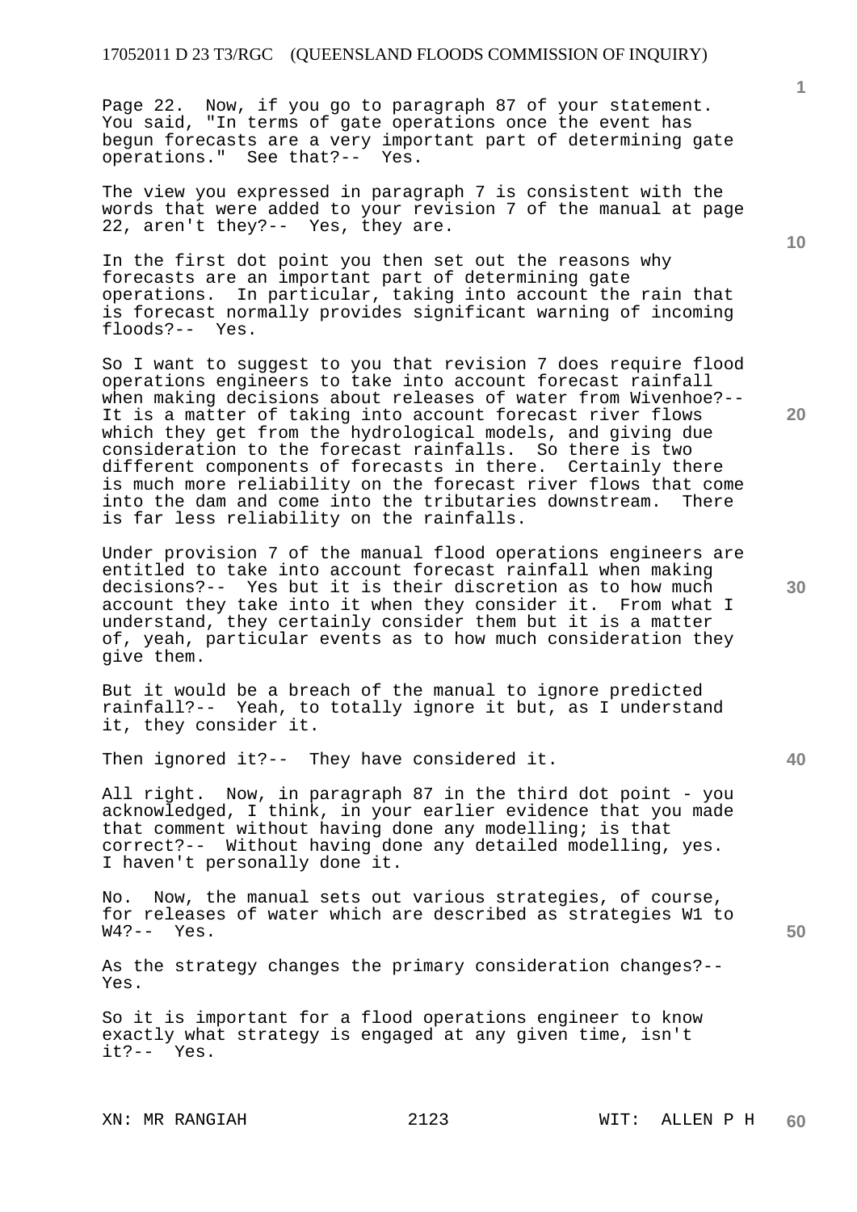Page 22. Now, if you go to paragraph 87 of your statement. You said, "In terms of gate operations once the event has begun forecasts are a very important part of determining gate operations." See that?-- Yes.

The view you expressed in paragraph 7 is consistent with the words that were added to your revision 7 of the manual at page 22, aren't they?-- Yes, they are.

In the first dot point you then set out the reasons why forecasts are an important part of determining gate operations. In particular, taking into account the rain that is forecast normally provides significant warning of incoming floods?-- Yes.

So I want to suggest to you that revision 7 does require flood operations engineers to take into account forecast rainfall when making decisions about releases of water from Wivenhoe?-- It is a matter of taking into account forecast river flows which they get from the hydrological models, and giving due consideration to the forecast rainfalls. So there is two different components of forecasts in there. Certainly there is much more reliability on the forecast river flows that come into the dam and come into the tributaries downstream. There is far less reliability on the rainfalls.

Under provision 7 of the manual flood operations engineers are entitled to take into account forecast rainfall when making decisions?-- Yes but it is their discretion as to how much account they take into it when they consider it. From what I understand, they certainly consider them but it is a matter of, yeah, particular events as to how much consideration they give them.

But it would be a breach of the manual to ignore predicted rainfall?-- Yeah, to totally ignore it but, as I understand it, they consider it.

Then ignored it?-- They have considered it.

All right. Now, in paragraph 87 in the third dot point - you acknowledged, I think, in your earlier evidence that you made that comment without having done any modelling; is that correct?-- Without having done any detailed modelling, yes. I haven't personally done it.

No. Now, the manual sets out various strategies, of course, for releases of water which are described as strategies W1 to W4?-- Yes.

As the strategy changes the primary consideration changes?-- Yes.

So it is important for a flood operations engineer to know exactly what strategy is engaged at any given time, isn't it?-- Yes.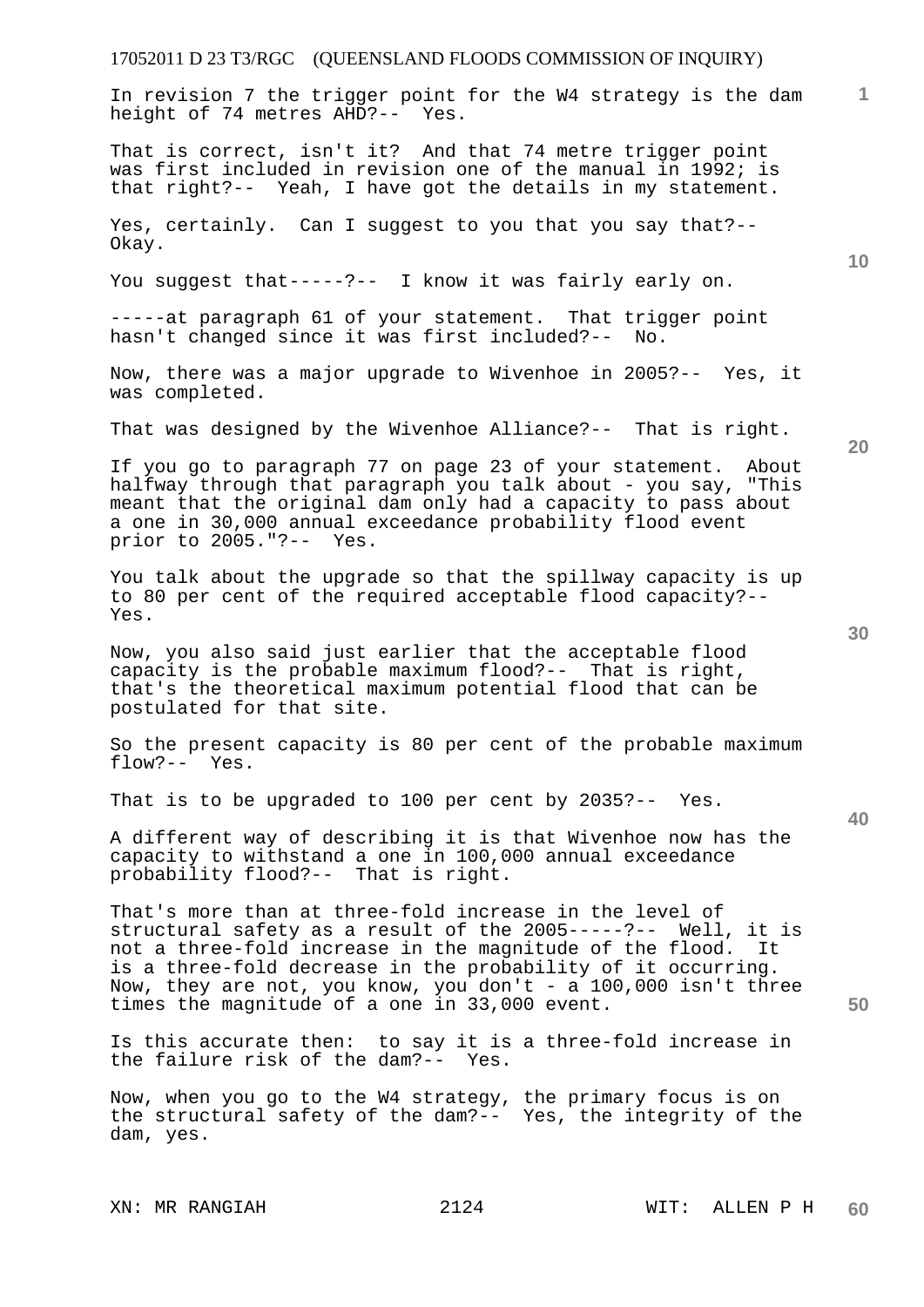In revision 7 the trigger point for the W4 strategy is the dam height of 74 metres AHD?-- Yes.

That is correct, isn't it? And that 74 metre trigger point was first included in revision one of the manual in 1992; is that right?-- Yeah, I have got the details in my statement.

Yes, certainly. Can I suggest to you that you say that?-- Okay.

You suggest that-----?-- I know it was fairly early on.

-----at paragraph 61 of your statement. That trigger point hasn't changed since it was first included?-- No.

Now, there was a major upgrade to Wivenhoe in 2005?-- Yes, it was completed.

That was designed by the Wivenhoe Alliance?-- That is right.

If you go to paragraph 77 on page 23 of your statement. About halfway through that paragraph you talk about - you say, "This meant that the original dam only had a capacity to pass about a one in 30,000 annual exceedance probability flood event prior to 2005."?-- Yes.

You talk about the upgrade so that the spillway capacity is up to 80 per cent of the required acceptable flood capacity?-- Yes.

Now, you also said just earlier that the acceptable flood capacity is the probable maximum flood?-- That is right, that's the theoretical maximum potential flood that can be postulated for that site.

So the present capacity is 80 per cent of the probable maximum flow?-- Yes.

That is to be upgraded to 100 per cent by 2035?-- Yes.

A different way of describing it is that Wivenhoe now has the capacity to withstand a one in 100,000 annual exceedance probability flood?-- That is right.

That's more than at three-fold increase in the level of structural safety as a result of the 2005-----?-- Well, it is not a three-fold increase in the magnitude of the flood. It is a three-fold decrease in the probability of it occurring. Now, they are not, you know, you don't - a 100,000 isn't three times the magnitude of a one in 33,000 event.

Is this accurate then: to say it is a three-fold increase in the failure risk of the dam?-- Yes.

Now, when you go to the W4 strategy, the primary focus is on the structural safety of the dam?-- Yes, the integrity of the dam, yes.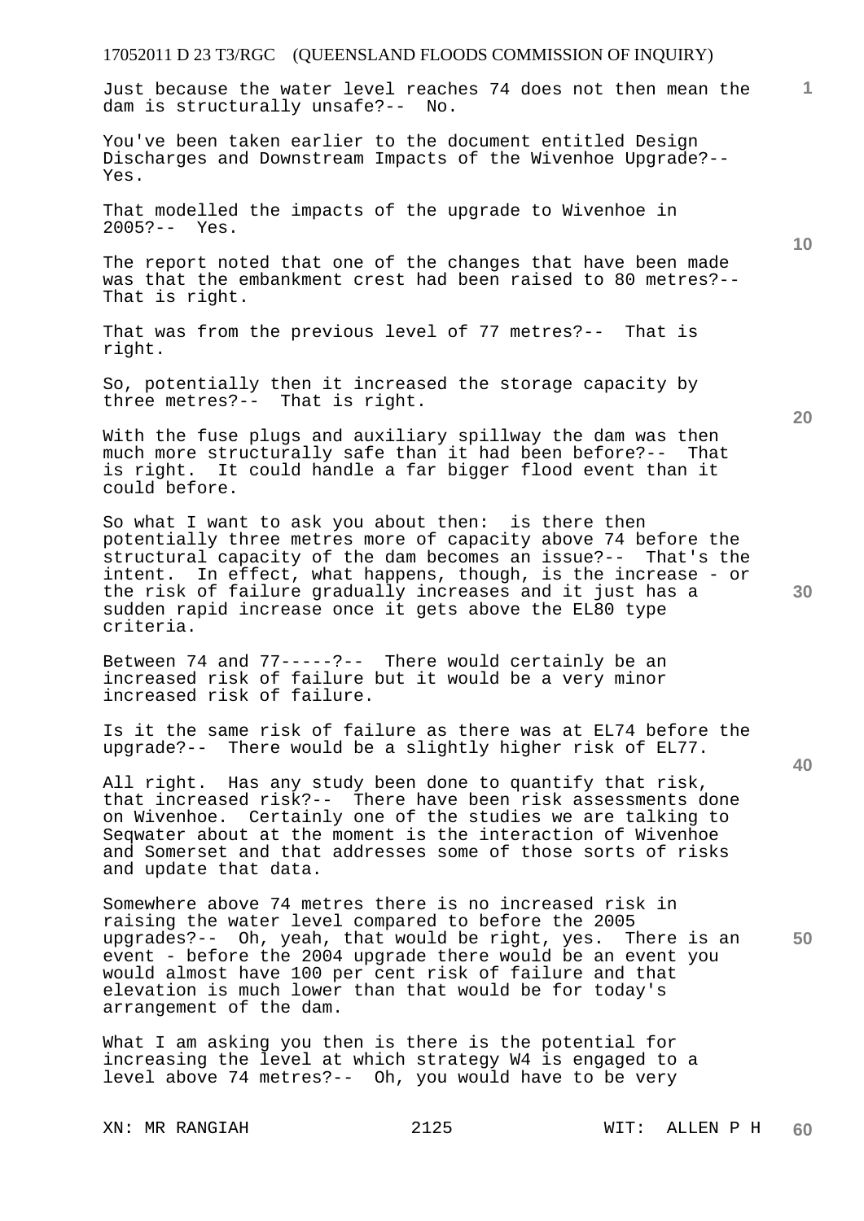Just because the water level reaches 74 does not then mean the dam is structurally unsafe?-- No.

You've been taken earlier to the document entitled Design Discharges and Downstream Impacts of the Wivenhoe Upgrade?-- Yes.

That modelled the impacts of the upgrade to Wivenhoe in 2005?-- Yes.

The report noted that one of the changes that have been made was that the embankment crest had been raised to 80 metres?-- That is right.

That was from the previous level of 77 metres?-- That is right.

So, potentially then it increased the storage capacity by three metres?-- That is right.

With the fuse plugs and auxiliary spillway the dam was then much more structurally safe than it had been before?-- That is right. It could handle a far bigger flood event than it could before.

So what I want to ask you about then: is there then potentially three metres more of capacity above 74 before the structural capacity of the dam becomes an issue?-- That's the intent. In effect, what happens, though, is the increase - or the risk of failure gradually increases and it just has a sudden rapid increase once it gets above the EL80 type criteria.

Between 74 and 77-----?-- There would certainly be an increased risk of failure but it would be a very minor increased risk of failure.

Is it the same risk of failure as there was at EL74 before the upgrade?-- There would be a slightly higher risk of EL77.

All right. Has any study been done to quantify that risk, that increased risk?-- There have been risk assessments done on Wivenhoe. Certainly one of the studies we are talking to Seqwater about at the moment is the interaction of Wivenhoe and Somerset and that addresses some of those sorts of risks and update that data.

Somewhere above 74 metres there is no increased risk in raising the water level compared to before the 2005 upgrades?-- Oh, yeah, that would be right, yes. There is an event - before the 2004 upgrade there would be an event you would almost have 100 per cent risk of failure and that elevation is much lower than that would be for today's arrangement of the dam.

What I am asking you then is there is the potential for increasing the level at which strategy W4 is engaged to a level above 74 metres?-- Oh, you would have to be very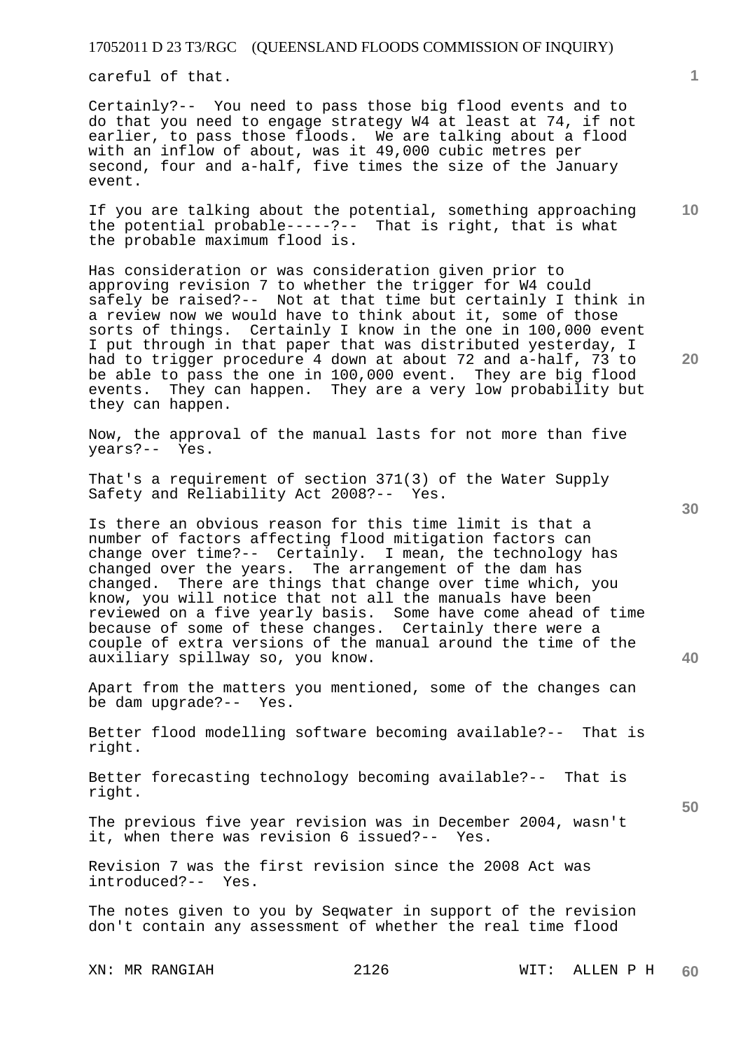careful of that.

Certainly?-- You need to pass those big flood events and to do that you need to engage strategy W4 at least at 74, if not earlier, to pass those floods. We are talking about a flood with an inflow of about, was it 49,000 cubic metres per second, four and a-half, five times the size of the January event.

If you are talking about the potential, something approaching the potential probable-----?-- That is right, that is what the probable maximum flood is.

Has consideration or was consideration given prior to approving revision 7 to whether the trigger for W4 could safely be raised?-- Not at that time but certainly I think in a review now we would have to think about it, some of those sorts of things. Certainly I know in the one in 100,000 event I put through in that paper that was distributed yesterday, I had to trigger procedure 4 down at about 72 and a-half, 73 to be able to pass the one in 100,000 event. They are big flood events. They can happen. They are a very low probability but they can happen.

Now, the approval of the manual lasts for not more than five years?-- Yes.

That's a requirement of section 371(3) of the Water Supply Safety and Reliability Act 2008?-- Yes.

Is there an obvious reason for this time limit is that a number of factors affecting flood mitigation factors can change over time?-- Certainly. I mean, the technology has changed over the years. The arrangement of the dam has changed. There are things that change over time which, you know, you will notice that not all the manuals have been reviewed on a five yearly basis. Some have come ahead of time because of some of these changes. Certainly there were a couple of extra versions of the manual around the time of the auxiliary spillway so, you know.

Apart from the matters you mentioned, some of the changes can be dam upgrade?-- Yes.

Better flood modelling software becoming available?-- That is right.

Better forecasting technology becoming available?-- That is right.

The previous five year revision was in December 2004, wasn't it, when there was revision 6 issued?-- Yes.

Revision 7 was the first revision since the 2008 Act was introduced?-- Yes.

The notes given to you by Seqwater in support of the revision don't contain any assessment of whether the real time flood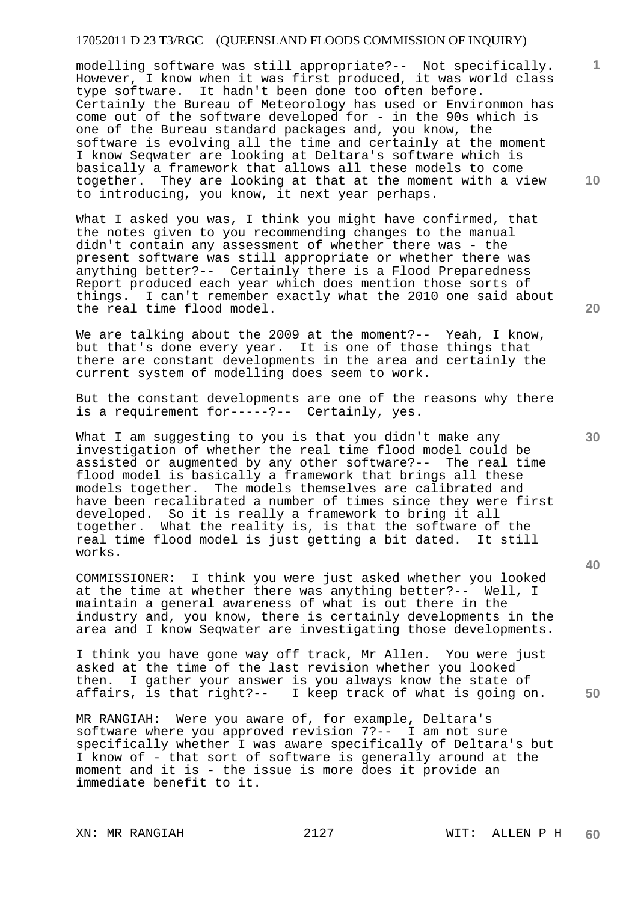modelling software was still appropriate?-- Not specifically. However, I know when it was first produced, it was world class type software. It hadn't been done too often before. Certainly the Bureau of Meteorology has used or Environmon has come out of the software developed for - in the 90s which is one of the Bureau standard packages and, you know, the software is evolving all the time and certainly at the moment I know Seqwater are looking at Deltara's software which is basically a framework that allows all these models to come together. They are looking at that at the moment with a view to introducing, you know, it next year perhaps.

What I asked you was, I think you might have confirmed, that the notes given to you recommending changes to the manual didn't contain any assessment of whether there was - the present software was still appropriate or whether there was anything better?-- Certainly there is a Flood Preparedness Report produced each year which does mention those sorts of things. I can't remember exactly what the 2010 one said about the real time flood model.

We are talking about the 2009 at the moment?-- Yeah, I know, but that's done every year. It is one of those things that there are constant developments in the area and certainly the current system of modelling does seem to work.

But the constant developments are one of the reasons why there is a requirement for-----?-- Certainly, yes.

What I am suggesting to you is that you didn't make any investigation of whether the real time flood model could be assisted or augmented by any other software?-- The real time flood model is basically a framework that brings all these models together. The models themselves are calibrated and have been recalibrated a number of times since they were first developed. So it is really a framework to bring it all together. What the reality is, is that the software of the real time flood model is just getting a bit dated. It still works.

COMMISSIONER: I think you were just asked whether you looked at the time at whether there was anything better?-- Well, I maintain a general awareness of what is out there in the industry and, you know, there is certainly developments in the area and I know Seqwater are investigating those developments.

I think you have gone way off track, Mr Allen. You were just asked at the time of the last revision whether you looked then. I gather your answer is you always know the state of affairs, is that right?-- I keep track of what is going on.

MR RANGIAH: Were you aware of, for example, Deltara's software where you approved revision 7?-- I am not sure specifically whether I was aware specifically of Deltara's but I know of - that sort of software is generally around at the moment and it is - the issue is more does it provide an immediate benefit to it.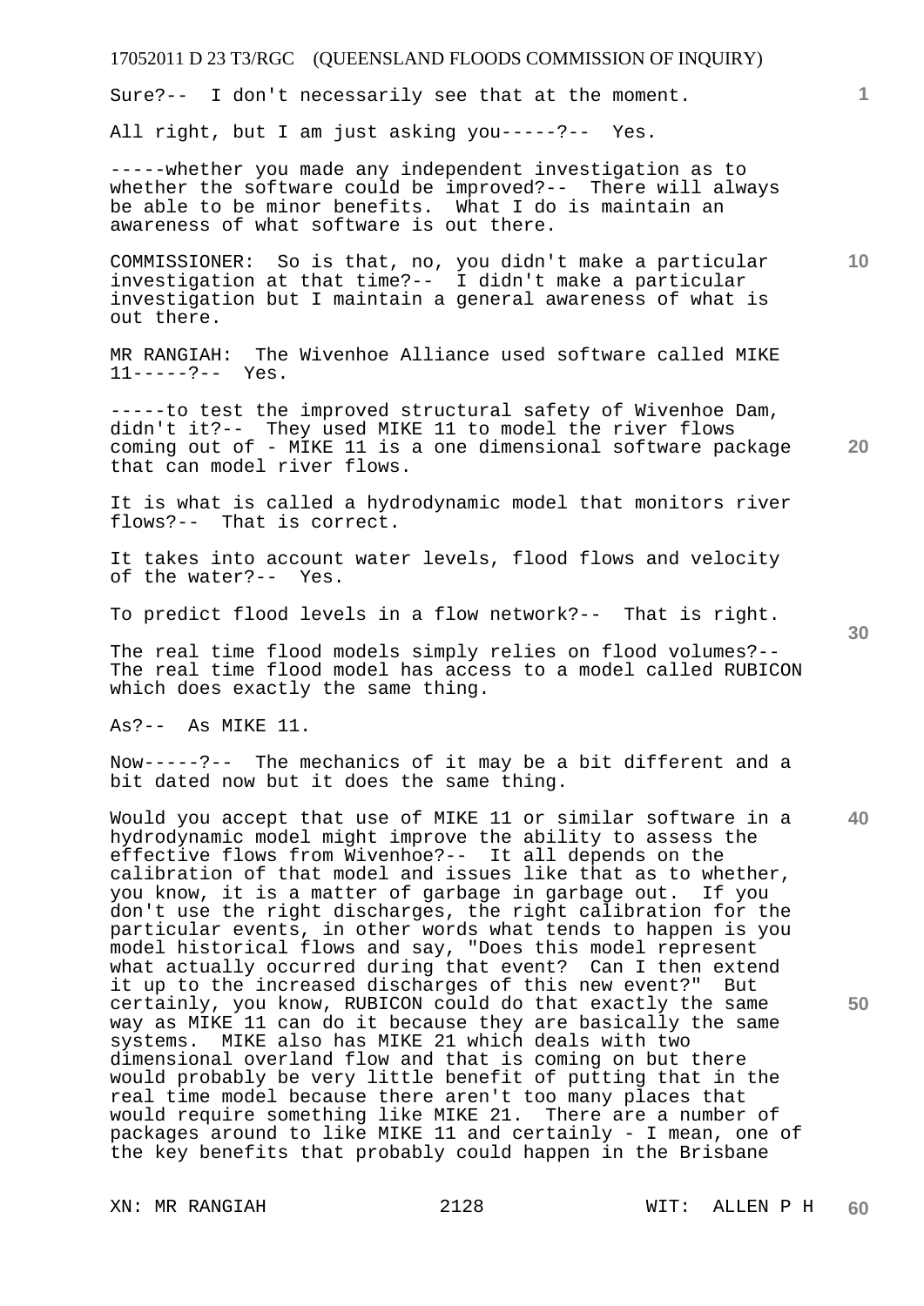Sure?-- I don't necessarily see that at the moment.

All right, but I am just asking you-----?-- Yes.

-----whether you made any independent investigation as to whether the software could be improved?-- There will always be able to be minor benefits. What I do is maintain an awareness of what software is out there.

COMMISSIONER: So is that, no, you didn't make a particular investigation at that time?-- I didn't make a particular investigation but I maintain a general awareness of what is out there.

MR RANGIAH: The Wivenhoe Alliance used software called MIKE 11-----?-- Yes.

-----to test the improved structural safety of Wivenhoe Dam, didn't it?-- They used MIKE 11 to model the river flows coming out of - MIKE 11 is a one dimensional software package that can model river flows.

It is what is called a hydrodynamic model that monitors river flows?-- That is correct.

It takes into account water levels, flood flows and velocity of the water?-- Yes.

To predict flood levels in a flow network?-- That is right.

The real time flood models simply relies on flood volumes?-- The real time flood model has access to a model called RUBICON which does exactly the same thing.

As?-- As MIKE 11.

Now-----?-- The mechanics of it may be a bit different and a bit dated now but it does the same thing.

Would you accept that use of MIKE 11 or similar software in a hydrodynamic model might improve the ability to assess the effective flows from Wivenhoe?-- It all depends on the calibration of that model and issues like that as to whether, you know, it is a matter of garbage in garbage out. If you don't use the right discharges, the right calibration for the particular events, in other words what tends to happen is you model historical flows and say, "Does this model represent what actually occurred during that event? Can I then extend it up to the increased discharges of this new event?" But certainly, you know, RUBICON could do that exactly the same way as MIKE 11 can do it because they are basically the same systems. MIKE also has MIKE 21 which deals with two dimensional overland flow and that is coming on but there would probably be very little benefit of putting that in the real time model because there aren't too many places that would require something like MIKE 21. There are a number of packages around to like MIKE 11 and certainly - I mean, one of the key benefits that probably could happen in the Brisbane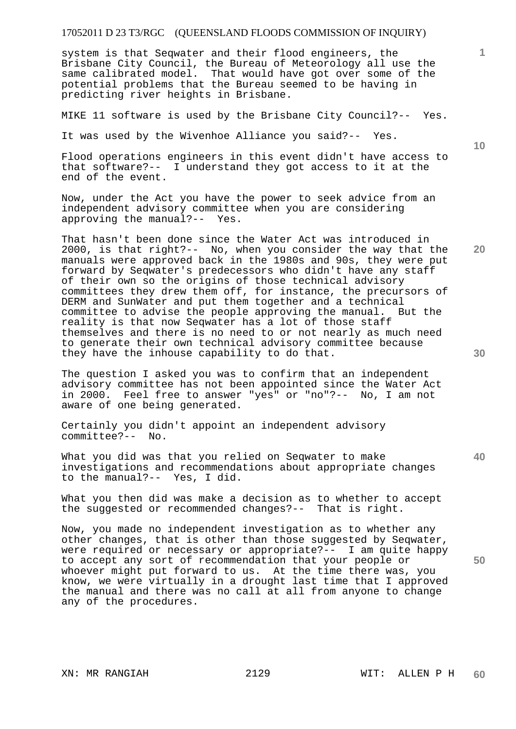system is that Seqwater and their flood engineers, the Brisbane City Council, the Bureau of Meteorology all use the same calibrated model. That would have got over some of the potential problems that the Bureau seemed to be having in predicting river heights in Brisbane.

MIKE 11 software is used by the Brisbane City Council?-- Yes.

It was used by the Wivenhoe Alliance you said?-- Yes.

Flood operations engineers in this event didn't have access to that software?-- I understand they got access to it at the end of the event.

Now, under the Act you have the power to seek advice from an independent advisory committee when you are considering approving the manual?-- Yes.

That hasn't been done since the Water Act was introduced in 2000, is that right?-- No, when you consider the way that the manuals were approved back in the 1980s and 90s, they were put forward by Seqwater's predecessors who didn't have any staff of their own so the origins of those technical advisory committees they drew them off, for instance, the precursors of DERM and SunWater and put them together and a technical committee to advise the people approving the manual. But the reality is that now Seqwater has a lot of those staff themselves and there is no need to or not nearly as much need to generate their own technical advisory committee because they have the inhouse capability to do that.

The question I asked you was to confirm that an independent advisory committee has not been appointed since the Water Act in 2000. Feel free to answer "yes" or "no"?-- No, I am not aware of one being generated.

Certainly you didn't appoint an independent advisory committee?-- No.

What you did was that you relied on Seqwater to make investigations and recommendations about appropriate changes to the manual?-- Yes, I did.

What you then did was make a decision as to whether to accept the suggested or recommended changes?-- That is right.

Now, you made no independent investigation as to whether any other changes, that is other than those suggested by Seqwater, were required or necessary or appropriate?-- I am quite happy to accept any sort of recommendation that your people or whoever might put forward to us. At the time there was, you know, we were virtually in a drought last time that I approved the manual and there was no call at all from anyone to change any of the procedures.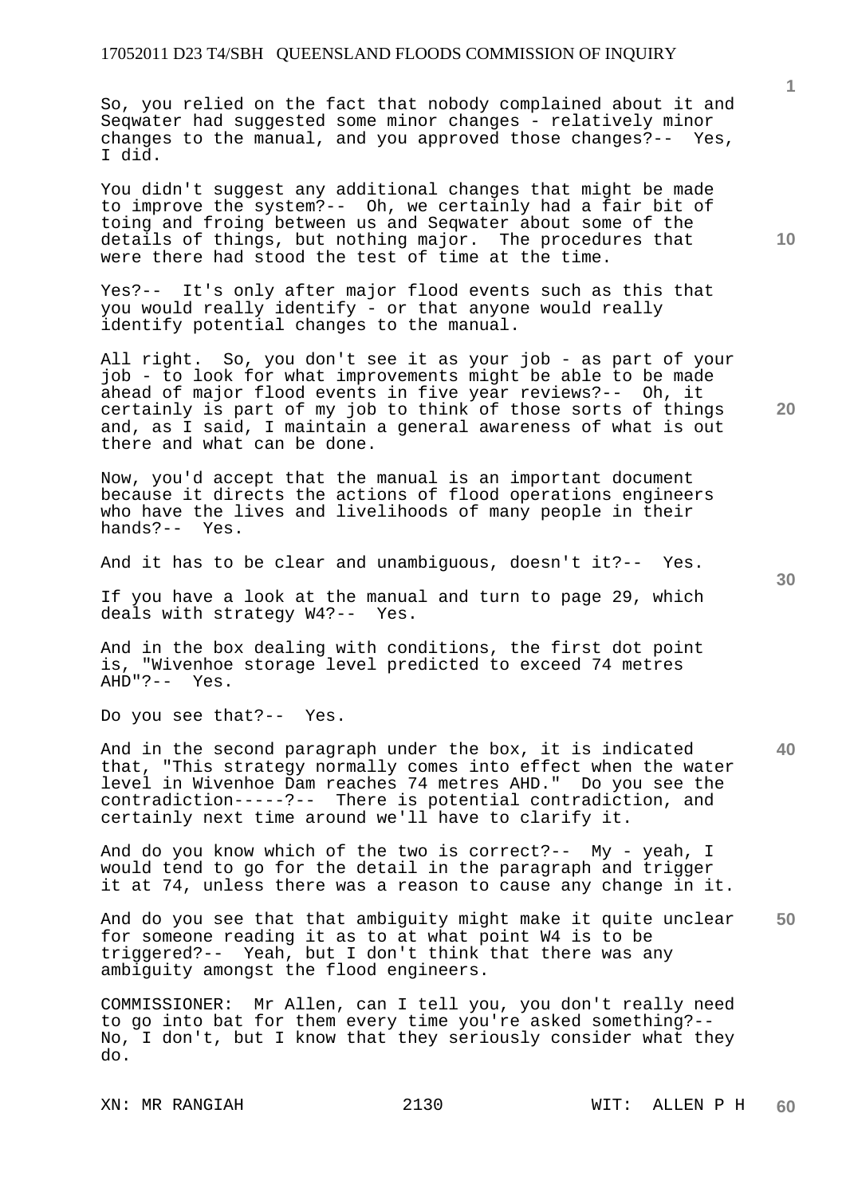So, you relied on the fact that nobody complained about it and Seqwater had suggested some minor changes - relatively minor changes to the manual, and you approved those changes?-- Yes, I did.

You didn't suggest any additional changes that might be made to improve the system?-- Oh, we certainly had a fair bit of toing and froing between us and Seqwater about some of the details of things, but nothing major. The procedures that were there had stood the test of time at the time.

Yes?-- It's only after major flood events such as this that you would really identify - or that anyone would really identify potential changes to the manual.

All right. So, you don't see it as your job - as part of your job - to look for what improvements might be able to be made ahead of major flood events in five year reviews?-- Oh, it certainly is part of my job to think of those sorts of things and, as I said, I maintain a general awareness of what is out there and what can be done.

Now, you'd accept that the manual is an important document because it directs the actions of flood operations engineers who have the lives and livelihoods of many people in their hands?-- Yes.

And it has to be clear and unambiguous, doesn't it?-- Yes.

If you have a look at the manual and turn to page 29, which deals with strategy W4?-- Yes.

And in the box dealing with conditions, the first dot point is, "Wivenhoe storage level predicted to exceed 74 metres AHD"?-- Yes.

Do you see that?-- Yes.

And in the second paragraph under the box, it is indicated that, "This strategy normally comes into effect when the water level in Wivenhoe Dam reaches 74 metres AHD." Do you see the contradiction-----?-- There is potential contradiction, and certainly next time around we'll have to clarify it.

And do you know which of the two is correct?-- My - yeah, I would tend to go for the detail in the paragraph and trigger it at 74, unless there was a reason to cause any change in it.

And do you see that that ambiguity might make it quite unclear for someone reading it as to at what point W4 is to be triggered?-- Yeah, but I don't think that there was any ambiguity amongst the flood engineers.

COMMISSIONER: Mr Allen, can I tell you, you don't really need to go into bat for them every time you're asked something?-- No, I don't, but I know that they seriously consider what they do.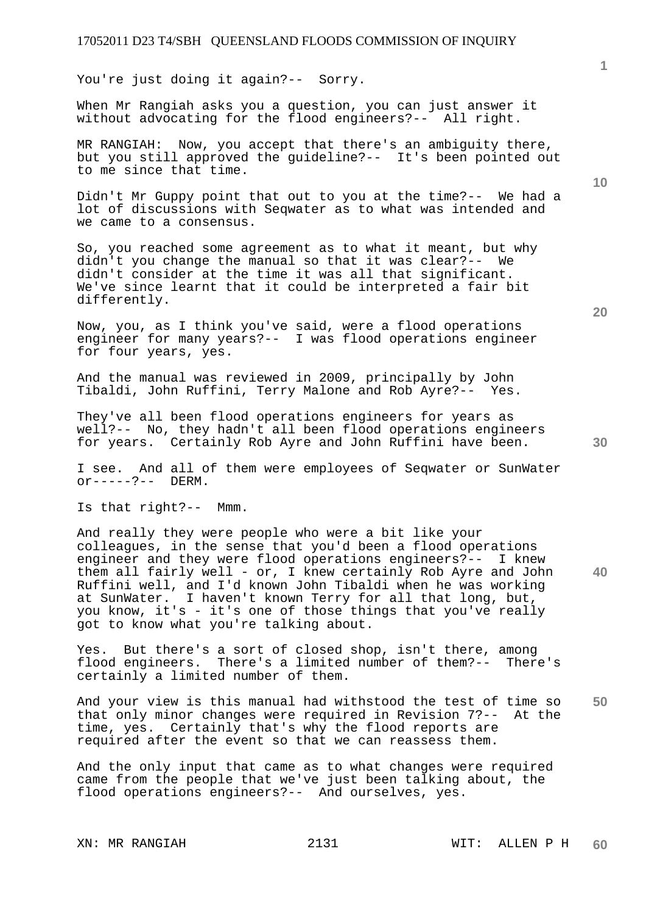You're just doing it again?-- Sorry.

When Mr Rangiah asks you a question, you can just answer it without advocating for the flood engineers?-- All right.

MR RANGIAH: Now, you accept that there's an ambiguity there, but you still approved the guideline?-- It's been pointed out to me since that time.

Didn't Mr Guppy point that out to you at the time?-- We had a lot of discussions with Seqwater as to what was intended and we came to a consensus.

So, you reached some agreement as to what it meant, but why didn't you change the manual so that it was clear?-- We didn't consider at the time it was all that significant. We've since learnt that it could be interpreted a fair bit differently.

Now, you, as I think you've said, were a flood operations engineer for many years?-- I was flood operations engineer for four years, yes.

And the manual was reviewed in 2009, principally by John Tibaldi, John Ruffini, Terry Malone and Rob Ayre?-- Yes.

They've all been flood operations engineers for years as well?-- No, they hadn't all been flood operations engineers for years. Certainly Rob Ayre and John Ruffini have been.

I see. And all of them were employees of Seqwater or SunWater or-----?-- DERM.

Is that right?-- Mmm.

And really they were people who were a bit like your colleagues, in the sense that you'd been a flood operations engineer and they were flood operations engineers?-- I knew them all fairly well - or, I knew certainly Rob Ayre and John Ruffini well, and I'd known John Tibaldi when he was working at SunWater. I haven't known Terry for all that long, but, you know, it's - it's one of those things that you've really got to know what you're talking about.

Yes. But there's a sort of closed shop, isn't there, among flood engineers. There's a limited number of them?-- There's certainly a limited number of them.

And your view is this manual had withstood the test of time so that only minor changes were required in Revision 7?-- At the time, yes. Certainly that's why the flood reports are required after the event so that we can reassess them.

And the only input that came as to what changes were required came from the people that we've just been talking about, the flood operations engineers?-- And ourselves, yes.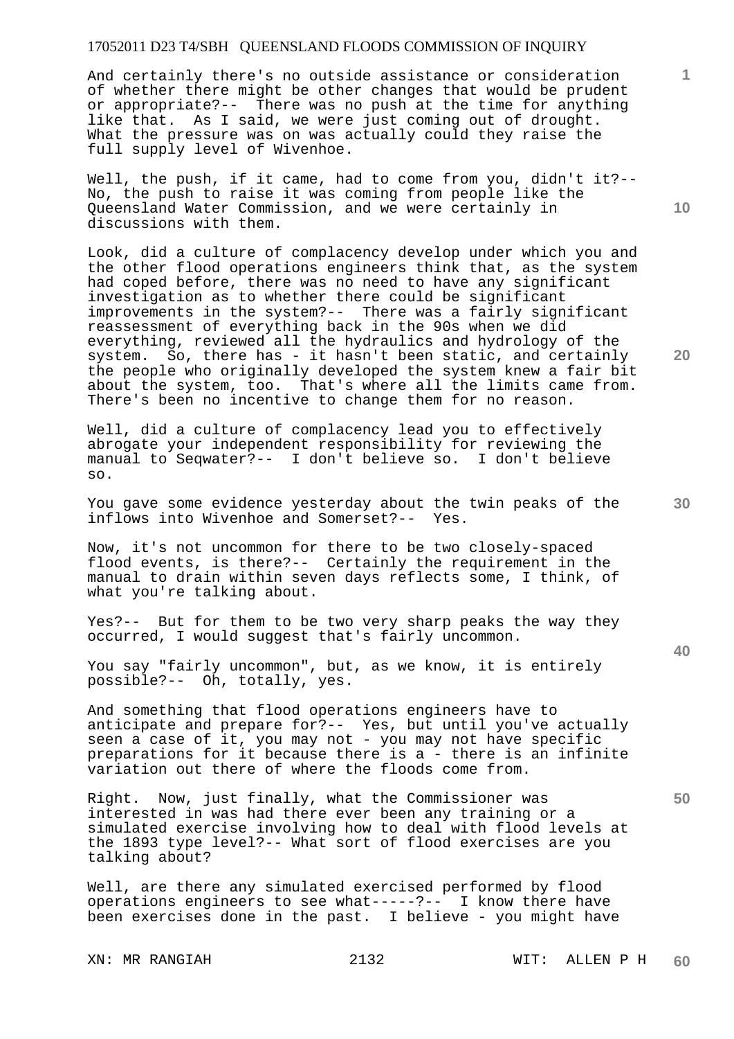And certainly there's no outside assistance or consideration of whether there might be other changes that would be prudent or appropriate?-- There was no push at the time for anything like that. As I said, we were just coming out of drought. What the pressure was on was actually could they raise the full supply level of Wivenhoe.

Well, the push, if it came, had to come from you, didn't it?-- No, the push to raise it was coming from people like the Queensland Water Commission, and we were certainly in discussions with them.

Look, did a culture of complacency develop under which you and the other flood operations engineers think that, as the system had coped before, there was no need to have any significant investigation as to whether there could be significant improvements in the system?-- There was a fairly significant reassessment of everything back in the 90s when we did everything, reviewed all the hydraulics and hydrology of the system. So, there has - it hasn't been static, and certainly the people who originally developed the system knew a fair bit about the system, too. That's where all the limits came from. There's been no incentive to change them for no reason.

Well, did a culture of complacency lead you to effectively abrogate your independent responsibility for reviewing the manual to Seqwater?-- I don't believe so. I don't believe so.

You gave some evidence yesterday about the twin peaks of the inflows into Wivenhoe and Somerset?-- Yes.

Now, it's not uncommon for there to be two closely-spaced flood events, is there?-- Certainly the requirement in the manual to drain within seven days reflects some, I think, of what you're talking about.

Yes?-- But for them to be two very sharp peaks the way they occurred, I would suggest that's fairly uncommon.

You say "fairly uncommon", but, as we know, it is entirely possible?-- Oh, totally, yes.

And something that flood operations engineers have to anticipate and prepare for?-- Yes, but until you've actually seen a case of it, you may not - you may not have specific preparations for it because there is a - there is an infinite variation out there of where the floods come from.

Right. Now, just finally, what the Commissioner was interested in was had there ever been any training or a simulated exercise involving how to deal with flood levels at the 1893 type level?-- What sort of flood exercises are you talking about?

Well, are there any simulated exercised performed by flood operations engineers to see what-----?-- I know there have been exercises done in the past. I believe - you might have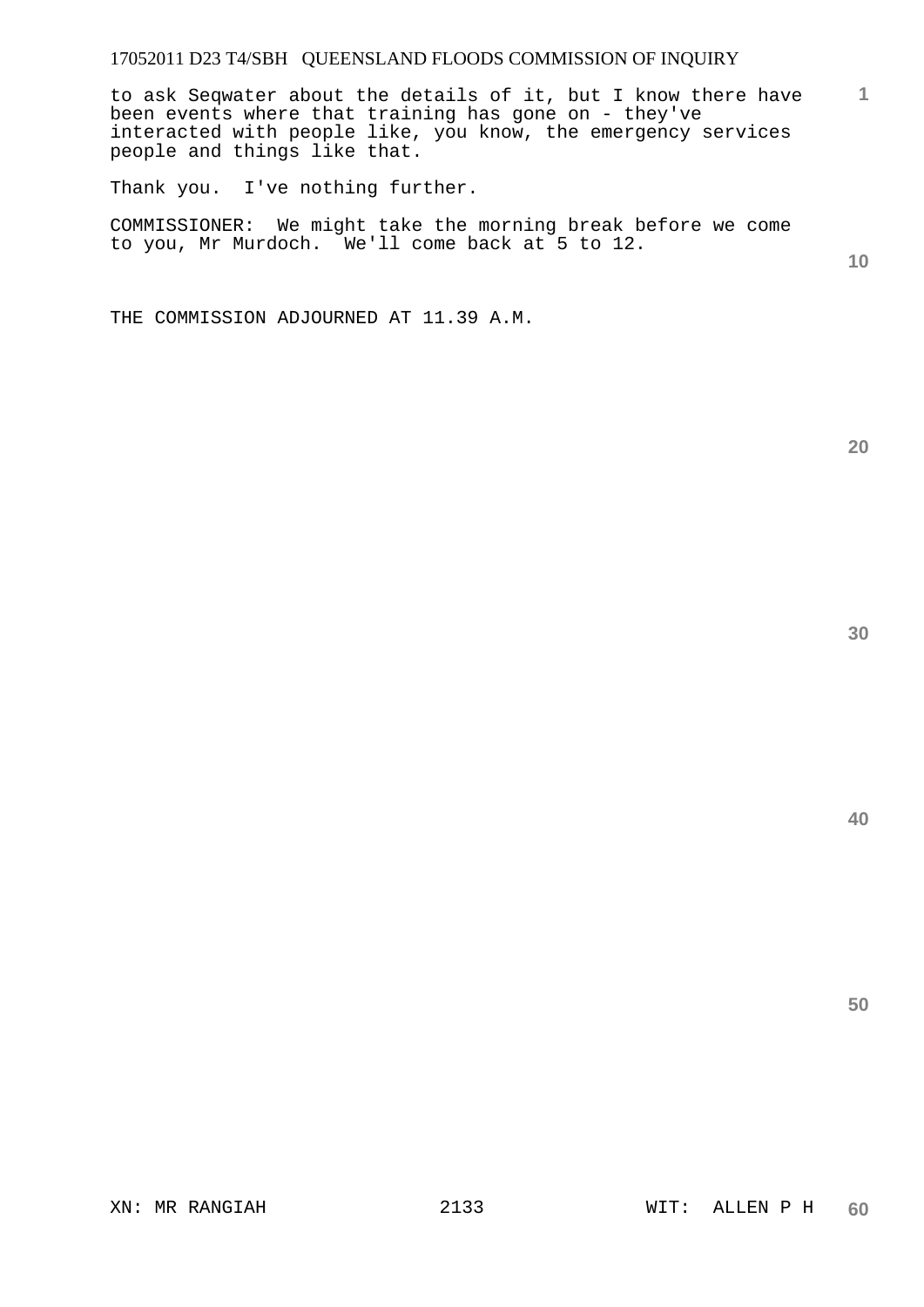to ask Seqwater about the details of it, but I know there have been events where that training has gone on - they've interacted with people like, you know, the emergency services people and things like that.

Thank you. I've nothing further.

COMMISSIONER: We might take the morning break before we come to you, Mr Murdoch. We'll come back at 5 to 12.

THE COMMISSION ADJOURNED AT 11.39 A.M.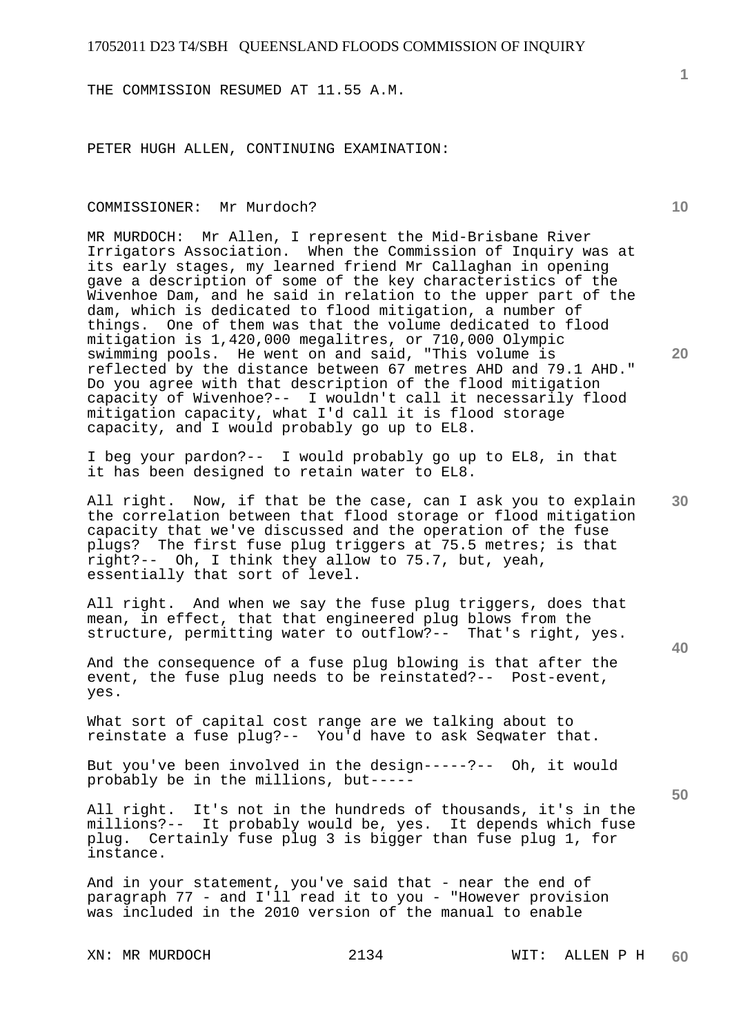THE COMMISSION RESUMED AT 11.55 A.M.

PETER HUGH ALLEN, CONTINUING EXAMINATION:

COMMISSIONER: Mr Murdoch?

MR MURDOCH: Mr Allen, I represent the Mid-Brisbane River Irrigators Association. When the Commission of Inquiry was at its early stages, my learned friend Mr Callaghan in opening gave a description of some of the key characteristics of the Wivenhoe Dam, and he said in relation to the upper part of the dam, which is dedicated to flood mitigation, a number of things. One of them was that the volume dedicated to flood mitigation is 1,420,000 megalitres, or 710,000 Olympic swimming pools. He went on and said, "This volume is reflected by the distance between 67 metres AHD and 79.1 AHD." Do you agree with that description of the flood mitigation capacity of Wivenhoe?-- I wouldn't call it necessarily flood mitigation capacity, what I'd call it is flood storage capacity, and I would probably go up to EL8.

I beg your pardon?-- I would probably go up to EL8, in that it has been designed to retain water to EL8.

All right. Now, if that be the case, can I ask you to explain the correlation between that flood storage or flood mitigation capacity that we've discussed and the operation of the fuse plugs? The first fuse plug triggers at 75.5 metres; is that right?-- Oh, I think they allow to 75.7, but, yeah, essentially that sort of level.

All right. And when we say the fuse plug triggers, does that mean, in effect, that that engineered plug blows from the structure, permitting water to outflow?-- That's right, yes.

And the consequence of a fuse plug blowing is that after the event, the fuse plug needs to be reinstated?-- Post-event, yes.

What sort of capital cost range are we talking about to reinstate a fuse plug?-- You'd have to ask Seqwater that.

But you've been involved in the design-----?-- Oh, it would probably be in the millions, but-----

All right. It's not in the hundreds of thousands, it's in the millions?-- It probably would be, yes. It depends which fuse plug. Certainly fuse plug 3 is bigger than fuse plug 1, for instance.

And in your statement, you've said that - near the end of paragraph 77 - and I'll read it to you - "However provision was included in the 2010 version of the manual to enable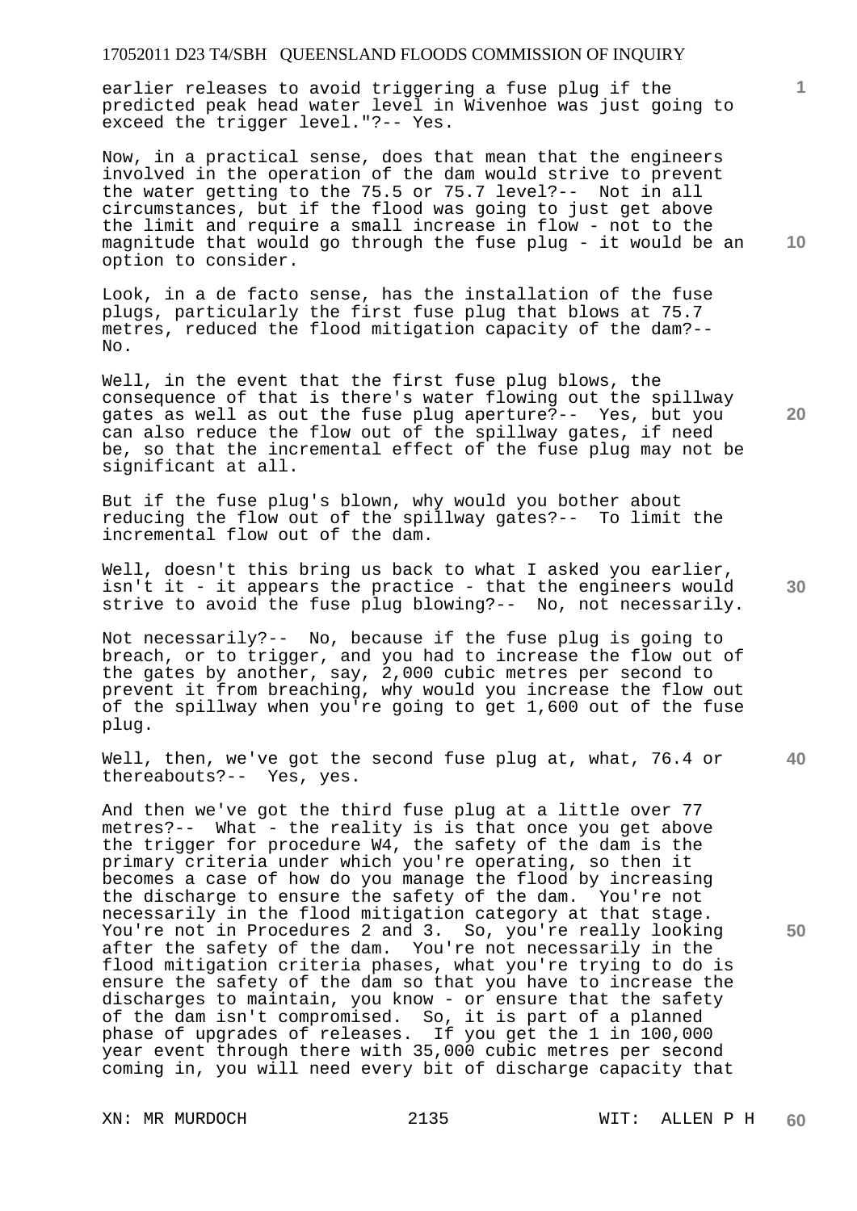earlier releases to avoid triggering a fuse plug if the predicted peak head water level in Wivenhoe was just going to exceed the trigger level."?-- Yes.

Now, in a practical sense, does that mean that the engineers involved in the operation of the dam would strive to prevent the water getting to the 75.5 or 75.7 level?-- Not in all circumstances, but if the flood was going to just get above the limit and require a small increase in flow - not to the magnitude that would go through the fuse plug - it would be an option to consider.

Look, in a de facto sense, has the installation of the fuse plugs, particularly the first fuse plug that blows at 75.7 metres, reduced the flood mitigation capacity of the dam?-- No.

Well, in the event that the first fuse plug blows, the consequence of that is there's water flowing out the spillway gates as well as out the fuse plug aperture?-- Yes, but you can also reduce the flow out of the spillway gates, if need be, so that the incremental effect of the fuse plug may not be significant at all.

But if the fuse plug's blown, why would you bother about reducing the flow out of the spillway gates?-- To limit the incremental flow out of the dam.

Well, doesn't this bring us back to what I asked you earlier, isn't it - it appears the practice - that the engineers would strive to avoid the fuse plug blowing?-- No, not necessarily.

Not necessarily?-- No, because if the fuse plug is going to breach, or to trigger, and you had to increase the flow out of the gates by another, say, 2,000 cubic metres per second to prevent it from breaching, why would you increase the flow out of the spillway when you're going to get 1,600 out of the fuse plug.

Well, then, we've got the second fuse plug at, what, 76.4 or thereabouts?-- Yes, yes.

And then we've got the third fuse plug at a little over 77 metres?-- What - the reality is is that once you get above the trigger for procedure W4, the safety of the dam is the primary criteria under which you're operating, so then it becomes a case of how do you manage the flood by increasing the discharge to ensure the safety of the dam. You're not necessarily in the flood mitigation category at that stage. You're not in Procedures 2 and 3. So, you're really looking after the safety of the dam. You're not necessarily in the flood mitigation criteria phases, what you're trying to do is ensure the safety of the dam so that you have to increase the discharges to maintain, you know - or ensure that the safety of the dam isn't compromised. So, it is part of a planned phase of upgrades of releases. If you get the 1 in 100,000 year event through there with 35,000 cubic metres per second coming in, you will need every bit of discharge capacity that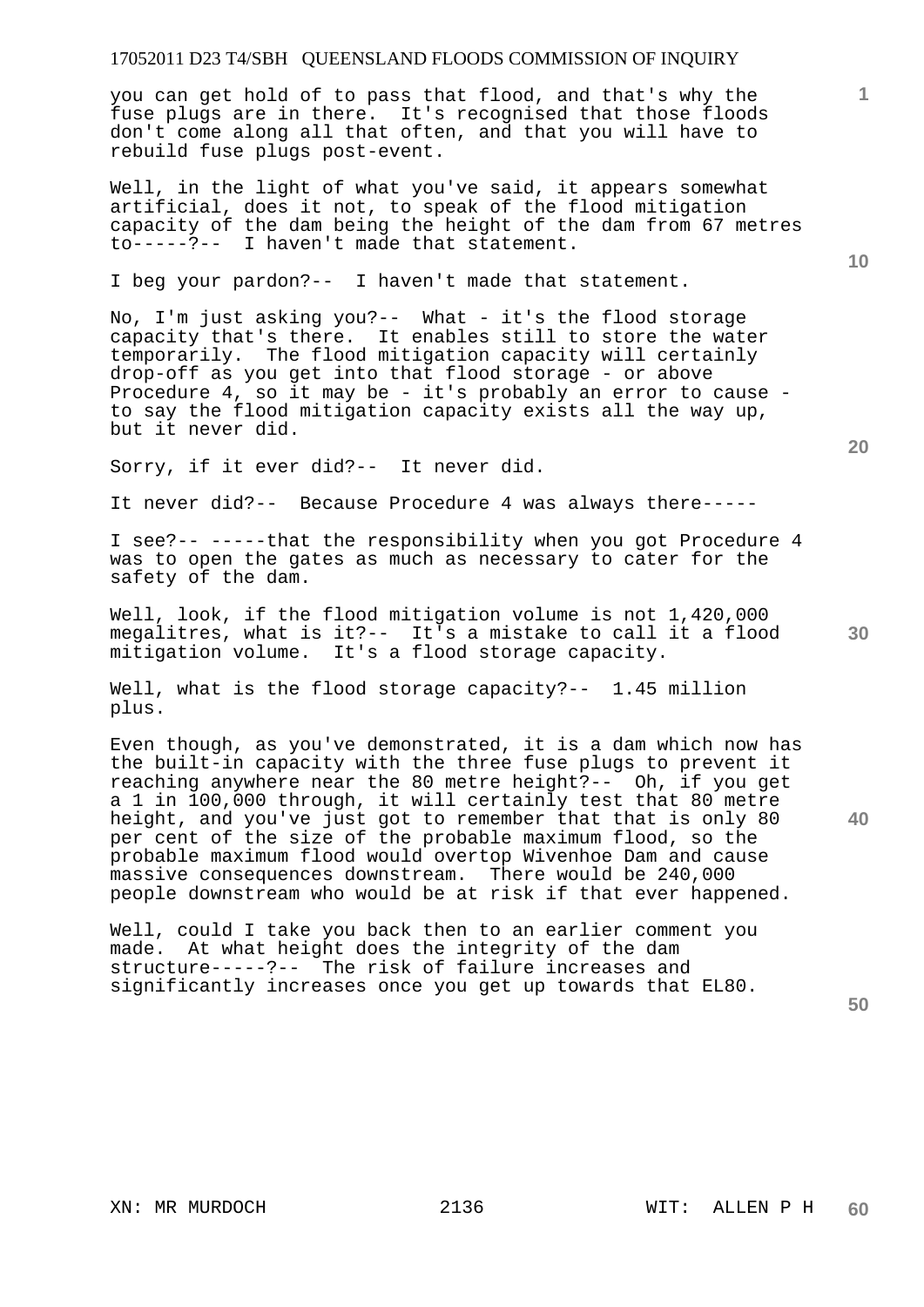you can get hold of to pass that flood, and that's why the fuse plugs are in there. It's recognised that those floods don't come along all that often, and that you will have to rebuild fuse plugs post-event.

Well, in the light of what you've said, it appears somewhat artificial, does it not, to speak of the flood mitigation capacity of the dam being the height of the dam from 67 metres to-----?-- I haven't made that statement.

I beg your pardon?-- I haven't made that statement.

No, I'm just asking you?-- What - it's the flood storage capacity that's there. It enables still to store the water temporarily. The flood mitigation capacity will certainly drop-off as you get into that flood storage - or above Procedure 4, so it may be - it's probably an error to cause - to say the flood mitigation capacity exists all the way up, but it never did.

Sorry, if it ever did?-- It never did.

It never did?-- Because Procedure 4 was always there-----

I see?-- -----that the responsibility when you got Procedure 4 was to open the gates as much as necessary to cater for the safety of the dam.

Well, look, if the flood mitigation volume is not 1,420,000 megalitres, what is it?-- It's a mistake to call it a flood mitigation volume. It's a flood storage capacity.

Well, what is the flood storage capacity?-- 1.45 million plus.

Even though, as you've demonstrated, it is a dam which now has the built-in capacity with the three fuse plugs to prevent it reaching anywhere near the 80 metre height?-- Oh, if you get a 1 in 100,000 through, it will certainly test that 80 metre height, and you've just got to remember that that is only 80 per cent of the size of the probable maximum flood, so the probable maximum flood would overtop Wivenhoe Dam and cause massive consequences downstream. There would be 240,000 people downstream who would be at risk if that ever happened.

Well, could I take you back then to an earlier comment you made. At what height does the integrity of the dam structure-----?-- The risk of failure increases and significantly increases once you get up towards that EL80.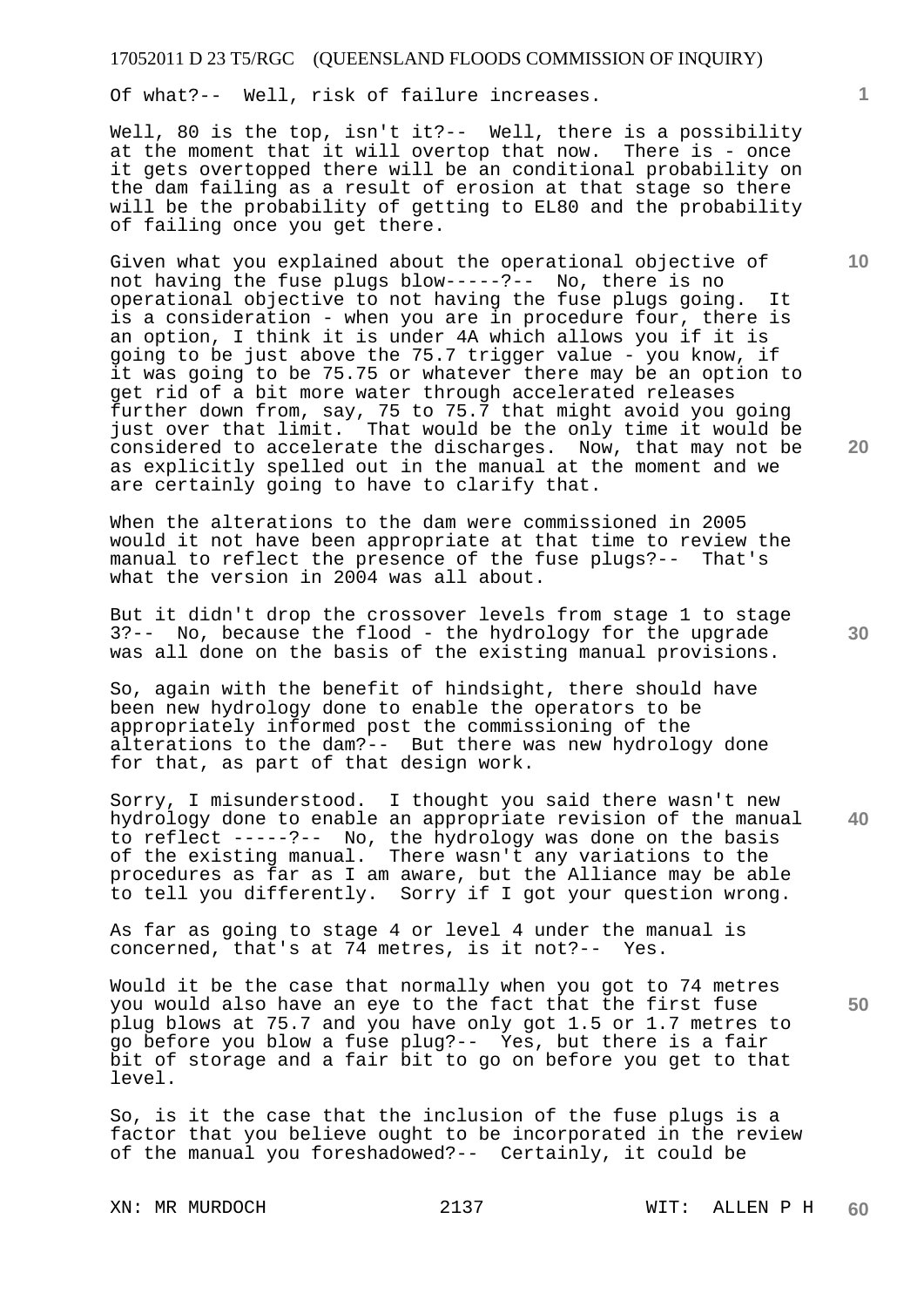Of what?-- Well, risk of failure increases.

Well, 80 is the top, isn't it?-- Well, there is a possibility at the moment that it will overtop that now. There is - once it gets overtopped there will be an conditional probability on the dam failing as a result of erosion at that stage so there will be the probability of getting to EL80 and the probability of failing once you get there.

Given what you explained about the operational objective of not having the fuse plugs blow-----?-- No, there is no operational objective to not having the fuse plugs going. It is a consideration - when you are in procedure four, there is an option, I think it is under 4A which allows you if it is going to be just above the 75.7 trigger value - you know, if it was going to be 75.75 or whatever there may be an option to get rid of a bit more water through accelerated releases further down from, say, 75 to 75.7 that might avoid you going just over that limit. That would be the only time it would be considered to accelerate the discharges. Now, that may not be as explicitly spelled out in the manual at the moment and we are certainly going to have to clarify that.

When the alterations to the dam were commissioned in 2005 would it not have been appropriate at that time to review the manual to reflect the presence of the fuse plugs?-- That's what the version in 2004 was all about.

But it didn't drop the crossover levels from stage 1 to stage 3?-- No, because the flood - the hydrology for the upgrade was all done on the basis of the existing manual provisions.

So, again with the benefit of hindsight, there should have been new hydrology done to enable the operators to be appropriately informed post the commissioning of the alterations to the dam?-- But there was new hydrology done for that, as part of that design work.

Sorry, I misunderstood. I thought you said there wasn't new hydrology done to enable an appropriate revision of the manual to reflect -----?-- No, the hydrology was done on the basis of the existing manual. There wasn't any variations to the procedures as far as I am aware, but the Alliance may be able to tell you differently. Sorry if I got your question wrong.

As far as going to stage 4 or level 4 under the manual is concerned, that's at 74 metres, is it not?-- Yes.

Would it be the case that normally when you got to 74 metres you would also have an eye to the fact that the first fuse plug blows at 75.7 and you have only got 1.5 or 1.7 metres to go before you blow a fuse plug?-- Yes, but there is a fair bit of storage and a fair bit to go on before you get to that level.

So, is it the case that the inclusion of the fuse plugs is a factor that you believe ought to be incorporated in the review of the manual you foreshadowed?-- Certainly, it could be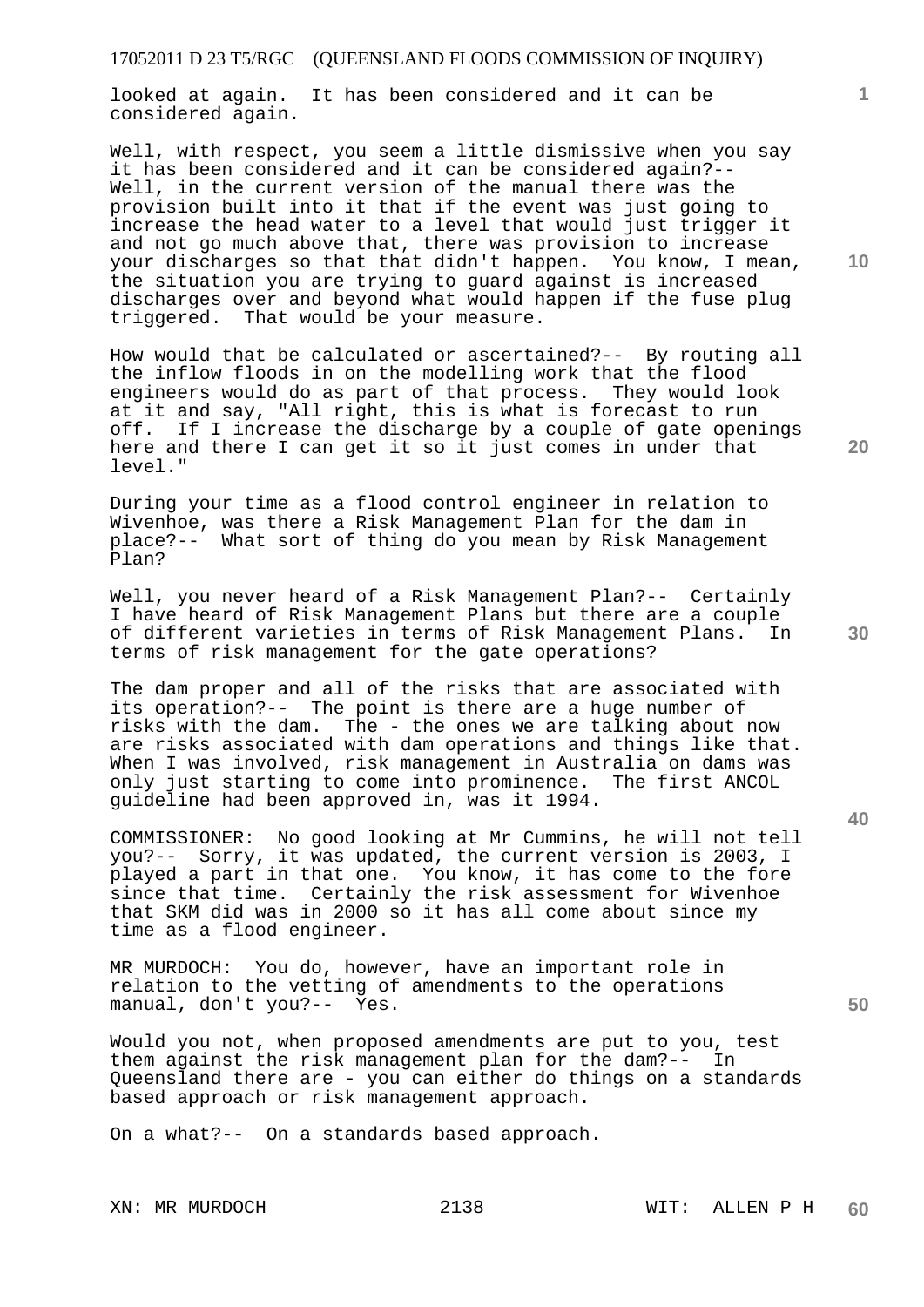looked at again. It has been considered and it can be considered again.

Well, with respect, you seem a little dismissive when you say it has been considered and it can be considered again?-- Well, in the current version of the manual there was the provision built into it that if the event was just going to increase the head water to a level that would just trigger it and not go much above that, there was provision to increase your discharges so that that didn't happen. You know, I mean, the situation you are trying to guard against is increased discharges over and beyond what would happen if the fuse plug triggered. That would be your measure.

How would that be calculated or ascertained?-- By routing all the inflow floods in on the modelling work that the flood engineers would do as part of that process. They would look at it and say, "All right, this is what is forecast to run off. If I increase the discharge by a couple of gate openings here and there I can get it so it just comes in under that level."

During your time as a flood control engineer in relation to Wivenhoe, was there a Risk Management Plan for the dam in place?-- What sort of thing do you mean by Risk Management Plan?

Well, you never heard of a Risk Management Plan?-- Certainly I have heard of Risk Management Plans but there are a couple of different varieties in terms of Risk Management Plans. In terms of risk management for the gate operations?

The dam proper and all of the risks that are associated with its operation?-- The point is there are a huge number of risks with the dam. The - the ones we are talking about now are risks associated with dam operations and things like that. When I was involved, risk management in Australia on dams was only just starting to come into prominence. The first ANCOL guideline had been approved in, was it 1994.

COMMISSIONER: No good looking at Mr Cummins, he will not tell you?-- Sorry, it was updated, the current version is 2003, I played a part in that one. You know, it has come to the fore since that time. Certainly the risk assessment for Wivenhoe that SKM did was in 2000 so it has all come about since my time as a flood engineer.

MR MURDOCH: You do, however, have an important role in relation to the vetting of amendments to the operations manual, don't you?-- Yes.

Would you not, when proposed amendments are put to you, test them against the risk management plan for the dam?-- In Queensland there are - you can either do things on a standards based approach or risk management approach.

On a what?-- On a standards based approach.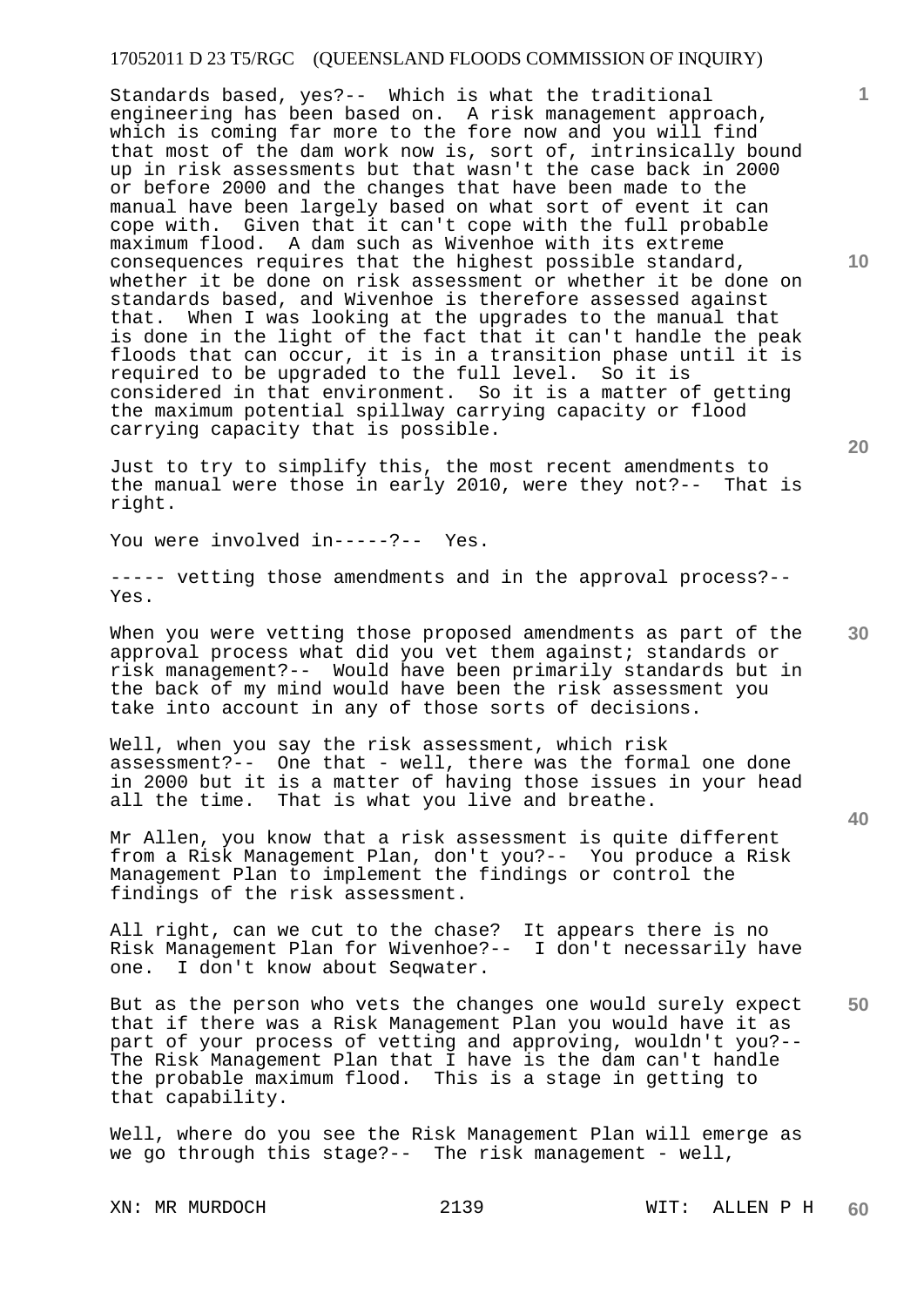Standards based, yes?-- Which is what the traditional engineering has been based on. A risk management approach, which is coming far more to the fore now and you will find that most of the dam work now is, sort of, intrinsically bound up in risk assessments but that wasn't the case back in 2000 or before 2000 and the changes that have been made to the manual have been largely based on what sort of event it can cope with. Given that it can't cope with the full probable maximum flood. A dam such as Wivenhoe with its extreme consequences requires that the highest possible standard, whether it be done on risk assessment or whether it be done on standards based, and Wivenhoe is therefore assessed against that. When I was looking at the upgrades to the manual that is done in the light of the fact that it can't handle the peak floods that can occur, it is in a transition phase until it is required to be upgraded to the full level. So it is considered in that environment. So it is a matter of getting the maximum potential spillway carrying capacity or flood carrying capacity that is possible.

Just to try to simplify this, the most recent amendments to the manual were those in early 2010, were they not?-- That is right.

You were involved in-----?-- Yes.

----- vetting those amendments and in the approval process?-- Yes.

When you were vetting those proposed amendments as part of the approval process what did you vet them against; standards or risk management?-- Would have been primarily standards but in the back of my mind would have been the risk assessment you take into account in any of those sorts of decisions.

Well, when you say the risk assessment, which risk assessment?-- One that - well, there was the formal one done in 2000 but it is a matter of having those issues in your head all the time. That is what you live and breathe.

Mr Allen, you know that a risk assessment is quite different from a Risk Management Plan, don't you?-- You produce a Risk Management Plan to implement the findings or control the findings of the risk assessment.

All right, can we cut to the chase? It appears there is no Risk Management Plan for Wivenhoe?-- I don't necessarily have one. I don't know about Seqwater.

But as the person who vets the changes one would surely expect that if there was a Risk Management Plan you would have it as part of your process of vetting and approving, wouldn't you?-- The Risk Management Plan that I have is the dam can't handle the probable maximum flood. This is a stage in getting to that capability.

Well, where do you see the Risk Management Plan will emerge as we go through this stage?-- The risk management - well,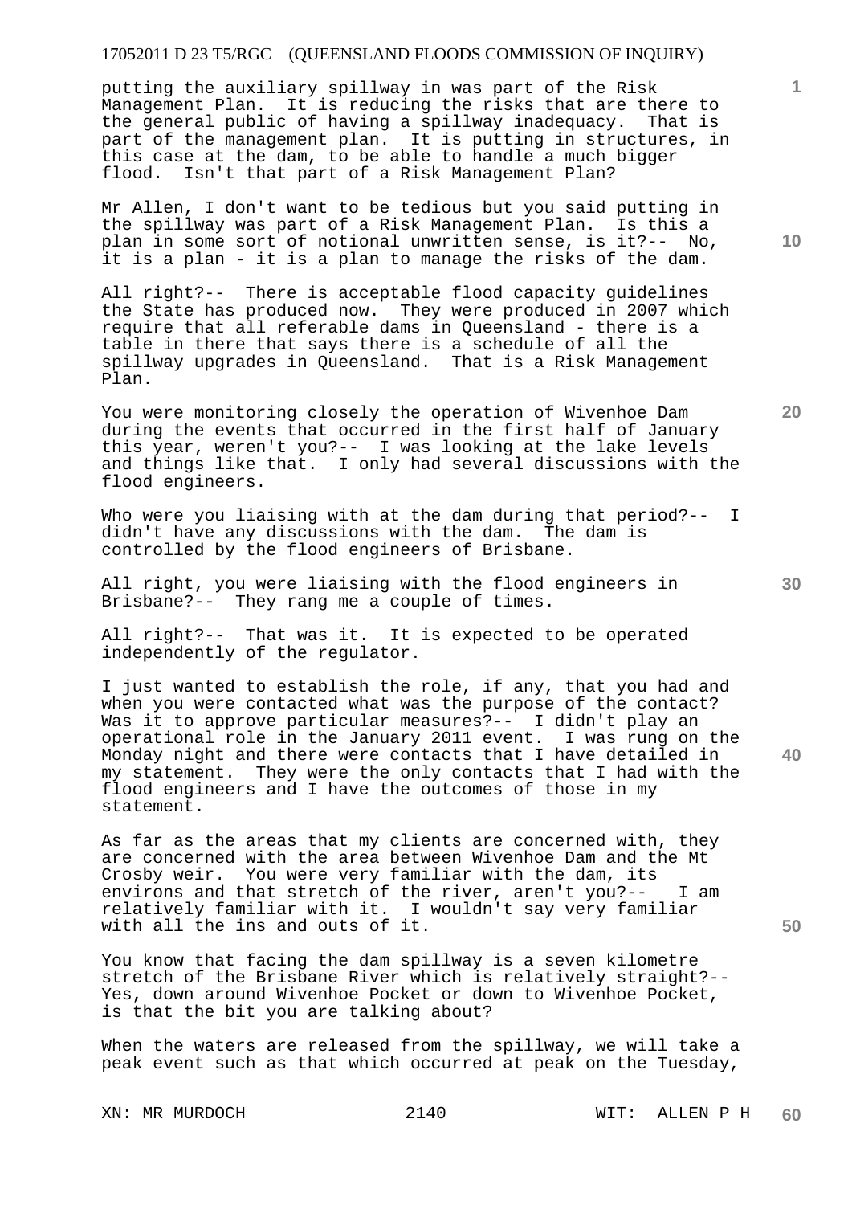putting the auxiliary spillway in was part of the Risk Management Plan. It is reducing the risks that are there to the general public of having a spillway inadequacy. That is part of the management plan. It is putting in structures, in this case at the dam, to be able to handle a much bigger flood. Isn't that part of a Risk Management Plan?

Mr Allen, I don't want to be tedious but you said putting in the spillway was part of a Risk Management Plan. Is this a plan in some sort of notional unwritten sense, is it?-- No, it is a plan - it is a plan to manage the risks of the dam.

All right?-- There is acceptable flood capacity guidelines the State has produced now. They were produced in 2007 which require that all referable dams in Queensland - there is a table in there that says there is a schedule of all the spillway upgrades in Queensland. That is a Risk Management Plan.

You were monitoring closely the operation of Wivenhoe Dam during the events that occurred in the first half of January this year, weren't you?-- I was looking at the lake levels and things like that. I only had several discussions with the flood engineers.

Who were you liaising with at the dam during that period?-- I didn't have any discussions with the dam. The dam is controlled by the flood engineers of Brisbane.

All right, you were liaising with the flood engineers in Brisbane?-- They rang me a couple of times.

All right?-- That was it. It is expected to be operated independently of the regulator.

I just wanted to establish the role, if any, that you had and when you were contacted what was the purpose of the contact? Was it to approve particular measures?-- I didn't play an operational role in the January 2011 event. I was rung on the Monday night and there were contacts that I have detailed in my statement. They were the only contacts that I had with the flood engineers and I have the outcomes of those in my statement.

As far as the areas that my clients are concerned with, they are concerned with the area between Wivenhoe Dam and the Mt Crosby weir. You were very familiar with the dam, its environs and that stretch of the river, aren't you?-- I am relatively familiar with it. I wouldn't say very familiar with all the ins and outs of it.

You know that facing the dam spillway is a seven kilometre stretch of the Brisbane River which is relatively straight?-- Yes, down around Wivenhoe Pocket or down to Wivenhoe Pocket, is that the bit you are talking about?

When the waters are released from the spillway, we will take a peak event such as that which occurred at peak on the Tuesday,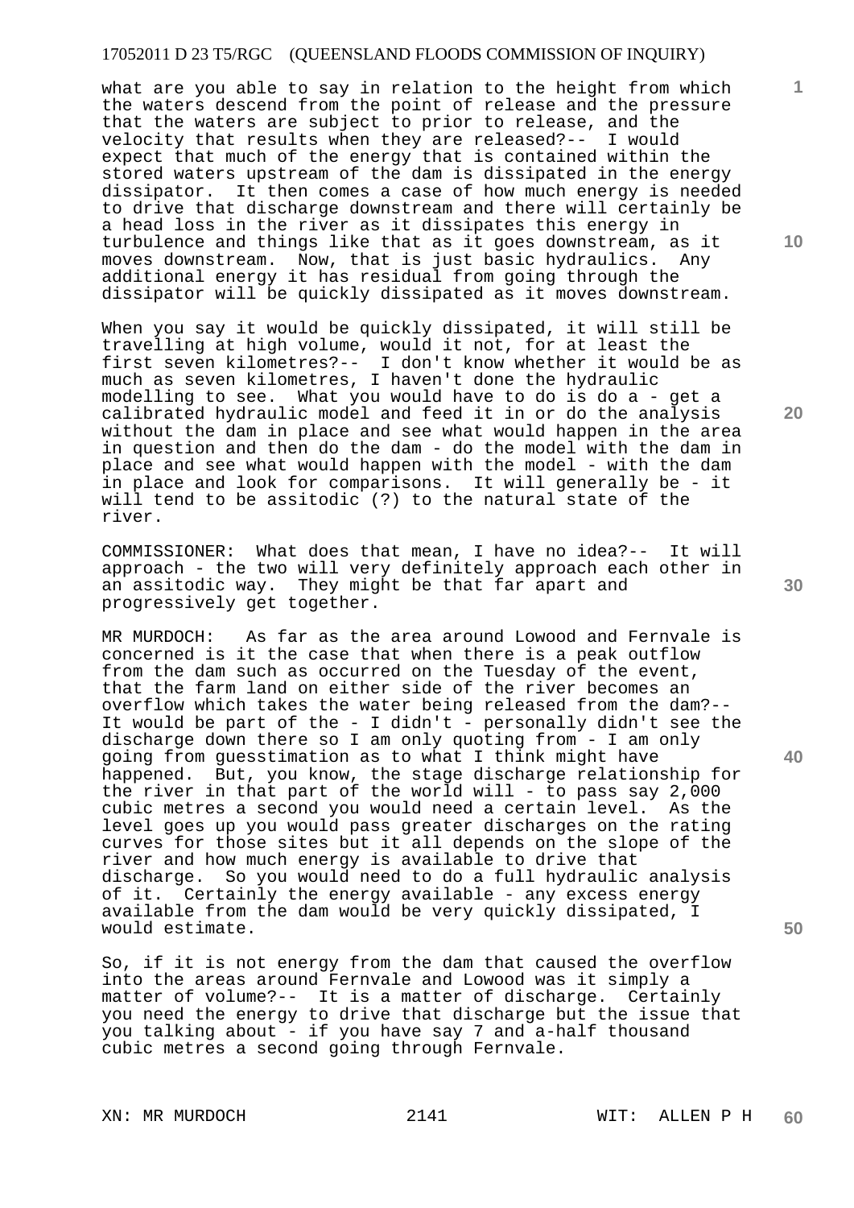what are you able to say in relation to the height from which the waters descend from the point of release and the pressure that the waters are subject to prior to release, and the velocity that results when they are released?-- I would expect that much of the energy that is contained within the stored waters upstream of the dam is dissipated in the energy dissipator. It then comes a case of how much energy is needed to drive that discharge downstream and there will certainly be a head loss in the river as it dissipates this energy in turbulence and things like that as it goes downstream, as it moves downstream. Now, that is just basic hydraulics. Any additional energy it has residual from going through the dissipator will be quickly dissipated as it moves downstream.

When you say it would be quickly dissipated, it will still be travelling at high volume, would it not, for at least the first seven kilometres?-- I don't know whether it would be as much as seven kilometres, I haven't done the hydraulic modelling to see. What you would have to do is do a - get a calibrated hydraulic model and feed it in or do the analysis without the dam in place and see what would happen in the area in question and then do the dam - do the model with the dam in place and see what would happen with the model - with the dam in place and look for comparisons. It will generally be - it will tend to be assitodic (?) to the natural state of the river.

COMMISSIONER: What does that mean, I have no idea?-- It will approach - the two will very definitely approach each other in an assitodic way. They might be that far apart and progressively get together.

MR MURDOCH: As far as the area around Lowood and Fernvale is concerned is it the case that when there is a peak outflow from the dam such as occurred on the Tuesday of the event, that the farm land on either side of the river becomes an overflow which takes the water being released from the dam?-- It would be part of the - I didn't - personally didn't see the discharge down there so I am only quoting from - I am only going from guesstimation as to what I think might have happened. But, you know, the stage discharge relationship for the river in that part of the world will - to pass say 2,000 cubic metres a second you would need a certain level. As the level goes up you would pass greater discharges on the rating curves for those sites but it all depends on the slope of the river and how much energy is available to drive that discharge. So you would need to do a full hydraulic analysis of it. Certainly the energy available - any excess energy available from the dam would be very quickly dissipated, I would estimate.

So, if it is not energy from the dam that caused the overflow into the areas around Fernvale and Lowood was it simply a matter of volume?-- It is a matter of discharge. Certainly you need the energy to drive that discharge but the issue that you talking about - if you have say 7 and a-half thousand cubic metres a second going through Fernvale.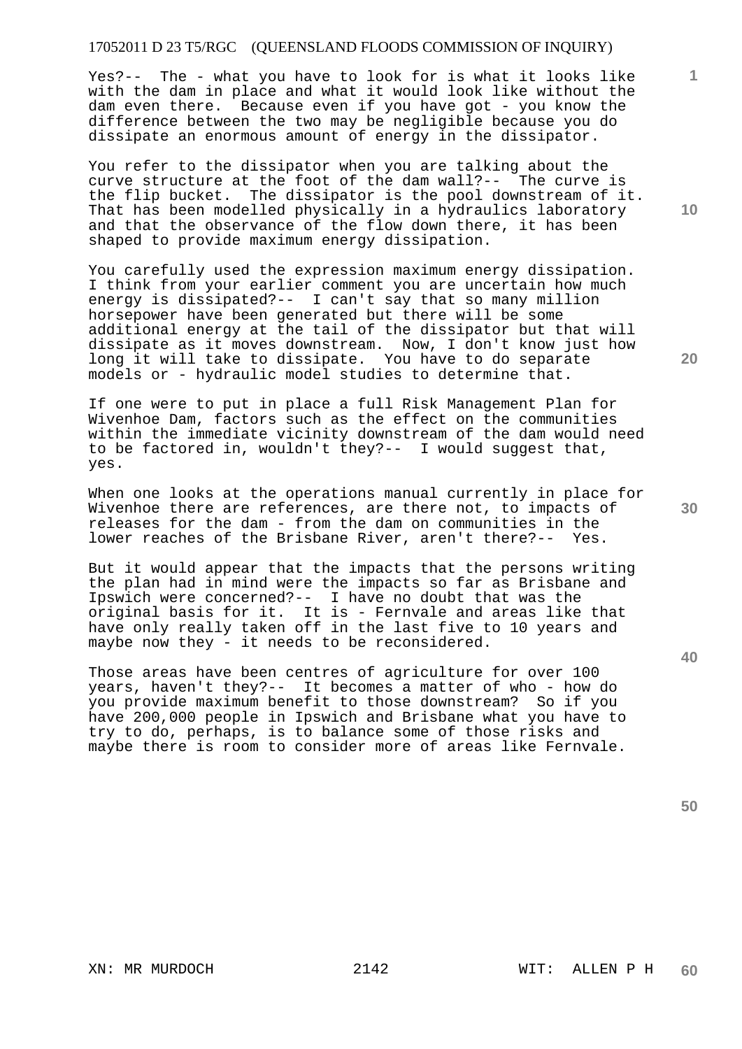Yes?-- The - what you have to look for is what it looks like with the dam in place and what it would look like without the dam even there. Because even if you have got - you know the difference between the two may be negligible because you do dissipate an enormous amount of energy in the dissipator.

You refer to the dissipator when you are talking about the curve structure at the foot of the dam wall?-- The curve is the flip bucket. The dissipator is the pool downstream of it. That has been modelled physically in a hydraulics laboratory and that the observance of the flow down there, it has been shaped to provide maximum energy dissipation.

You carefully used the expression maximum energy dissipation. I think from your earlier comment you are uncertain how much energy is dissipated?-- I can't say that so many million horsepower have been generated but there will be some additional energy at the tail of the dissipator but that will dissipate as it moves downstream. Now, I don't know just how long it will take to dissipate. You have to do separate models or - hydraulic model studies to determine that.

If one were to put in place a full Risk Management Plan for Wivenhoe Dam, factors such as the effect on the communities within the immediate vicinity downstream of the dam would need to be factored in, wouldn't they?-- I would suggest that, yes.

When one looks at the operations manual currently in place for Wivenhoe there are references, are there not, to impacts of releases for the dam - from the dam on communities in the lower reaches of the Brisbane River, aren't there?-- Yes.

But it would appear that the impacts that the persons writing the plan had in mind were the impacts so far as Brisbane and Ipswich were concerned?-- I have no doubt that was the original basis for it. It is - Fernvale and areas like that have only really taken off in the last five to 10 years and maybe now they - it needs to be reconsidered.

Those areas have been centres of agriculture for over 100 years, haven't they?-- It becomes a matter of who - how do you provide maximum benefit to those downstream? So if you have 200,000 people in Ipswich and Brisbane what you have to try to do, perhaps, is to balance some of those risks and maybe there is room to consider more of areas like Fernvale.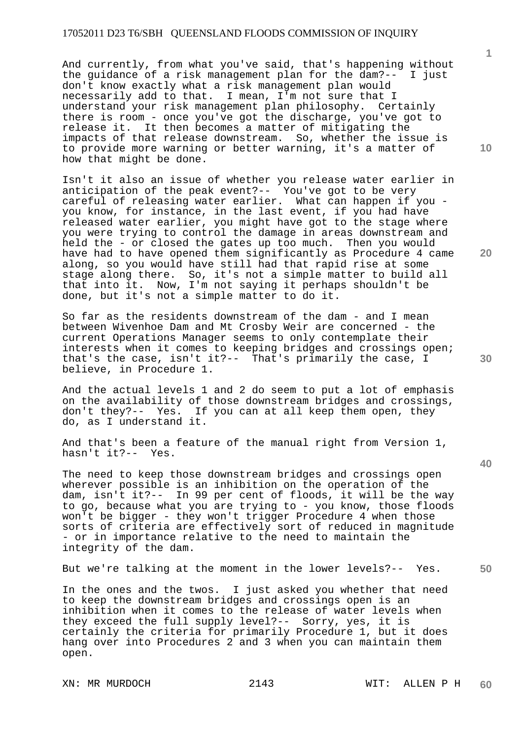And currently, from what you've said, that's happening without the guidance of a risk management plan for the dam?-- I just don't know exactly what a risk management plan would necessarily add to that. I mean, I'm not sure that I understand your risk management plan philosophy. Certainly there is room - once you've got the discharge, you've got to release it. It then becomes a matter of mitigating the impacts of that release downstream. So, whether the issue is to provide more warning or better warning, it's a matter of how that might be done.

Isn't it also an issue of whether you release water earlier in anticipation of the peak event?-- You've got to be very careful of releasing water earlier. What can happen if you - you know, for instance, in the last event, if you had have released water earlier, you might have got to the stage where you were trying to control the damage in areas downstream and held the - or closed the gates up too much. Then you would have had to have opened them significantly as Procedure 4 came along, so you would have still had that rapid rise at some stage along there. So, it's not a simple matter to build all that into it. Now, I'm not saying it perhaps shouldn't be done, but it's not a simple matter to do it.

So far as the residents downstream of the dam - and I mean between Wivenhoe Dam and Mt Crosby Weir are concerned - the current Operations Manager seems to only contemplate their interests when it comes to keeping bridges and crossings open; that's the case, isn't it?-- That's primarily the case, I believe, in Procedure 1.

And the actual levels 1 and 2 do seem to put a lot of emphasis on the availability of those downstream bridges and crossings, don't they?-- Yes. If you can at all keep them open, they do, as I understand it.

And that's been a feature of the manual right from Version 1, hasn't it?-- Yes.

The need to keep those downstream bridges and crossings open wherever possible is an inhibition on the operation of the dam, isn't it?-- In 99 per cent of floods, it will be the way to go, because what you are trying to - you know, those floods won't be bigger - they won't trigger Procedure 4 when those sorts of criteria are effectively sort of reduced in magnitude - or in importance relative to the need to maintain the integrity of the dam.

But we're talking at the moment in the lower levels?-- Yes.

In the ones and the twos. I just asked you whether that need to keep the downstream bridges and crossings open is an inhibition when it comes to the release of water levels when they exceed the full supply level?-- Sorry, yes, it is certainly the criteria for primarily Procedure 1, but it does hang over into Procedures 2 and 3 when you can maintain them open.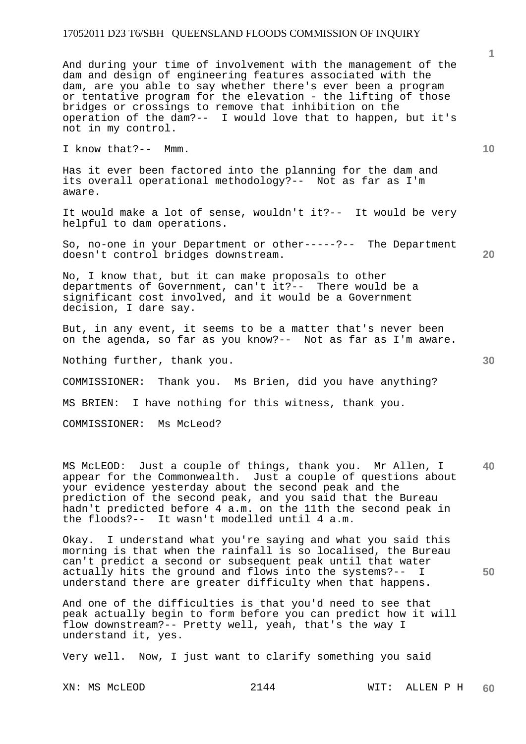And during your time of involvement with the management of the dam and design of engineering features associated with the dam, are you able to say whether there's ever been a program or tentative program for the elevation - the lifting of those bridges or crossings to remove that inhibition on the operation of the dam?-- I would love that to happen, but it's not in my control.

I know that?-- Mmm.

Has it ever been factored into the planning for the dam and its overall operational methodology?-- Not as far as I'm aware.

It would make a lot of sense, wouldn't it?-- It would be very helpful to dam operations.

So, no-one in your Department or other-----?-- The Department doesn't control bridges downstream.

No, I know that, but it can make proposals to other departments of Government, can't it?-- There would be a significant cost involved, and it would be a Government decision, I dare say.

But, in any event, it seems to be a matter that's never been on the agenda, so far as you know?-- Not as far as I'm aware.

Nothing further, thank you.

COMMISSIONER: Thank you. Ms Brien, did you have anything?

MS BRIEN: I have nothing for this witness, thank you.

COMMISSIONER: Ms McLeod?

MS McLEOD: Just a couple of things, thank you. Mr Allen, I appear for the Commonwealth. Just a couple of questions about your evidence yesterday about the second peak and the prediction of the second peak, and you said that the Bureau hadn't predicted before 4 a.m. on the 11th the second peak in the floods?-- It wasn't modelled until 4 a.m.

Okay. I understand what you're saying and what you said this morning is that when the rainfall is so localised, the Bureau can't predict a second or subsequent peak until that water actually hits the ground and flows into the systems?-- I understand there are greater difficulty when that happens.

And one of the difficulties is that you'd need to see that peak actually begin to form before you can predict how it will flow downstream?-- Pretty well, yeah, that's the way I understand it, yes.

Very well. Now, I just want to clarify something you said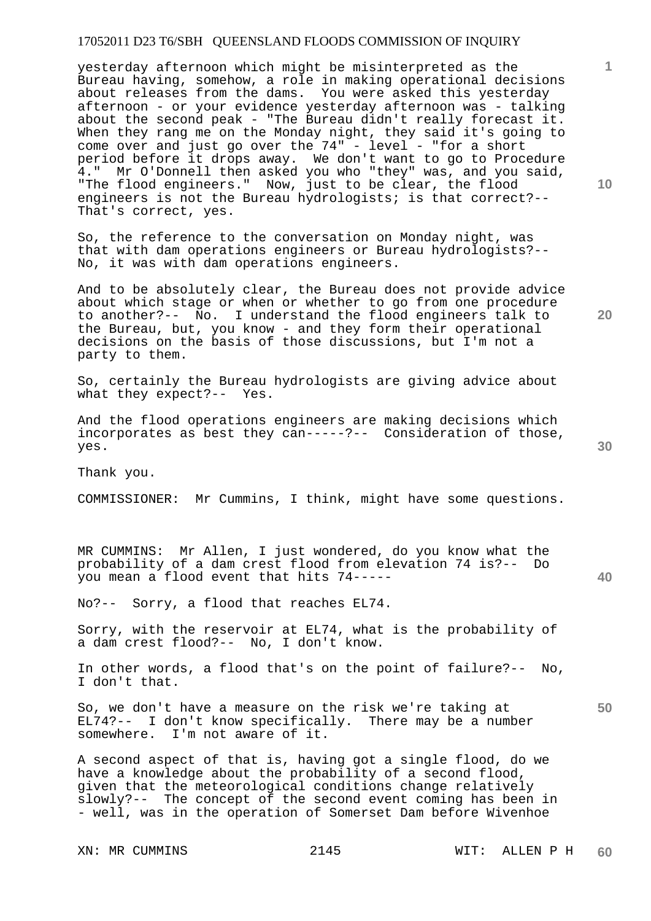yesterday afternoon which might be misinterpreted as the Bureau having, somehow, a role in making operational decisions about releases from the dams. You were asked this yesterday afternoon - or your evidence yesterday afternoon was - talking about the second peak - "The Bureau didn't really forecast it. When they rang me on the Monday night, they said it's going to come over and just go over the 74" - level - "for a short period before it drops away. We don't want to go to Procedure 4." Mr O'Donnell then asked you who "they" was, and you said, "The flood engineers." Now, just to be clear, the flood engineers is not the Bureau hydrologists; is that correct?-- That's correct, yes.

So, the reference to the conversation on Monday night, was that with dam operations engineers or Bureau hydrologists?-- No, it was with dam operations engineers.

And to be absolutely clear, the Bureau does not provide advice about which stage or when or whether to go from one procedure to another?-- No. I understand the flood engineers talk to the Bureau, but, you know - and they form their operational decisions on the basis of those discussions, but I'm not a party to them.

So, certainly the Bureau hydrologists are giving advice about what they expect?-- Yes.

And the flood operations engineers are making decisions which incorporates as best they can-----?-- Consideration of those, yes.

Thank you.

COMMISSIONER: Mr Cummins, I think, might have some questions.

MR CUMMINS: Mr Allen, I just wondered, do you know what the probability of a dam crest flood from elevation 74 is?-- Do you mean a flood event that hits 74-----

No?-- Sorry, a flood that reaches EL74.

Sorry, with the reservoir at EL74, what is the probability of a dam crest flood?-- No, I don't know.

In other words, a flood that's on the point of failure?-- No, I don't that.

So, we don't have a measure on the risk we're taking at EL74?-- I don't know specifically. There may be a number somewhere. I'm not aware of it.

A second aspect of that is, having got a single flood, do we have a knowledge about the probability of a second flood, given that the meteorological conditions change relatively slowly?-- The concept of the second event coming has been in - well, was in the operation of Somerset Dam before Wivenhoe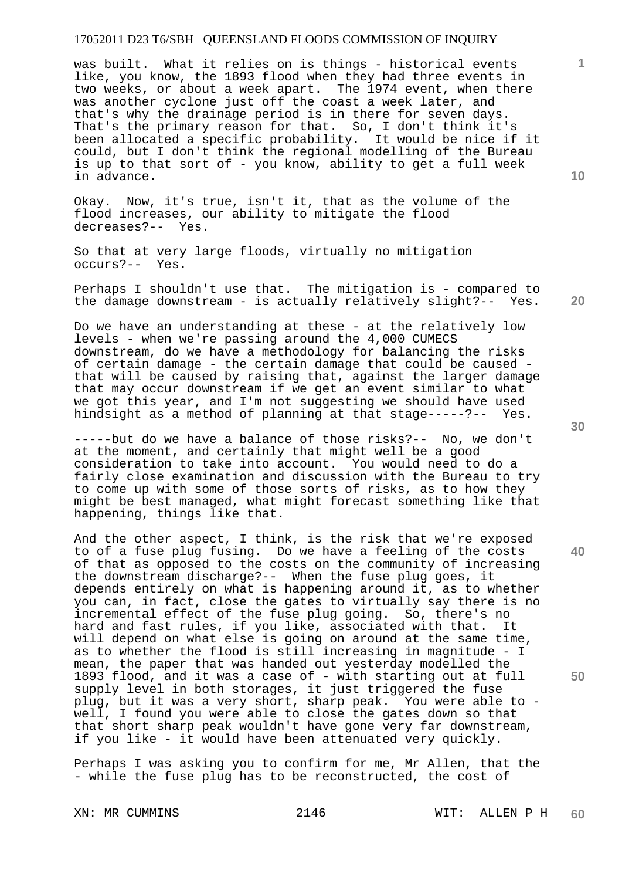was built. What it relies on is things - historical events like, you know, the 1893 flood when they had three events in two weeks, or about a week apart. The 1974 event, when there was another cyclone just off the coast a week later, and that's why the drainage period is in there for seven days. That's the primary reason for that. So, I don't think it's been allocated a specific probability. It would be nice if it could, but I don't think the regional modelling of the Bureau is up to that sort of - you know, ability to get a full week in advance.

Okay. Now, it's true, isn't it, that as the volume of the flood increases, our ability to mitigate the flood decreases?-- Yes.

So that at very large floods, virtually no mitigation occurs?-- Yes.

Perhaps I shouldn't use that. The mitigation is - compared to the damage downstream - is actually relatively slight?-- Yes.

Do we have an understanding at these - at the relatively low levels - when we're passing around the 4,000 CUMECS downstream, do we have a methodology for balancing the risks of certain damage - the certain damage that could be caused - that will be caused by raising that, against the larger damage that may occur downstream if we get an event similar to what we got this year, and I'm not suggesting we should have used hindsight as a method of planning at that stage-----?-- Yes.

-----but do we have a balance of those risks?-- No, we don't at the moment, and certainly that might well be a good consideration to take into account. You would need to do a fairly close examination and discussion with the Bureau to try to come up with some of those sorts of risks, as to how they might be best managed, what might forecast something like that happening, things like that.

And the other aspect, I think, is the risk that we're exposed to of a fuse plug fusing. Do we have a feeling of the costs of that as opposed to the costs on the community of increasing the downstream discharge?-- When the fuse plug goes, it depends entirely on what is happening around it, as to whether you can, in fact, close the gates to virtually say there is no incremental effect of the fuse plug going. So, there's no hard and fast rules, if you like, associated with that. It will depend on what else is going on around at the same time, as to whether the flood is still increasing in magnitude - I mean, the paper that was handed out yesterday modelled the 1893 flood, and it was a case of - with starting out at full supply level in both storages, it just triggered the fuse plug, but it was a very short, sharp peak. You were able to - well, I found you were able to close the gates down so that that short sharp peak wouldn't have gone very far downstream, if you like - it would have been attenuated very quickly.

Perhaps I was asking you to confirm for me, Mr Allen, that the - while the fuse plug has to be reconstructed, the cost of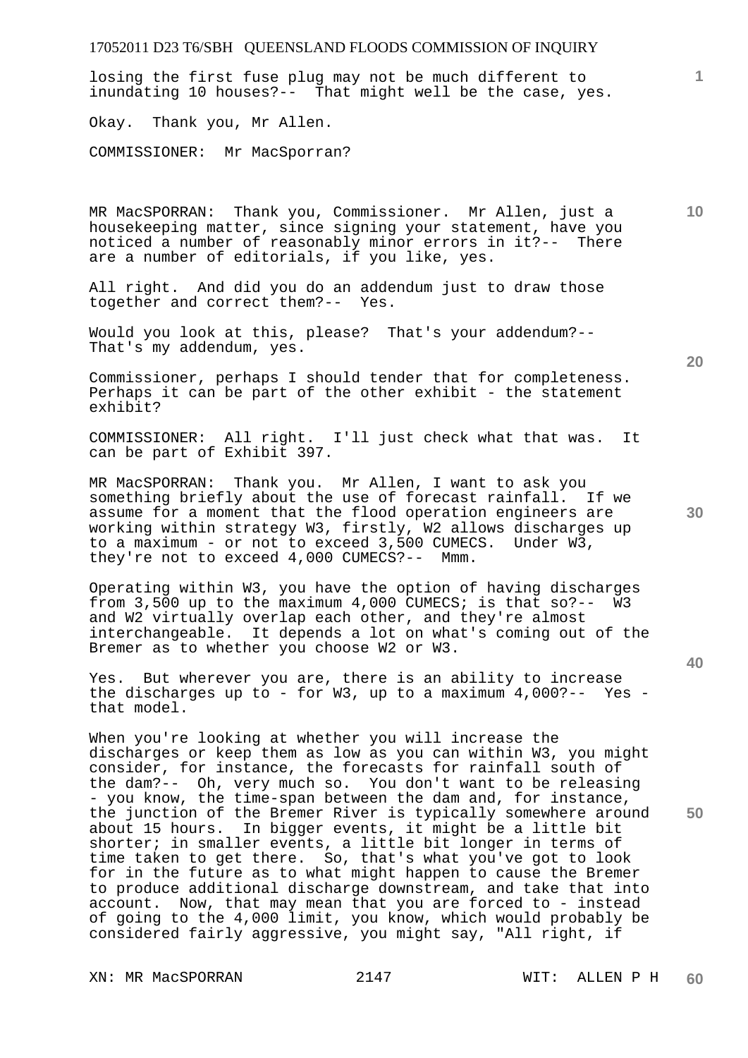losing the first fuse plug may not be much different to inundating 10 houses?-- That might well be the case, yes.

Okay. Thank you, Mr Allen.

COMMISSIONER: Mr MacSporran?

MR MacSPORRAN: Thank you, Commissioner. Mr Allen, just a housekeeping matter, since signing your statement, have you noticed a number of reasonably minor errors in it?-- There are a number of editorials, if you like, yes.

All right. And did you do an addendum just to draw those together and correct them?-- Yes.

Would you look at this, please? That's your addendum?-- That's my addendum, yes.

Commissioner, perhaps I should tender that for completeness. Perhaps it can be part of the other exhibit - the statement exhibit?

COMMISSIONER: All right. I'll just check what that was. It can be part of Exhibit 397.

MR MacSPORRAN: Thank you. Mr Allen, I want to ask you something briefly about the use of forecast rainfall. If we assume for a moment that the flood operation engineers are working within strategy W3, firstly, W2 allows discharges up to a maximum - or not to exceed 3,500 CUMECS. Under W3, they're not to exceed 4,000 CUMECS?-- Mmm.

Operating within W3, you have the option of having discharges from 3,500 up to the maximum 4,000 CUMECS; is that so?-- W3 and W2 virtually overlap each other, and they're almost interchangeable. It depends a lot on what's coming out of the Bremer as to whether you choose W2 or W3.

Yes. But wherever you are, there is an ability to increase the discharges up to - for W3, up to a maximum 4,000?-- Yes - that model.

When you're looking at whether you will increase the discharges or keep them as low as you can within W3, you might consider, for instance, the forecasts for rainfall south of the dam?-- Oh, very much so. You don't want to be releasing - you know, the time-span between the dam and, for instance, the junction of the Bremer River is typically somewhere around about 15 hours. In bigger events, it might be a little bit shorter; in smaller events, a little bit longer in terms of time taken to get there. So, that's what you've got to look for in the future as to what might happen to cause the Bremer to produce additional discharge downstream, and take that into account. Now, that may mean that you are forced to - instead of going to the 4,000 limit, you know, which would probably be considered fairly aggressive, you might say, "All right, if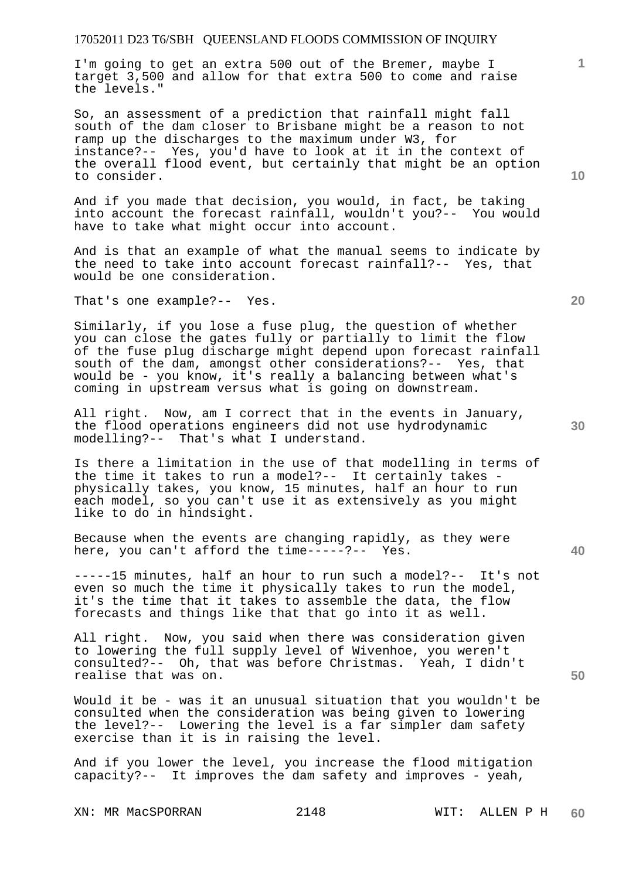I'm going to get an extra 500 out of the Bremer, maybe I target 3,500 and allow for that extra 500 to come and raise the levels."

So, an assessment of a prediction that rainfall might fall south of the dam closer to Brisbane might be a reason to not ramp up the discharges to the maximum under W3, for instance?-- Yes, you'd have to look at it in the context of the overall flood event, but certainly that might be an option to consider.

And if you made that decision, you would, in fact, be taking into account the forecast rainfall, wouldn't you?-- You would have to take what might occur into account.

And is that an example of what the manual seems to indicate by the need to take into account forecast rainfall?-- Yes, that would be one consideration.

That's one example?-- Yes.

Similarly, if you lose a fuse plug, the question of whether you can close the gates fully or partially to limit the flow of the fuse plug discharge might depend upon forecast rainfall south of the dam, amongst other considerations?-- Yes, that would be - you know, it's really a balancing between what's coming in upstream versus what is going on downstream.

All right. Now, am I correct that in the events in January, the flood operations engineers did not use hydrodynamic modelling?-- That's what I understand.

Is there a limitation in the use of that modelling in terms of the time it takes to run a model?-- It certainly takes - physically takes, you know, 15 minutes, half an hour to run each model, so you can't use it as extensively as you might like to do in hindsight.

Because when the events are changing rapidly, as they were here, you can't afford the time-----?-- Yes.

-----15 minutes, half an hour to run such a model?-- It's not even so much the time it physically takes to run the model, it's the time that it takes to assemble the data, the flow forecasts and things like that that go into it as well.

All right. Now, you said when there was consideration given to lowering the full supply level of Wivenhoe, you weren't consulted?-- Oh, that was before Christmas. Yeah, I didn't realise that was on.

Would it be - was it an unusual situation that you wouldn't be consulted when the consideration was being given to lowering the level?-- Lowering the level is a far simpler dam safety exercise than it is in raising the level.

And if you lower the level, you increase the flood mitigation capacity?-- It improves the dam safety and improves - yeah,

XN: MR MacSPORRAN WIT: ALLEN P H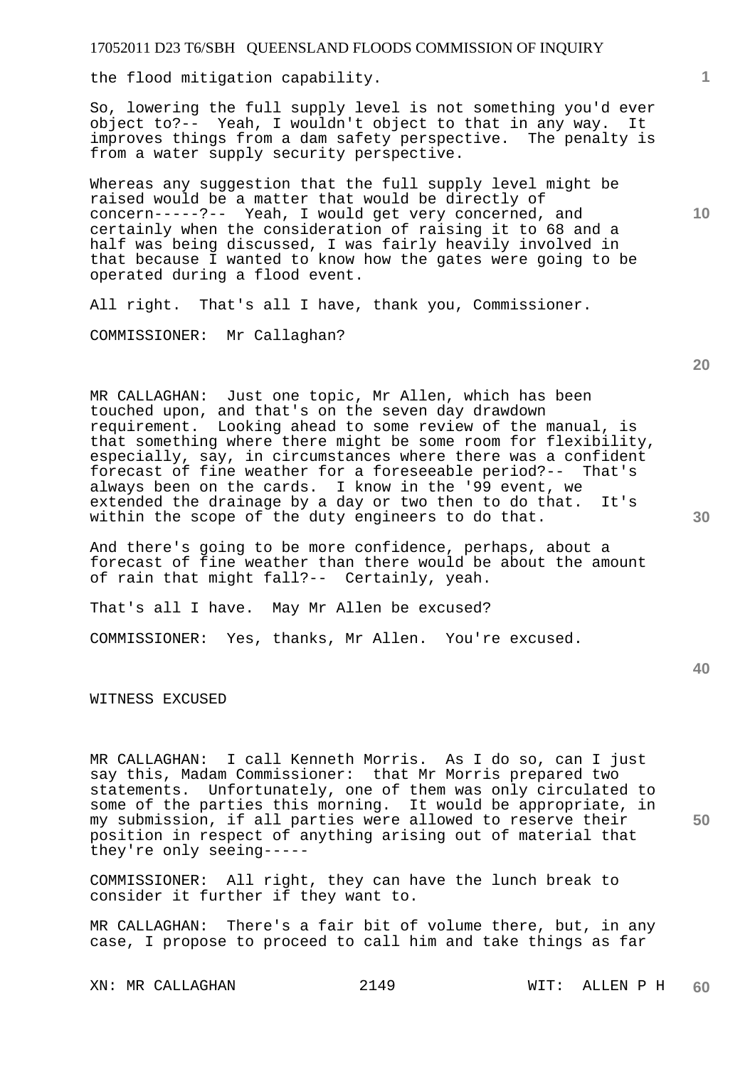the flood mitigation capability.

So, lowering the full supply level is not something you'd ever object to?-- Yeah, I wouldn't object to that in any way. It improves things from a dam safety perspective. The penalty is from a water supply security perspective.

Whereas any suggestion that the full supply level might be raised would be a matter that would be directly of concern-----?-- Yeah, I would get very concerned, and certainly when the consideration of raising it to 68 and a half was being discussed, I was fairly heavily involved in that because I wanted to know how the gates were going to be operated during a flood event.

All right. That's all I have, thank you, Commissioner.

COMMISSIONER: Mr Callaghan?

MR CALLAGHAN: Just one topic, Mr Allen, which has been touched upon, and that's on the seven day drawdown requirement. Looking ahead to some review of the manual, is that something where there might be some room for flexibility, especially, say, in circumstances where there was a confident forecast of fine weather for a foreseeable period?-- That's always been on the cards. I know in the '99 event, we extended the drainage by a day or two then to do that. It's within the scope of the duty engineers to do that.

And there's going to be more confidence, perhaps, about a forecast of fine weather than there would be about the amount of rain that might fall?-- Certainly, yeah.

That's all I have. May Mr Allen be excused?

COMMISSIONER: Yes, thanks, Mr Allen. You're excused.

WITNESS EXCUSED

MR CALLAGHAN: I call Kenneth Morris. As I do so, can I just say this, Madam Commissioner: that Mr Morris prepared two statements. Unfortunately, one of them was only circulated to some of the parties this morning. It would be appropriate, in my submission, if all parties were allowed to reserve their position in respect of anything arising out of material that they're only seeing-----

COMMISSIONER: All right, they can have the lunch break to consider it further if they want to.

MR CALLAGHAN: There's a fair bit of volume there, but, in any case, I propose to proceed to call him and take things as far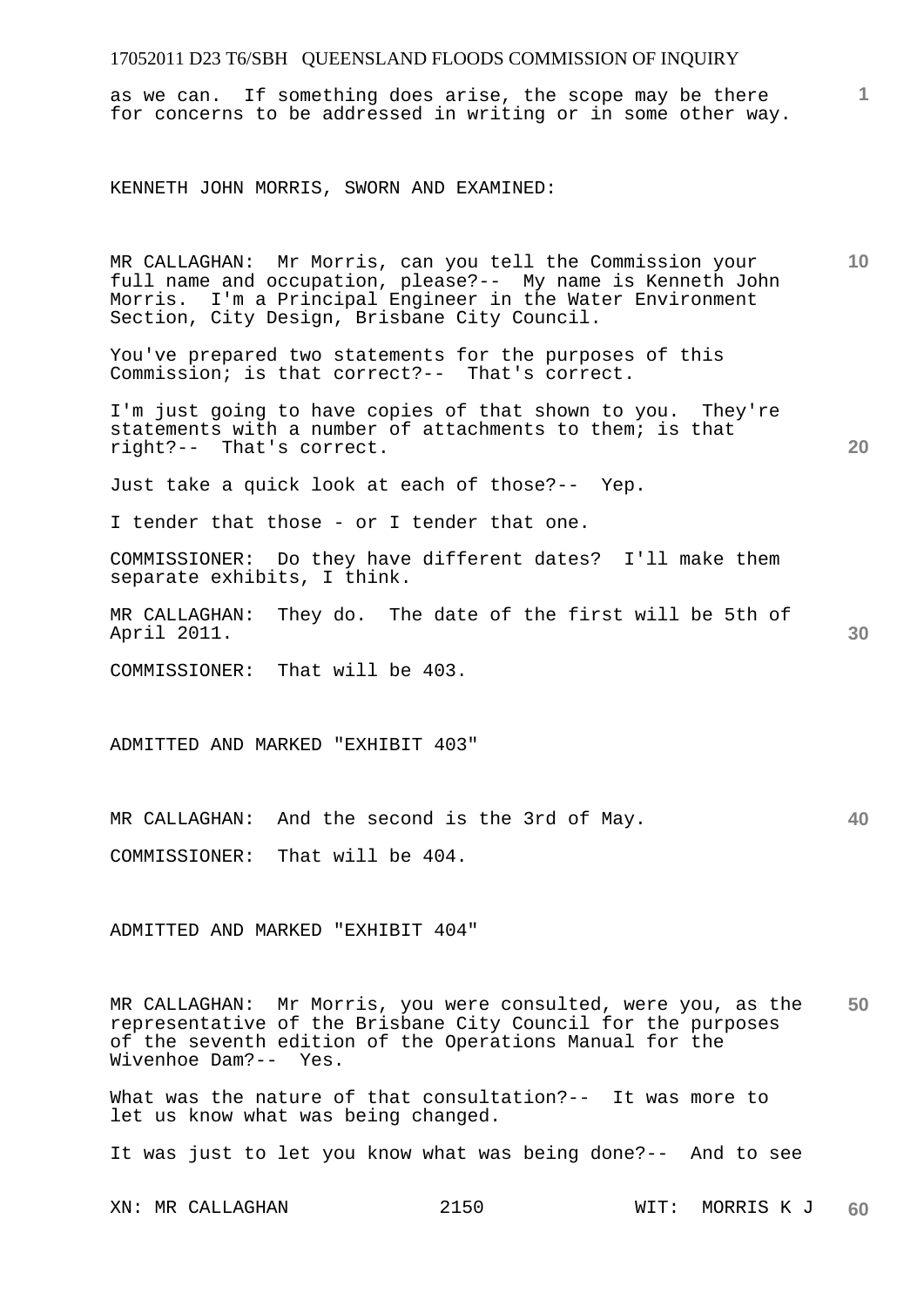as we can. If something does arise, the scope may be there for concerns to be addressed in writing or in some other way.

KENNETH JOHN MORRIS, SWORN AND EXAMINED:

MR CALLAGHAN: Mr Morris, can you tell the Commission your full name and occupation, please?-- My name is Kenneth John Morris. I'm a Principal Engineer in the Water Environment Section, City Design, Brisbane City Council.

You've prepared two statements for the purposes of this Commission; is that correct?-- That's correct.

I'm just going to have copies of that shown to you. They're statements with a number of attachments to them; is that right?-- That's correct.

Just take a quick look at each of those?-- Yep.

I tender that those - or I tender that one.

COMMISSIONER: Do they have different dates? I'll make them separate exhibits, I think.

MR CALLAGHAN: They do. The date of the first will be 5th of April 2011.

COMMISSIONER: That will be 403.

ADMITTED AND MARKED "EXHIBIT 403"

MR CALLAGHAN: And the second is the 3rd of May.

COMMISSIONER: That will be 404.

ADMITTED AND MARKED "EXHIBIT 404"

MR CALLAGHAN: Mr Morris, you were consulted, were you, as the representative of the Brisbane City Council for the purposes of the seventh edition of the Operations Manual for the Wivenhoe Dam?-- Yes.

What was the nature of that consultation?-- It was more to let us know what was being changed.

It was just to let you know what was being done?-- And to see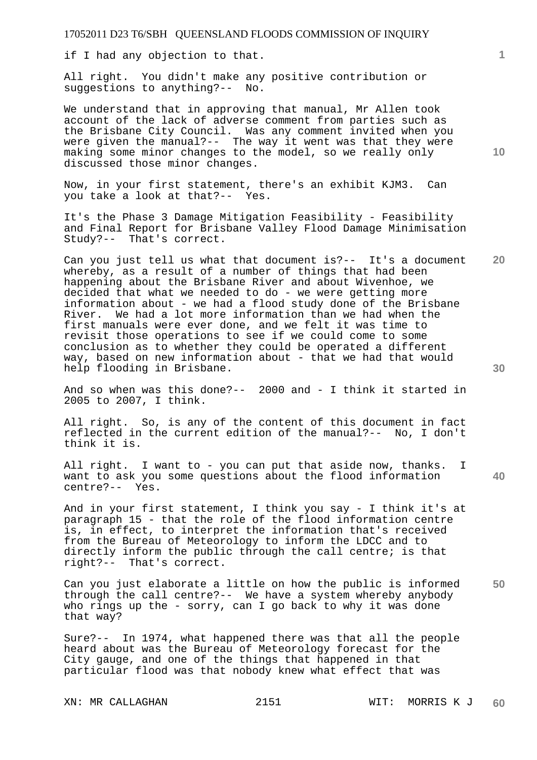if I had any objection to that.

All right. You didn't make any positive contribution or suggestions to anything?-- No.

We understand that in approving that manual, Mr Allen took account of the lack of adverse comment from parties such as the Brisbane City Council. Was any comment invited when you were given the manual?-- The way it went was that they were making some minor changes to the model, so we really only discussed those minor changes.

Now, in your first statement, there's an exhibit KJM3. Can you take a look at that?-- Yes.

It's the Phase 3 Damage Mitigation Feasibility - Feasibility and Final Report for Brisbane Valley Flood Damage Minimisation Study?-- That's correct.

Can you just tell us what that document is?-- It's a document whereby, as a result of a number of things that had been happening about the Brisbane River and about Wivenhoe, we decided that what we needed to do - we were getting more information about - we had a flood study done of the Brisbane River. We had a lot more information than we had when the first manuals were ever done, and we felt it was time to revisit those operations to see if we could come to some conclusion as to whether they could be operated a different way, based on new information about - that we had that would help flooding in Brisbane.

And so when was this done?-- 2000 and - I think it started in 2005 to 2007, I think.

All right. So, is any of the content of this document in fact reflected in the current edition of the manual?-- No, I don't think it is.

All right. I want to - you can put that aside now, thanks. I want to ask you some questions about the flood information centre?-- Yes.

And in your first statement, I think you say - I think it's at paragraph 15 - that the role of the flood information centre is, in effect, to interpret the information that's received from the Bureau of Meteorology to inform the LDCC and to directly inform the public through the call centre; is that right?-- That's correct.

Can you just elaborate a little on how the public is informed through the call centre?-- We have a system whereby anybody who rings up the - sorry, can I go back to why it was done that way?

Sure?-- In 1974, what happened there was that all the people heard about was the Bureau of Meteorology forecast for the City gauge, and one of the things that happened in that particular flood was that nobody knew what effect that was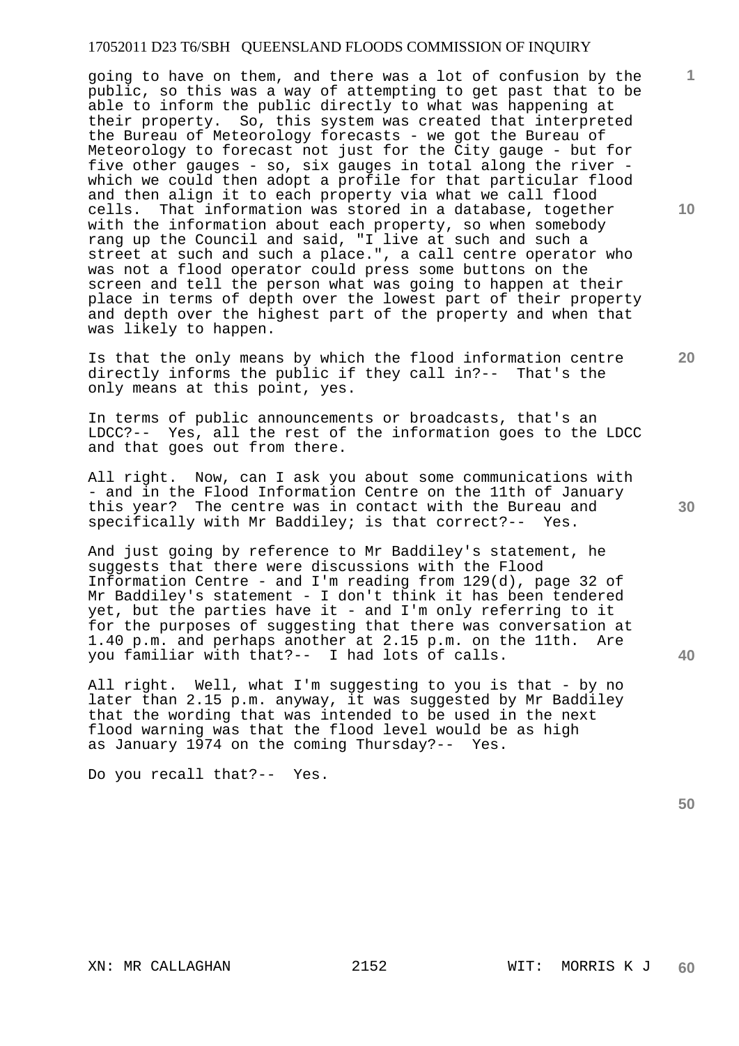going to have on them, and there was a lot of confusion by the public, so this was a way of attempting to get past that to be able to inform the public directly to what was happening at their property. So, this system was created that interpreted the Bureau of Meteorology forecasts - we got the Bureau of Meteorology to forecast not just for the City gauge - but for five other gauges - so, six gauges in total along the river - which we could then adopt a profile for that particular flood and then align it to each property via what we call flood cells. That information was stored in a database, together with the information about each property, so when somebody rang up the Council and said, "I live at such and such a street at such and such a place.", a call centre operator who was not a flood operator could press some buttons on the screen and tell the person what was going to happen at their place in terms of depth over the lowest part of their property and depth over the highest part of the property and when that was likely to happen.

Is that the only means by which the flood information centre directly informs the public if they call in?-- That's the only means at this point, yes.

In terms of public announcements or broadcasts, that's an LDCC?-- Yes, all the rest of the information goes to the LDCC and that goes out from there.

All right. Now, can I ask you about some communications with - and in the Flood Information Centre on the 11th of January this year? The centre was in contact with the Bureau and specifically with Mr Baddiley; is that correct?-- Yes.

And just going by reference to Mr Baddiley's statement, he suggests that there were discussions with the Flood Information Centre - and I'm reading from 129(d), page 32 of Mr Baddiley's statement - I don't think it has been tendered yet, but the parties have it - and I'm only referring to it for the purposes of suggesting that there was conversation at 1.40 p.m. and perhaps another at 2.15 p.m. on the 11th. Are you familiar with that?-- I had lots of calls.

All right. Well, what I'm suggesting to you is that - by no later than 2.15 p.m. anyway, it was suggested by Mr Baddiley that the wording that was intended to be used in the next flood warning was that the flood level would be as high as January 1974 on the coming Thursday?-- Yes.

Do you recall that?-- Yes.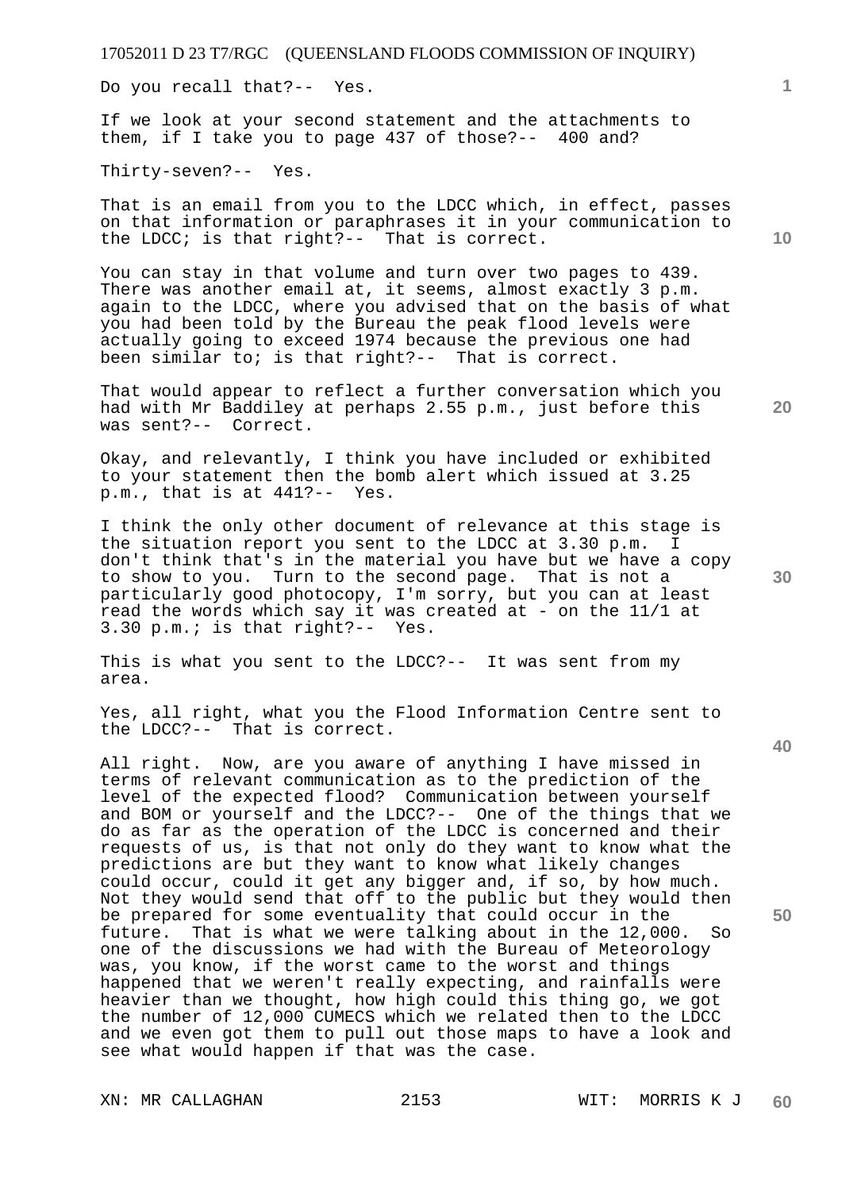Do you recall that?-- Yes.

If we look at your second statement and the attachments to them, if I take you to page 437 of those?-- 400 and?

Thirty-seven?-- Yes.

That is an email from you to the LDCC which, in effect, passes on that information or paraphrases it in your communication to the LDCC; is that right?-- That is correct.

You can stay in that volume and turn over two pages to 439. There was another email at, it seems, almost exactly 3 p.m. again to the LDCC, where you advised that on the basis of what you had been told by the Bureau the peak flood levels were actually going to exceed 1974 because the previous one had been similar to; is that right?-- That is correct.

That would appear to reflect a further conversation which you had with Mr Baddiley at perhaps 2.55 p.m., just before this was sent?-- Correct.

Okay, and relevantly, I think you have included or exhibited to your statement then the bomb alert which issued at 3.25 p.m., that is at 441?-- Yes.

I think the only other document of relevance at this stage is the situation report you sent to the LDCC at 3.30 p.m. I don't think that's in the material you have but we have a copy to show to you. Turn to the second page. That is not a particularly good photocopy, I'm sorry, but you can at least read the words which say it was created at - on the 11/1 at 3.30 p.m.; is that right?-- Yes.

This is what you sent to the LDCC?-- It was sent from my area.

Yes, all right, what you the Flood Information Centre sent to the LDCC?-- That is correct.

All right. Now, are you aware of anything I have missed in terms of relevant communication as to the prediction of the level of the expected flood? Communication between yourself and BOM or yourself and the LDCC?-- One of the things that we do as far as the operation of the LDCC is concerned and their requests of us, is that not only do they want to know what the predictions are but they want to know what likely changes could occur, could it get any bigger and, if so, by how much. Not they would send that off to the public but they would then be prepared for some eventuality that could occur in the future. That is what we were talking about in the 12,000. So one of the discussions we had with the Bureau of Meteorology was, you know, if the worst came to the worst and things happened that we weren't really expecting, and rainfalls were heavier than we thought, how high could this thing go, we got the number of 12,000 CUMECS which we related then to the LDCC and we even got them to pull out those maps to have a look and see what would happen if that was the case.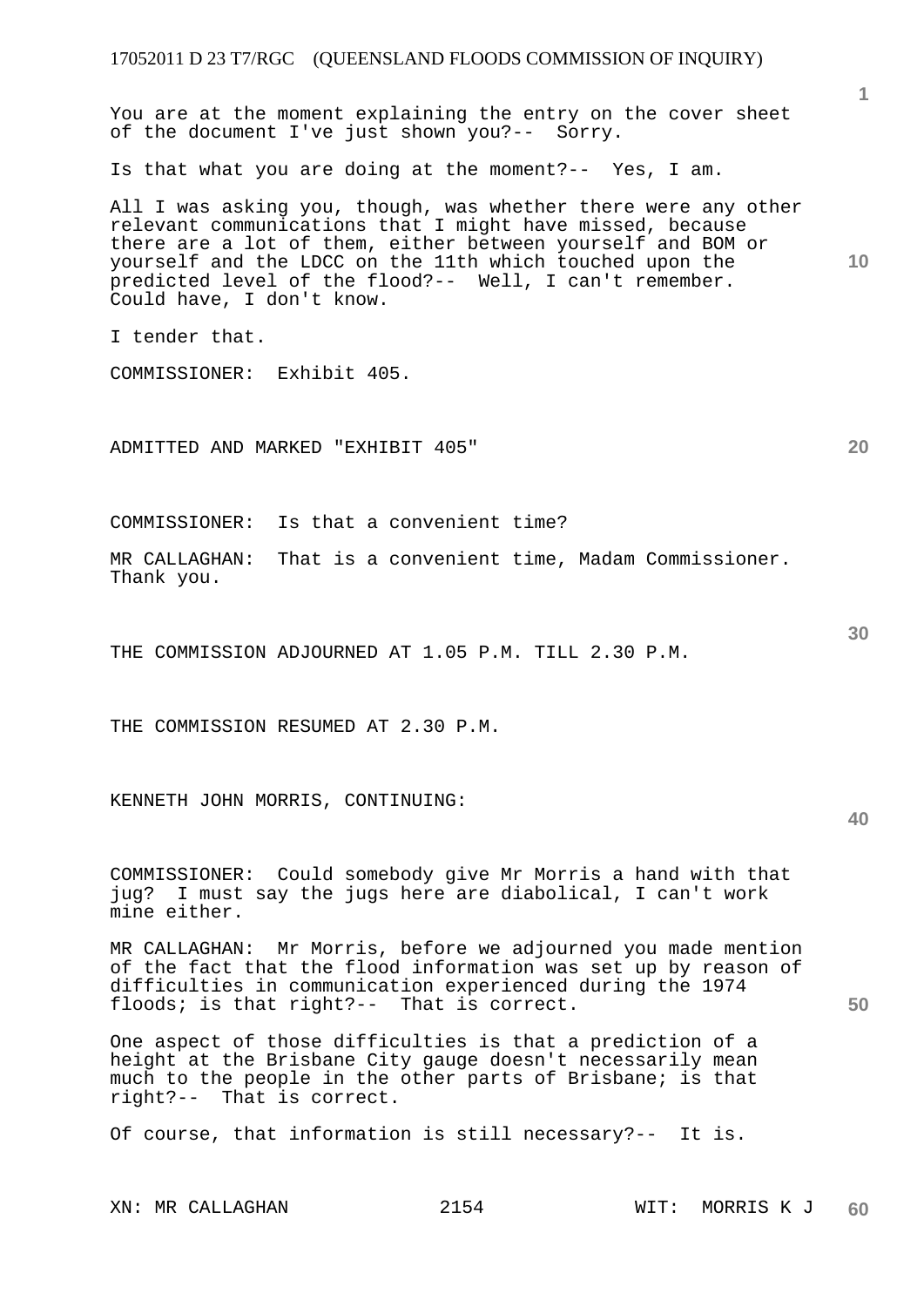You are at the moment explaining the entry on the cover sheet of the document I've just shown you?-- Sorry.

Is that what you are doing at the moment?-- Yes, I am.

All I was asking you, though, was whether there were any other relevant communications that I might have missed, because there are a lot of them, either between yourself and BOM or yourself and the LDCC on the 11th which touched upon the predicted level of the flood?-- Well, I can't remember. Could have, I don't know.

I tender that.

COMMISSIONER: Exhibit 405.

ADMITTED AND MARKED "EXHIBIT 405"

COMMISSIONER: Is that a convenient time?

MR CALLAGHAN: That is a convenient time, Madam Commissioner. Thank you.

THE COMMISSION ADJOURNED AT 1.05 P.M. TILL 2.30 P.M.

THE COMMISSION RESUMED AT 2.30 P.M.

KENNETH JOHN MORRIS, CONTINUING:

COMMISSIONER: Could somebody give Mr Morris a hand with that jug? I must say the jugs here are diabolical, I can't work mine either.

MR CALLAGHAN: Mr Morris, before we adjourned you made mention of the fact that the flood information was set up by reason of difficulties in communication experienced during the 1974 floods; is that right?-- That is correct.

One aspect of those difficulties is that a prediction of a height at the Brisbane City gauge doesn't necessarily mean much to the people in the other parts of Brisbane; is that right?-- That is correct.

Of course, that information is still necessary?-- It is.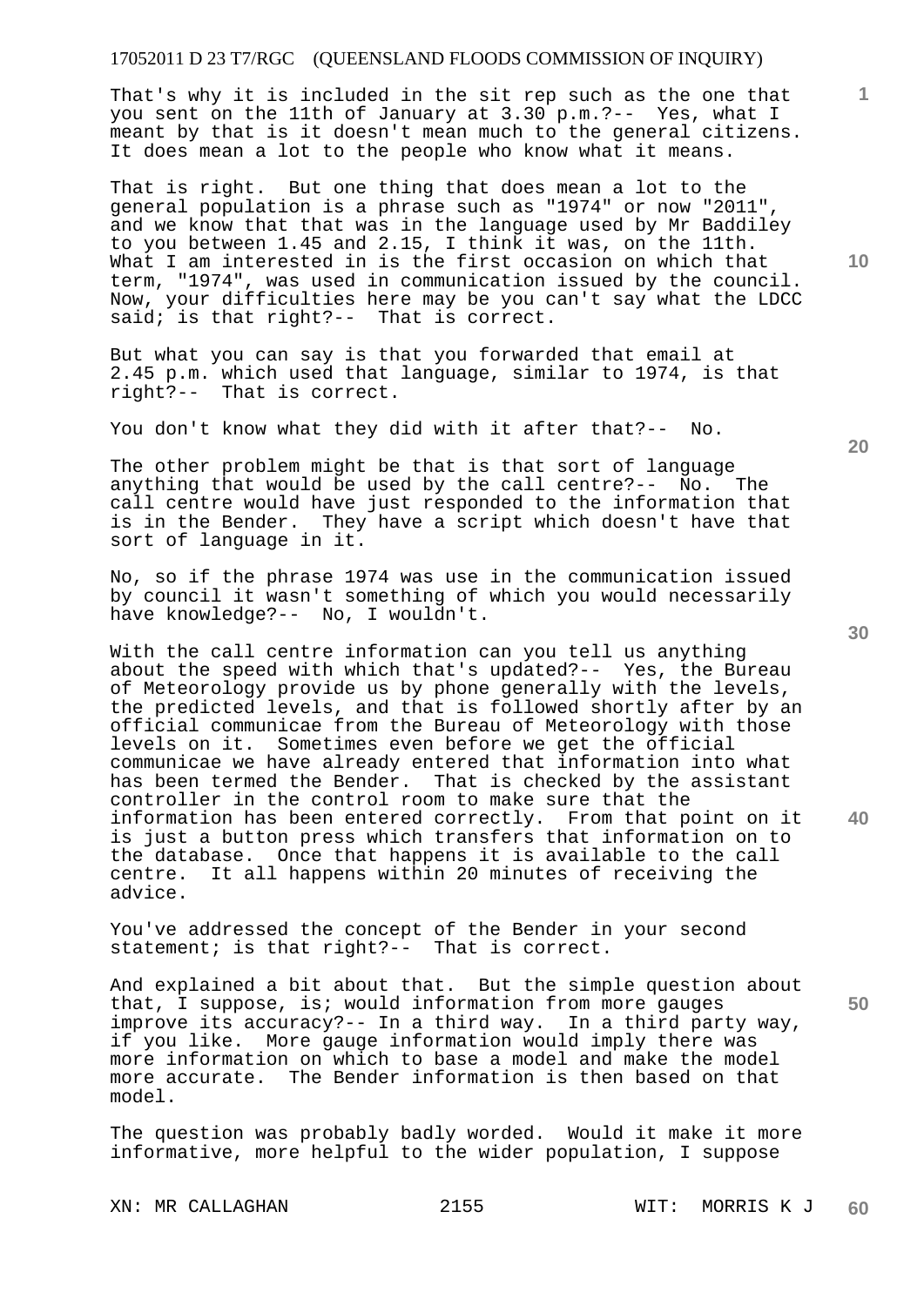That's why it is included in the sit rep such as the one that you sent on the 11th of January at 3.30 p.m.?-- Yes, what I meant by that is it doesn't mean much to the general citizens. It does mean a lot to the people who know what it means.

That is right. But one thing that does mean a lot to the general population is a phrase such as "1974" or now "2011", and we know that that was in the language used by Mr Baddiley to you between 1.45 and 2.15, I think it was, on the 11th. What I am interested in is the first occasion on which that term, "1974", was used in communication issued by the council. Now, your difficulties here may be you can't say what the LDCC said; is that right?-- That is correct.

But what you can say is that you forwarded that email at 2.45 p.m. which used that language, similar to 1974, is that right?-- That is correct.

You don't know what they did with it after that?-- No.

The other problem might be that is that sort of language anything that would be used by the call centre?-- No. The call centre would have just responded to the information that is in the Bender. They have a script which doesn't have that sort of language in it.

No, so if the phrase 1974 was use in the communication issued by council it wasn't something of which you would necessarily have knowledge?-- No, I wouldn't.

With the call centre information can you tell us anything about the speed with which that's updated?-- Yes, the Bureau of Meteorology provide us by phone generally with the levels, the predicted levels, and that is followed shortly after by an official communicae from the Bureau of Meteorology with those levels on it. Sometimes even before we get the official communicae we have already entered that information into what has been termed the Bender. That is checked by the assistant controller in the control room to make sure that the information has been entered correctly. From that point on it is just a button press which transfers that information on to the database. Once that happens it is available to the call centre. It all happens within 20 minutes of receiving the advice.

You've addressed the concept of the Bender in your second statement; is that right?-- That is correct.

And explained a bit about that. But the simple question about that, I suppose, is; would information from more gauges improve its accuracy?-- In a third way. In a third party way, if you like. More gauge information would imply there was more information on which to base a model and make the model more accurate. The Bender information is then based on that model.

The question was probably badly worded. Would it make it more informative, more helpful to the wider population, I suppose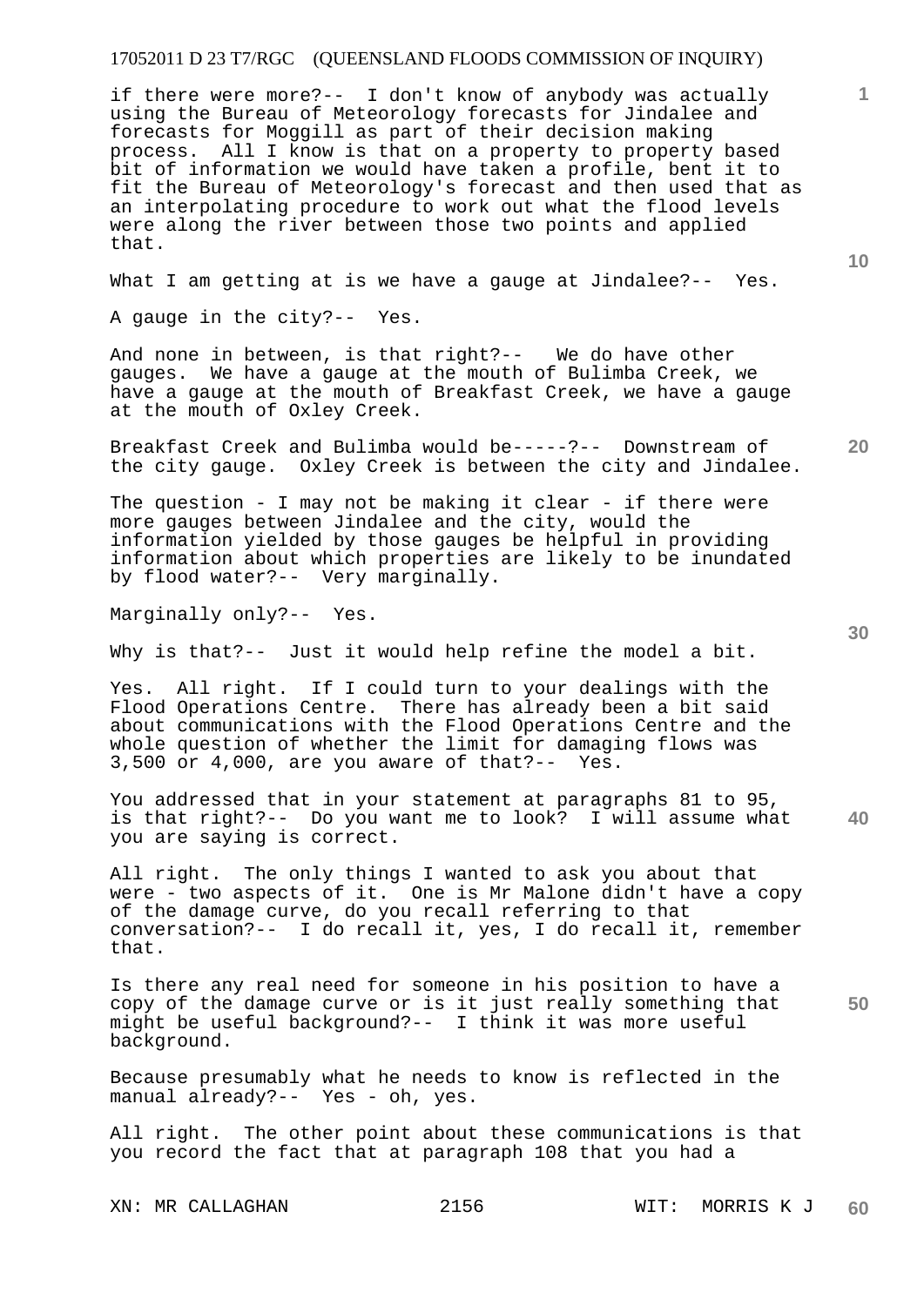if there were more?-- I don't know of anybody was actually using the Bureau of Meteorology forecasts for Jindalee and forecasts for Moggill as part of their decision making process. All I know is that on a property to property based bit of information we would have taken a profile, bent it to fit the Bureau of Meteorology's forecast and then used that as an interpolating procedure to work out what the flood levels were along the river between those two points and applied that.

What I am getting at is we have a gauge at Jindalee?-- Yes.

A gauge in the city?-- Yes.

And none in between, is that right?-- We do have other gauges. We have a gauge at the mouth of Bulimba Creek, we have a gauge at the mouth of Breakfast Creek, we have a gauge at the mouth of Oxley Creek.

Breakfast Creek and Bulimba would be-----?-- Downstream of the city gauge. Oxley Creek is between the city and Jindalee.

The question - I may not be making it clear - if there were more gauges between Jindalee and the city, would the information yielded by those gauges be helpful in providing information about which properties are likely to be inundated by flood water?-- Very marginally.

Marginally only?-- Yes.

Why is that?-- Just it would help refine the model a bit.

Yes. All right. If I could turn to your dealings with the Flood Operations Centre. There has already been a bit said about communications with the Flood Operations Centre and the whole question of whether the limit for damaging flows was 3,500 or 4,000, are you aware of that?-- Yes.

You addressed that in your statement at paragraphs 81 to 95, is that right?-- Do you want me to look? I will assume what you are saying is correct.

All right. The only things I wanted to ask you about that were - two aspects of it. One is Mr Malone didn't have a copy of the damage curve, do you recall referring to that conversation?-- I do recall it, yes, I do recall it, remember that.

Is there any real need for someone in his position to have a copy of the damage curve or is it just really something that might be useful background?-- I think it was more useful background.

Because presumably what he needs to know is reflected in the manual already?-- Yes - oh, yes.

All right. The other point about these communications is that you record the fact that at paragraph 108 that you had a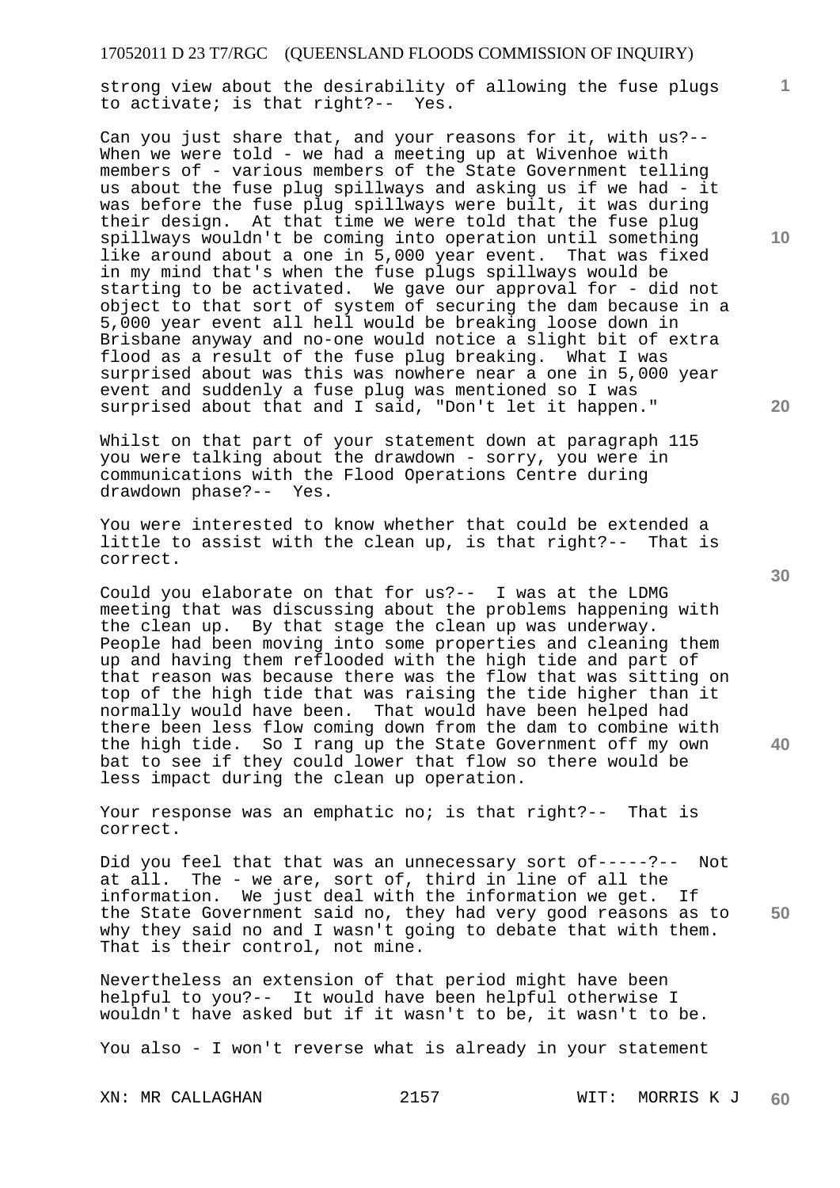strong view about the desirability of allowing the fuse plugs to activate; is that right?-- Yes.

Can you just share that, and your reasons for it, with us?-- When we were told - we had a meeting up at Wivenhoe with members of - various members of the State Government telling us about the fuse plug spillways and asking us if we had - it was before the fuse plug spillways were built, it was during their design. At that time we were told that the fuse plug spillways wouldn't be coming into operation until something like around about a one in 5,000 year event. That was fixed in my mind that's when the fuse plugs spillways would be starting to be activated. We gave our approval for - did not object to that sort of system of securing the dam because in a 5,000 year event all hell would be breaking loose down in Brisbane anyway and no-one would notice a slight bit of extra flood as a result of the fuse plug breaking. What I was surprised about was this was nowhere near a one in 5,000 year event and suddenly a fuse plug was mentioned so I was surprised about that and I said, "Don't let it happen."

Whilst on that part of your statement down at paragraph 115 you were talking about the drawdown - sorry, you were in communications with the Flood Operations Centre during drawdown phase?-- Yes.

You were interested to know whether that could be extended a little to assist with the clean up, is that right?-- That is correct.

Could you elaborate on that for us?-- I was at the LDMG meeting that was discussing about the problems happening with the clean up. By that stage the clean up was underway. People had been moving into some properties and cleaning them up and having them reflooded with the high tide and part of that reason was because there was the flow that was sitting on top of the high tide that was raising the tide higher than it normally would have been. That would have been helped had there been less flow coming down from the dam to combine with the high tide. So I rang up the State Government off my own bat to see if they could lower that flow so there would be less impact during the clean up operation.

Your response was an emphatic no; is that right?-- That is correct.

Did you feel that that was an unnecessary sort of-----?-- Not at all. The - we are, sort of, third in line of all the information. We just deal with the information we get. If the State Government said no, they had very good reasons as to why they said no and I wasn't going to debate that with them. That is their control, not mine.

Nevertheless an extension of that period might have been helpful to you?-- It would have been helpful otherwise I wouldn't have asked but if it wasn't to be, it wasn't to be.

You also - I won't reverse what is already in your statement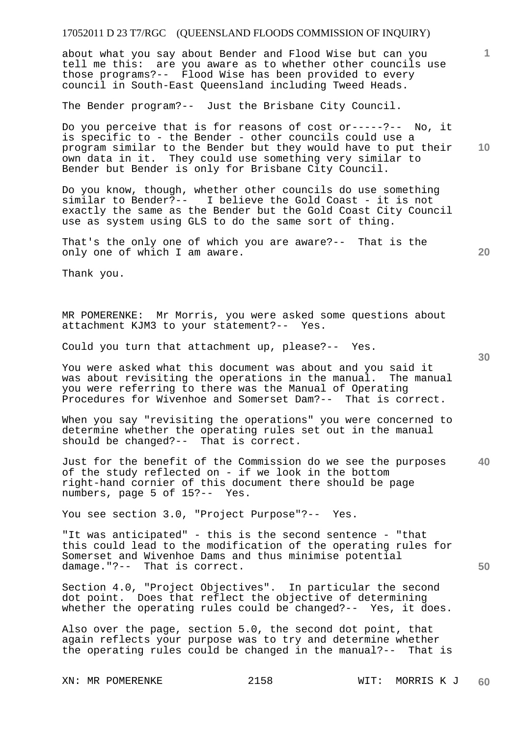about what you say about Bender and Flood Wise but can you tell me this: are you aware as to whether other councils use those programs?-- Flood Wise has been provided to every council in South-East Queensland including Tweed Heads.

The Bender program?-- Just the Brisbane City Council.

Do you perceive that is for reasons of cost or-----?-- No, it is specific to - the Bender - other councils could use a program similar to the Bender but they would have to put their own data in it. They could use something very similar to Bender but Bender is only for Brisbane City Council.

Do you know, though, whether other councils do use something similar to Bender?-- I believe the Gold Coast - it is not exactly the same as the Bender but the Gold Coast City Council use as system using GLS to do the same sort of thing.

That's the only one of which you are aware?-- That is the only one of which I am aware.

Thank you.

MR POMERENKE: Mr Morris, you were asked some questions about attachment KJM3 to your statement?-- Yes.

Could you turn that attachment up, please?-- Yes.

You were asked what this document was about and you said it was about revisiting the operations in the manual. The manual you were referring to there was the Manual of Operating Procedures for Wivenhoe and Somerset Dam?-- That is correct.

When you say "revisiting the operations" you were concerned to determine whether the operating rules set out in the manual should be changed?-- That is correct.

Just for the benefit of the Commission do we see the purposes of the study reflected on - if we look in the bottom right-hand cornier of this document there should be page numbers, page 5 of 15?-- Yes.

You see section 3.0, "Project Purpose"?-- Yes.

"It was anticipated" - this is the second sentence - "that this could lead to the modification of the operating rules for Somerset and Wivenhoe Dams and thus minimise potential damage."?-- That is correct.

Section 4.0, "Project Objectives". In particular the second dot point. Does that reflect the objective of determining whether the operating rules could be changed?-- Yes, it does.

Also over the page, section 5.0, the second dot point, that again reflects your purpose was to try and determine whether the operating rules could be changed in the manual?-- That is

XN: MR POMERENKE WIT: MORRIS K J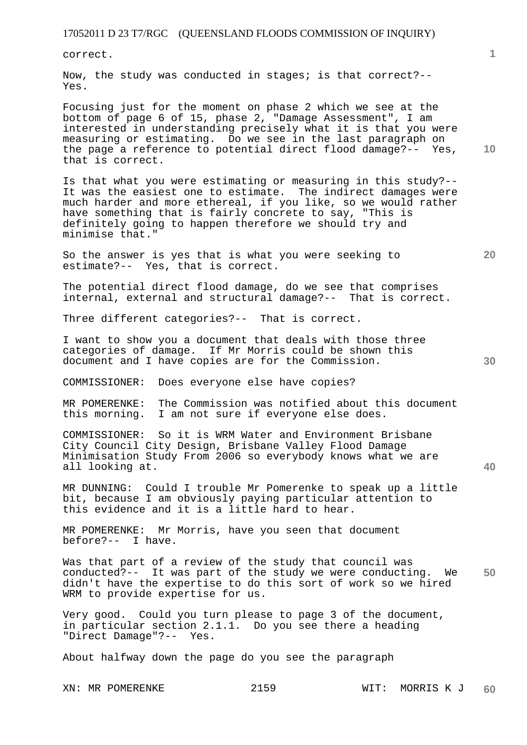correct.

Now, the study was conducted in stages; is that correct?-- Yes.

Focusing just for the moment on phase 2 which we see at the bottom of page 6 of 15, phase 2, "Damage Assessment", I am interested in understanding precisely what it is that you were measuring or estimating. Do we see in the last paragraph on the page a reference to potential direct flood damage?-- Yes, that is correct.

Is that what you were estimating or measuring in this study?-- It was the easiest one to estimate. The indirect damages were much harder and more ethereal, if you like, so we would rather have something that is fairly concrete to say, "This is definitely going to happen therefore we should try and minimise that."

So the answer is yes that is what you were seeking to estimate?-- Yes, that is correct.

The potential direct flood damage, do we see that comprises internal, external and structural damage?-- That is correct.

Three different categories?-- That is correct.

I want to show you a document that deals with those three categories of damage. If Mr Morris could be shown this document and I have copies are for the Commission.

COMMISSIONER: Does everyone else have copies?

MR POMERENKE: The Commission was notified about this document this morning. I am not sure if everyone else does.

COMMISSIONER: So it is WRM Water and Environment Brisbane City Council City Design, Brisbane Valley Flood Damage Minimisation Study From 2006 so everybody knows what we are all looking at.

MR DUNNING: Could I trouble Mr Pomerenke to speak up a little bit, because I am obviously paying particular attention to this evidence and it is a little hard to hear.

MR POMERENKE: Mr Morris, have you seen that document before?-- I have.

Was that part of a review of the study that council was conducted?-- It was part of the study we were conducting. We didn't have the expertise to do this sort of work so we hired WRM to provide expertise for us.

Very good. Could you turn please to page 3 of the document, in particular section 2.1.1. Do you see there a heading "Direct Damage"?-- Yes.

About halfway down the page do you see the paragraph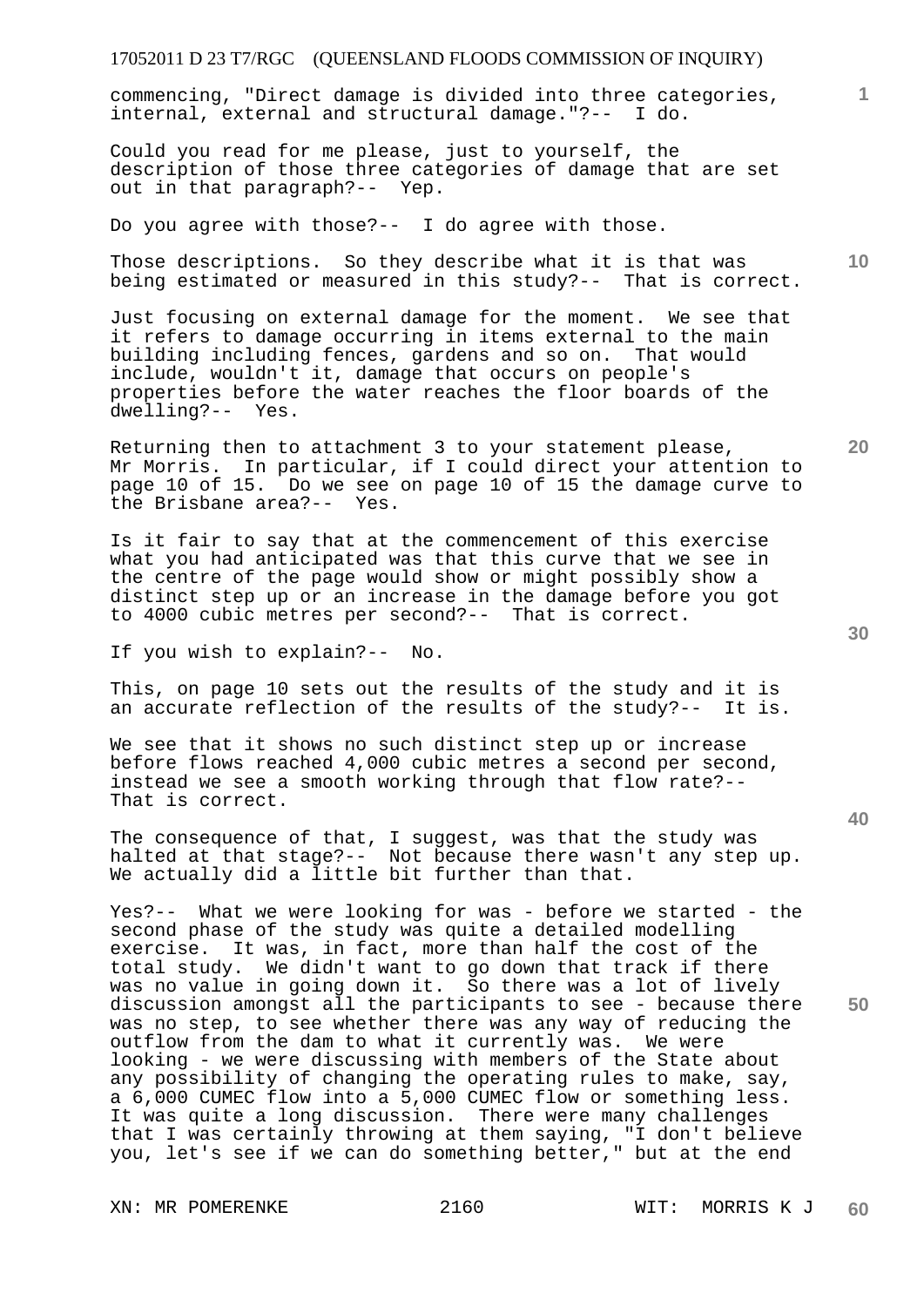commencing, "Direct damage is divided into three categories, internal, external and structural damage."?-- I do.

Could you read for me please, just to yourself, the description of those three categories of damage that are set out in that paragraph?-- Yep.

Do you agree with those?-- I do agree with those.

Those descriptions. So they describe what it is that was being estimated or measured in this study?-- That is correct.

Just focusing on external damage for the moment. We see that it refers to damage occurring in items external to the main building including fences, gardens and so on. That would include, wouldn't it, damage that occurs on people's properties before the water reaches the floor boards of the dwelling?-- Yes.

Returning then to attachment 3 to your statement please, Mr Morris. In particular, if I could direct your attention to page 10 of 15. Do we see on page 10 of 15 the damage curve to the Brisbane area?-- Yes.

Is it fair to say that at the commencement of this exercise what you had anticipated was that this curve that we see in the centre of the page would show or might possibly show a distinct step up or an increase in the damage before you got to 4000 cubic metres per second?-- That is correct.

If you wish to explain?-- No.

This, on page 10 sets out the results of the study and it is an accurate reflection of the results of the study?-- It is.

We see that it shows no such distinct step up or increase before flows reached 4,000 cubic metres a second per second, instead we see a smooth working through that flow rate?-- That is correct.

The consequence of that, I suggest, was that the study was halted at that stage?-- Not because there wasn't any step up. We actually did a little bit further than that.

Yes?-- What we were looking for was - before we started - the second phase of the study was quite a detailed modelling exercise. It was, in fact, more than half the cost of the total study. We didn't want to go down that track if there was no value in going down it. So there was a lot of lively discussion amongst all the participants to see - because there was no step, to see whether there was any way of reducing the outflow from the dam to what it currently was. We were looking - we were discussing with members of the State about any possibility of changing the operating rules to make, say, a 6,000 CUMEC flow into a 5,000 CUMEC flow or something less. It was quite a long discussion. There were many challenges that I was certainly throwing at them saying, "I don't believe you, let's see if we can do something better," but at the end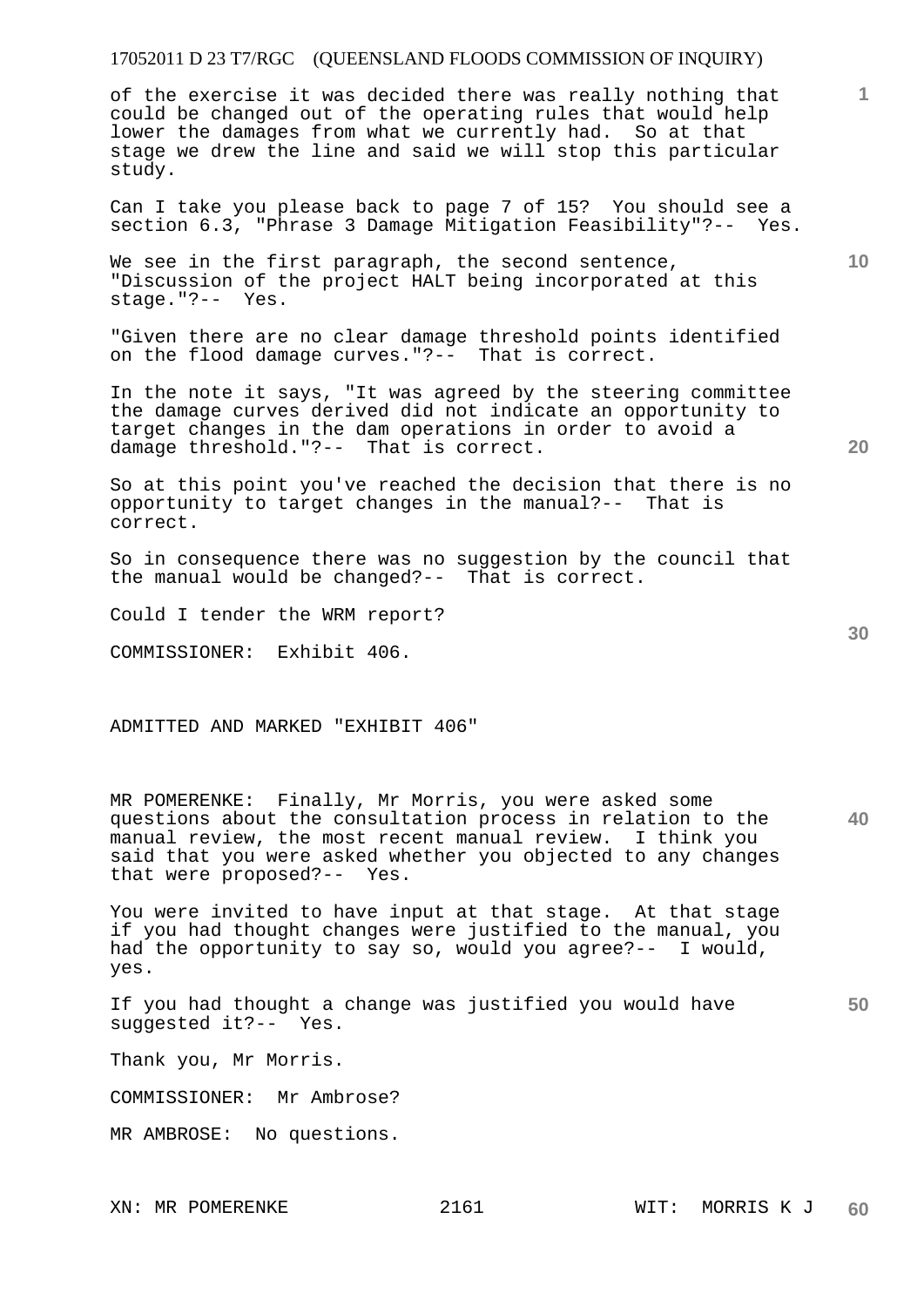of the exercise it was decided there was really nothing that could be changed out of the operating rules that would help lower the damages from what we currently had. So at that stage we drew the line and said we will stop this particular study.

Can I take you please back to page 7 of 15? You should see a section 6.3, "Phrase 3 Damage Mitigation Feasibility"?-- Yes.

We see in the first paragraph, the second sentence, "Discussion of the project HALT being incorporated at this stage."?-- Yes.

"Given there are no clear damage threshold points identified on the flood damage curves."?-- That is correct.

In the note it says, "It was agreed by the steering committee the damage curves derived did not indicate an opportunity to target changes in the dam operations in order to avoid a damage threshold."?-- That is correct.

So at this point you've reached the decision that there is no opportunity to target changes in the manual?-- That is correct.

So in consequence there was no suggestion by the council that the manual would be changed?-- That is correct.

Could I tender the WRM report?

COMMISSIONER: Exhibit 406.

ADMITTED AND MARKED "EXHIBIT 406"

MR POMERENKE: Finally, Mr Morris, you were asked some questions about the consultation process in relation to the manual review, the most recent manual review. I think you said that you were asked whether you objected to any changes that were proposed?-- Yes.

You were invited to have input at that stage. At that stage if you had thought changes were justified to the manual, you had the opportunity to say so, would you agree?-- I would, yes.

If you had thought a change was justified you would have suggested it?-- Yes.

Thank you, Mr Morris.

COMMISSIONER: Mr Ambrose?

MR AMBROSE: No questions.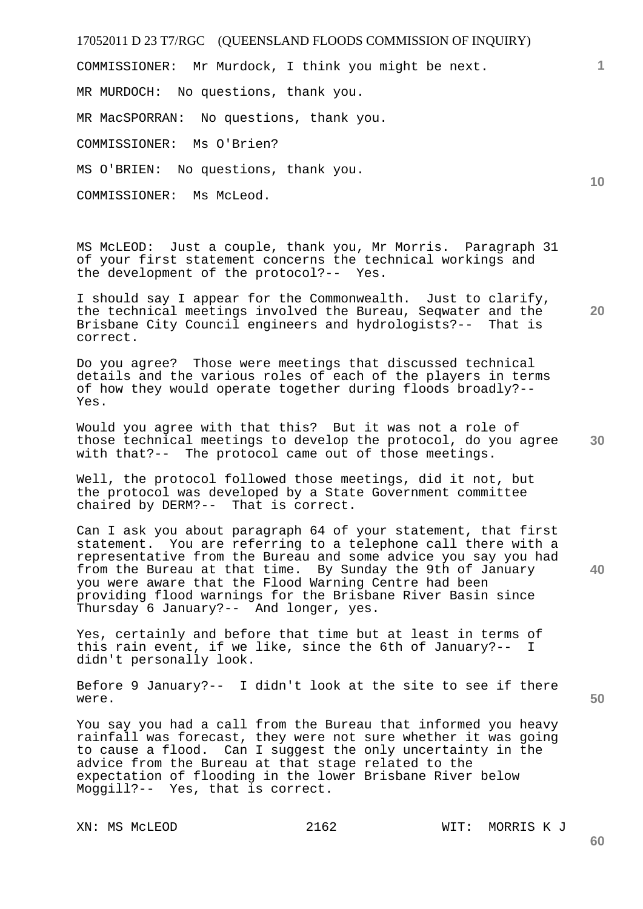COMMISSIONER: Mr Murdock, I think you might be next.

MR MURDOCH: No questions, thank you.

MR MacSPORRAN: No questions, thank you.

COMMISSIONER: Ms O'Brien?

MS O'BRIEN: No questions, thank you.

COMMISSIONER: Ms McLeod.

MS McLEOD: Just a couple, thank you, Mr Morris. Paragraph 31 of your first statement concerns the technical workings and the development of the protocol?-- Yes.

I should say I appear for the Commonwealth. Just to clarify, the technical meetings involved the Bureau, Seqwater and the Brisbane City Council engineers and hydrologists?-- That is correct.

Do you agree? Those were meetings that discussed technical details and the various roles of each of the players in terms of how they would operate together during floods broadly?-- Yes.

Would you agree with that this? But it was not a role of those technical meetings to develop the protocol, do you agree with that?-- The protocol came out of those meetings.

Well, the protocol followed those meetings, did it not, but the protocol was developed by a State Government committee chaired by DERM?-- That is correct.

Can I ask you about paragraph 64 of your statement, that first statement. You are referring to a telephone call there with a representative from the Bureau and some advice you say you had from the Bureau at that time. By Sunday the 9th of January you were aware that the Flood Warning Centre had been providing flood warnings for the Brisbane River Basin since Thursday 6 January?-- And longer, yes.

Yes, certainly and before that time but at least in terms of this rain event, if we like, since the 6th of January?-- I didn't personally look.

Before 9 January?-- I didn't look at the site to see if there were.

You say you had a call from the Bureau that informed you heavy rainfall was forecast, they were not sure whether it was going to cause a flood. Can I suggest the only uncertainty in the advice from the Bureau at that stage related to the expectation of flooding in the lower Brisbane River below Moggill?-- Yes, that is correct.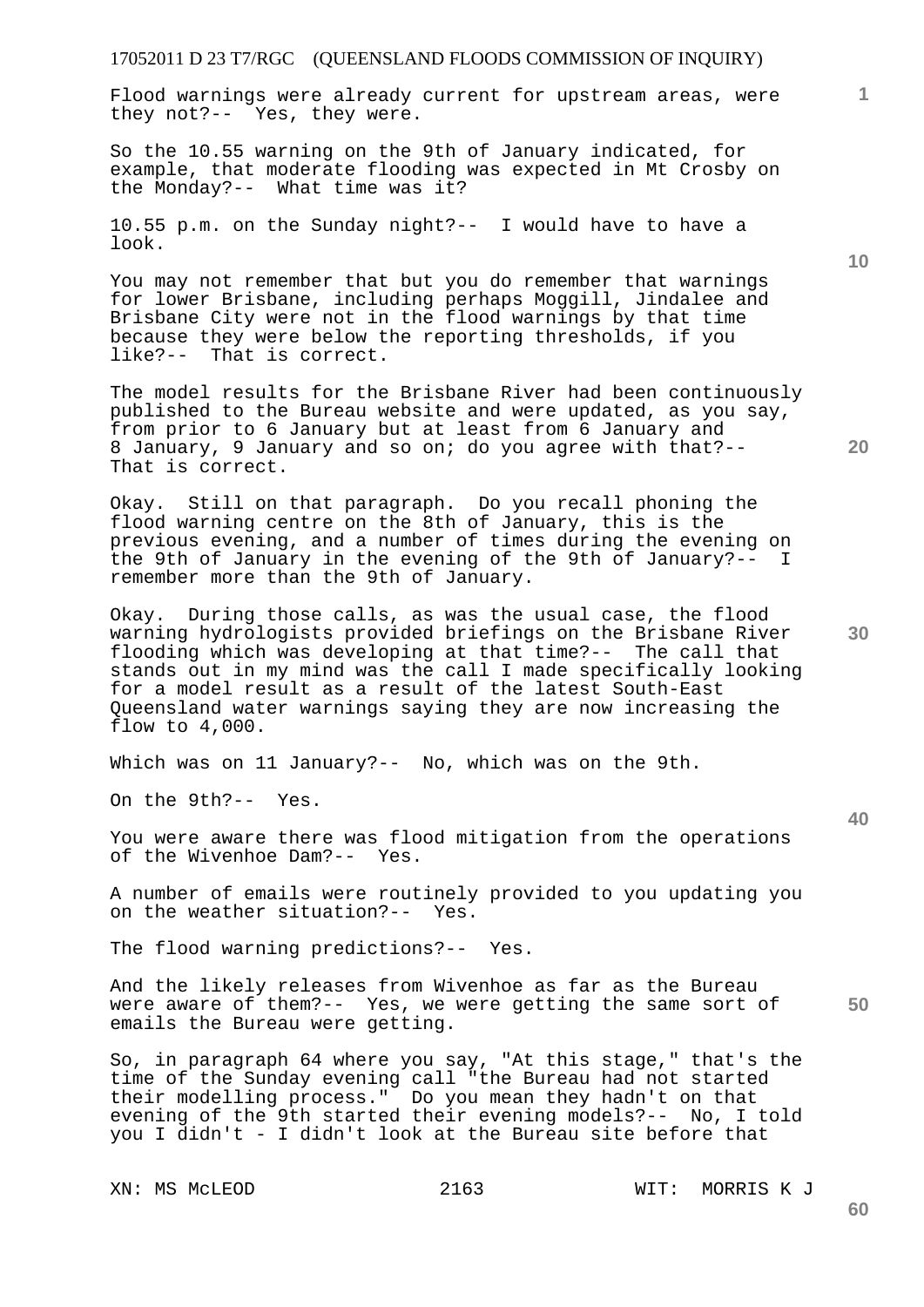Flood warnings were already current for upstream areas, were they not?-- Yes, they were.

So the 10.55 warning on the 9th of January indicated, for example, that moderate flooding was expected in Mt Crosby on the Monday?-- What time was it?

10.55 p.m. on the Sunday night?-- I would have to have a look.

You may not remember that but you do remember that warnings for lower Brisbane, including perhaps Moggill, Jindalee and Brisbane City were not in the flood warnings by that time because they were below the reporting thresholds, if you like?-- That is correct.

The model results for the Brisbane River had been continuously published to the Bureau website and were updated, as you say, from prior to 6 January but at least from 6 January and 8 January, 9 January and so on; do you agree with that?-- That is correct.

Okay. Still on that paragraph. Do you recall phoning the flood warning centre on the 8th of January, this is the previous evening, and a number of times during the evening on the 9th of January in the evening of the 9th of January?-- I remember more than the 9th of January.

Okay. During those calls, as was the usual case, the flood warning hydrologists provided briefings on the Brisbane River flooding which was developing at that time?-- The call that stands out in my mind was the call I made specifically looking for a model result as a result of the latest South-East Queensland water warnings saying they are now increasing the flow to 4,000.

Which was on 11 January?-- No, which was on the 9th.

On the 9th?-- Yes.

You were aware there was flood mitigation from the operations of the Wivenhoe Dam?-- Yes.

A number of emails were routinely provided to you updating you on the weather situation?-- Yes.

The flood warning predictions?-- Yes.

And the likely releases from Wivenhoe as far as the Bureau were aware of them?-- Yes, we were getting the same sort of emails the Bureau were getting.

So, in paragraph 64 where you say, "At this stage," that's the time of the Sunday evening call "the Bureau had not started their modelling process." Do you mean they hadn't on that evening of the 9th started their evening models?-- No, I told you I didn't - I didn't look at the Bureau site before that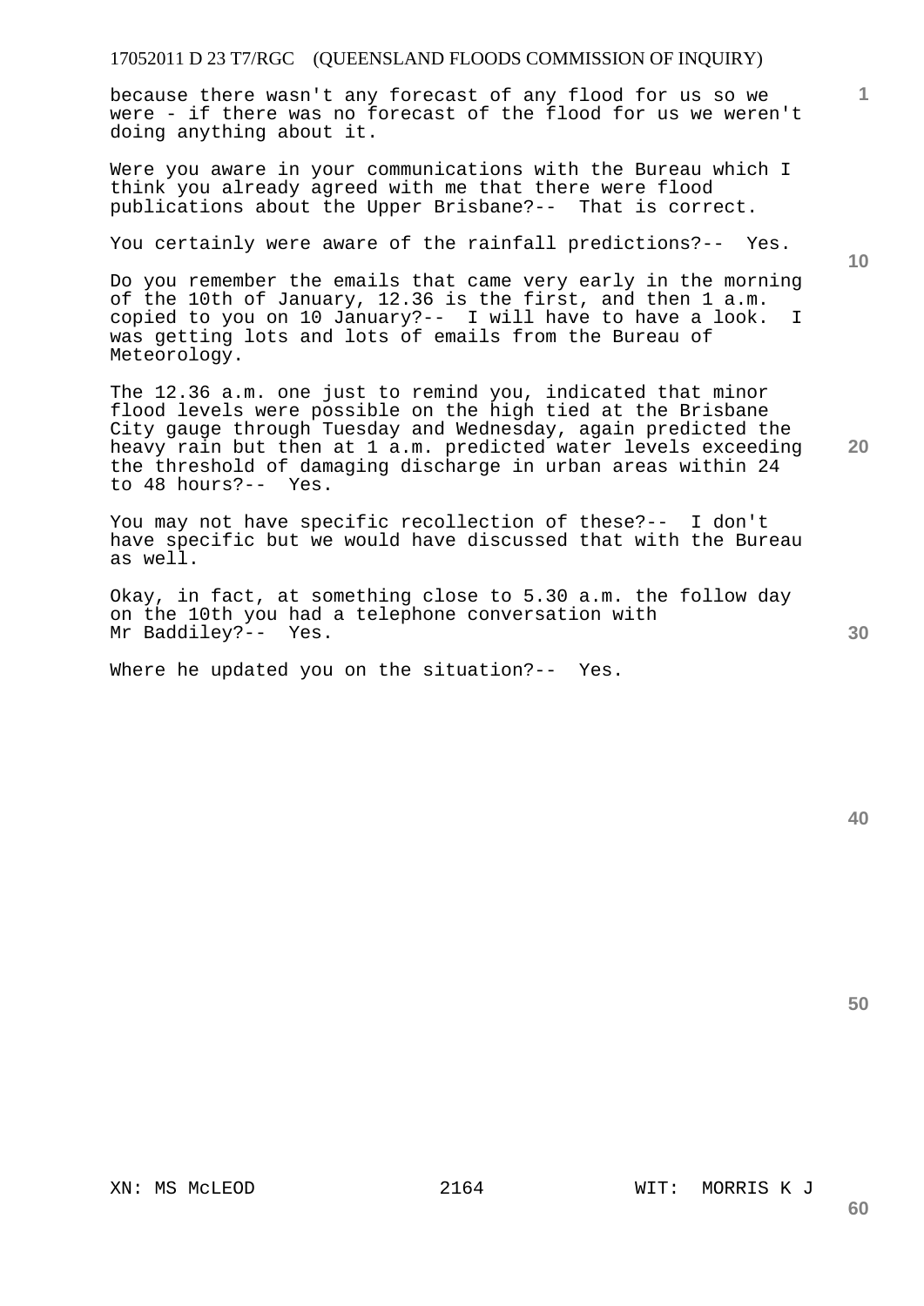because there wasn't any forecast of any flood for us so we were - if there was no forecast of the flood for us we weren't doing anything about it.

Were you aware in your communications with the Bureau which I think you already agreed with me that there were flood publications about the Upper Brisbane?-- That is correct.

You certainly were aware of the rainfall predictions?-- Yes.

Do you remember the emails that came very early in the morning of the 10th of January, 12.36 is the first, and then 1 a.m. copied to you on 10 January?-- I will have to have a look. I was getting lots and lots of emails from the Bureau of Meteorology.

The 12.36 a.m. one just to remind you, indicated that minor flood levels were possible on the high tied at the Brisbane City gauge through Tuesday and Wednesday, again predicted the heavy rain but then at 1 a.m. predicted water levels exceeding the threshold of damaging discharge in urban areas within 24 to 48 hours?-- Yes.

You may not have specific recollection of these?-- I don't have specific but we would have discussed that with the Bureau as well.

Okay, in fact, at something close to 5.30 a.m. the follow day on the 10th you had a telephone conversation with Mr Baddiley?-- Yes.

Where he updated you on the situation?-- Yes.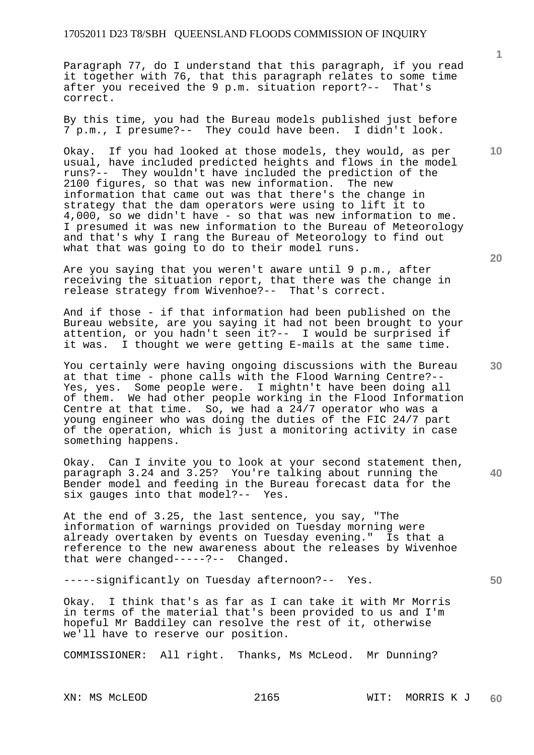Paragraph 77, do I understand that this paragraph, if you read it together with 76, that this paragraph relates to some time after you received the 9 p.m. situation report?-- That's correct.

By this time, you had the Bureau models published just before 7 p.m., I presume?-- They could have been. I didn't look.

Okay. If you had looked at those models, they would, as per usual, have included predicted heights and flows in the model runs?-- They wouldn't have included the prediction of the 2100 figures, so that was new information. The new information that came out was that there's the change in strategy that the dam operators were using to lift it to 4,000, so we didn't have - so that was new information to me. I presumed it was new information to the Bureau of Meteorology and that's why I rang the Bureau of Meteorology to find out what that was going to do to their model runs.

Are you saying that you weren't aware until 9 p.m., after receiving the situation report, that there was the change in release strategy from Wivenhoe?-- That's correct.

And if those - if that information had been published on the Bureau website, are you saying it had not been brought to your attention, or you hadn't seen it?-- I would be surprised if it was. I thought we were getting E-mails at the same time.

You certainly were having ongoing discussions with the Bureau at that time - phone calls with the Flood Warning Centre?-- Yes, yes. Some people were. I mightn't have been doing all of them. We had other people working in the Flood Information Centre at that time. So, we had a 24/7 operator who was a young engineer who was doing the duties of the FIC 24/7 part of the operation, which is just a monitoring activity in case something happens.

Okay. Can I invite you to look at your second statement then, paragraph 3.24 and 3.25? You're talking about running the Bender model and feeding in the Bureau forecast data for the six gauges into that model?-- Yes.

At the end of 3.25, the last sentence, you say, "The information of warnings provided on Tuesday morning were already overtaken by events on Tuesday evening." Is that a reference to the new awareness about the releases by Wivenhoe that were changed-----?-- Changed.

-----significantly on Tuesday afternoon?-- Yes.

Okay. I think that's as far as I can take it with Mr Morris in terms of the material that's been provided to us and I'm hopeful Mr Baddiley can resolve the rest of it, otherwise we'll have to reserve our position.

COMMISSIONER: All right. Thanks, Ms McLeod. Mr Dunning?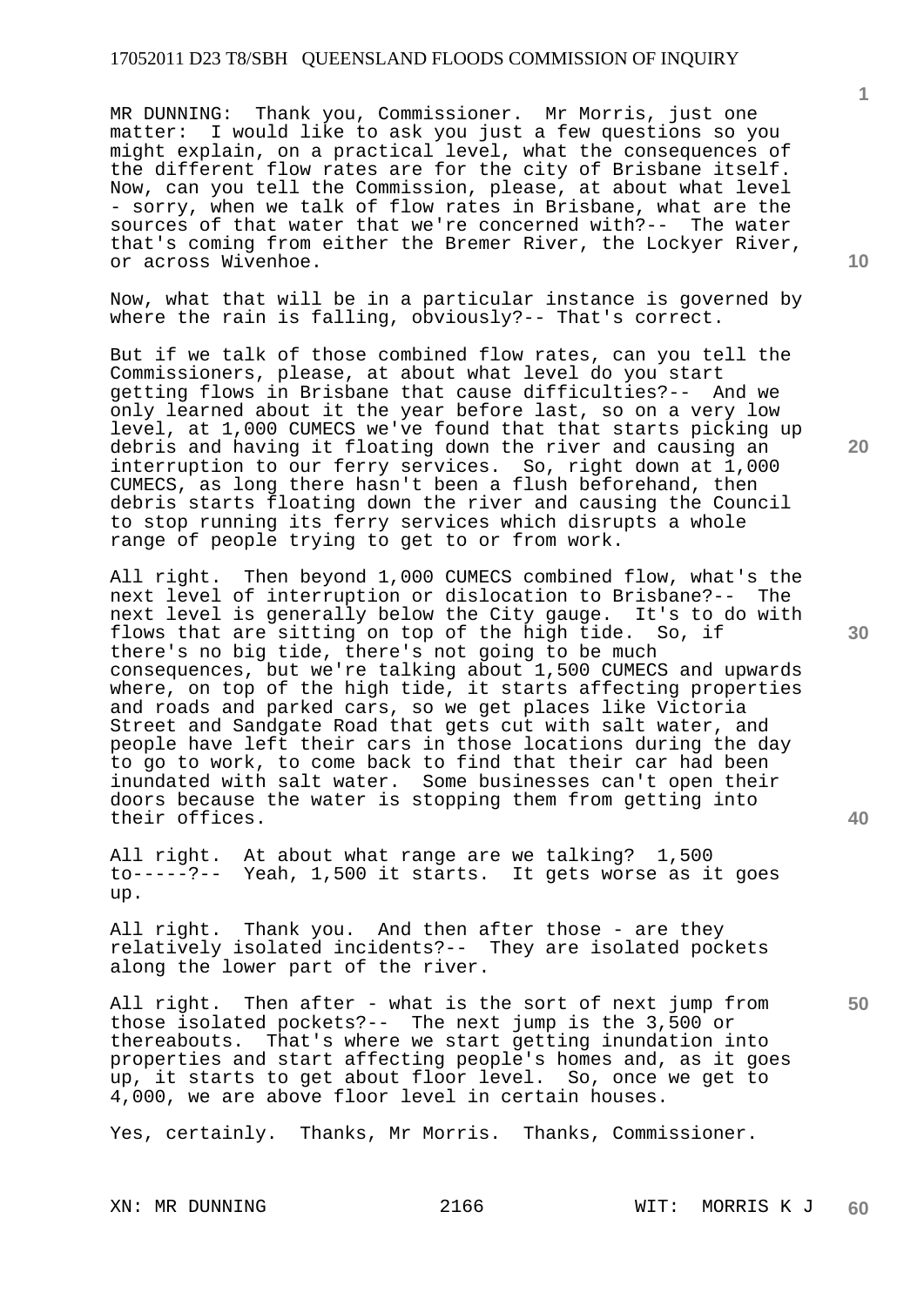MR DUNNING: Thank you, Commissioner. Mr Morris, just one matter: I would like to ask you just a few questions so you might explain, on a practical level, what the consequences of the different flow rates are for the city of Brisbane itself. Now, can you tell the Commission, please, at about what level - sorry, when we talk of flow rates in Brisbane, what are the sources of that water that we're concerned with?-- The water that's coming from either the Bremer River, the Lockyer River, or across Wivenhoe.

Now, what that will be in a particular instance is governed by where the rain is falling, obviously?-- That's correct.

But if we talk of those combined flow rates, can you tell the Commissioners, please, at about what level do you start getting flows in Brisbane that cause difficulties?-- And we only learned about it the year before last, so on a very low level, at 1,000 CUMECS we've found that that starts picking up debris and having it floating down the river and causing an interruption to our ferry services. So, right down at 1,000 CUMECS, as long there hasn't been a flush beforehand, then debris starts floating down the river and causing the Council to stop running its ferry services which disrupts a whole range of people trying to get to or from work.

All right. Then beyond 1,000 CUMECS combined flow, what's the next level of interruption or dislocation to Brisbane?-- The next level is generally below the City gauge. It's to do with flows that are sitting on top of the high tide. So, if there's no big tide, there's not going to be much consequences, but we're talking about 1,500 CUMECS and upwards where, on top of the high tide, it starts affecting properties and roads and parked cars, so we get places like Victoria Street and Sandgate Road that gets cut with salt water, and people have left their cars in those locations during the day to go to work, to come back to find that their car had been inundated with salt water. Some businesses can't open their doors because the water is stopping them from getting into their offices.

All right. At about what range are we talking? 1,500 to-----?-- Yeah, 1,500 it starts. It gets worse as it goes up.

All right. Thank you. And then after those - are they relatively isolated incidents?-- They are isolated pockets along the lower part of the river.

All right. Then after - what is the sort of next jump from those isolated pockets?-- The next jump is the 3,500 or thereabouts. That's where we start getting inundation into properties and start affecting people's homes and, as it goes up, it starts to get about floor level. So, once we get to 4,000, we are above floor level in certain houses.

Yes, certainly. Thanks, Mr Morris. Thanks, Commissioner.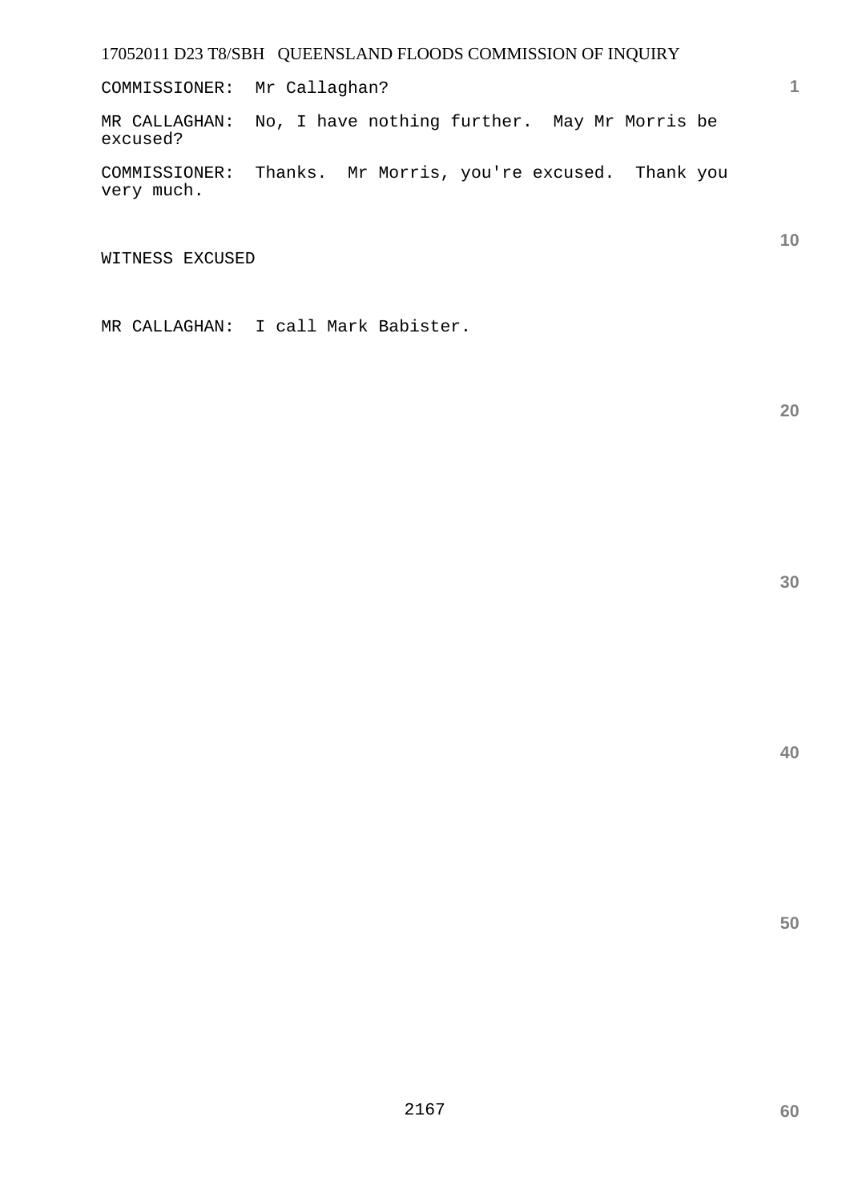COMMISSIONER: Mr Callaghan?

MR CALLAGHAN: No, I have nothing further. May Mr Morris be excused?

COMMISSIONER: Thanks. Mr Morris, you're excused. Thank you very much.

WITNESS EXCUSED

MR CALLAGHAN: I call Mark Babister.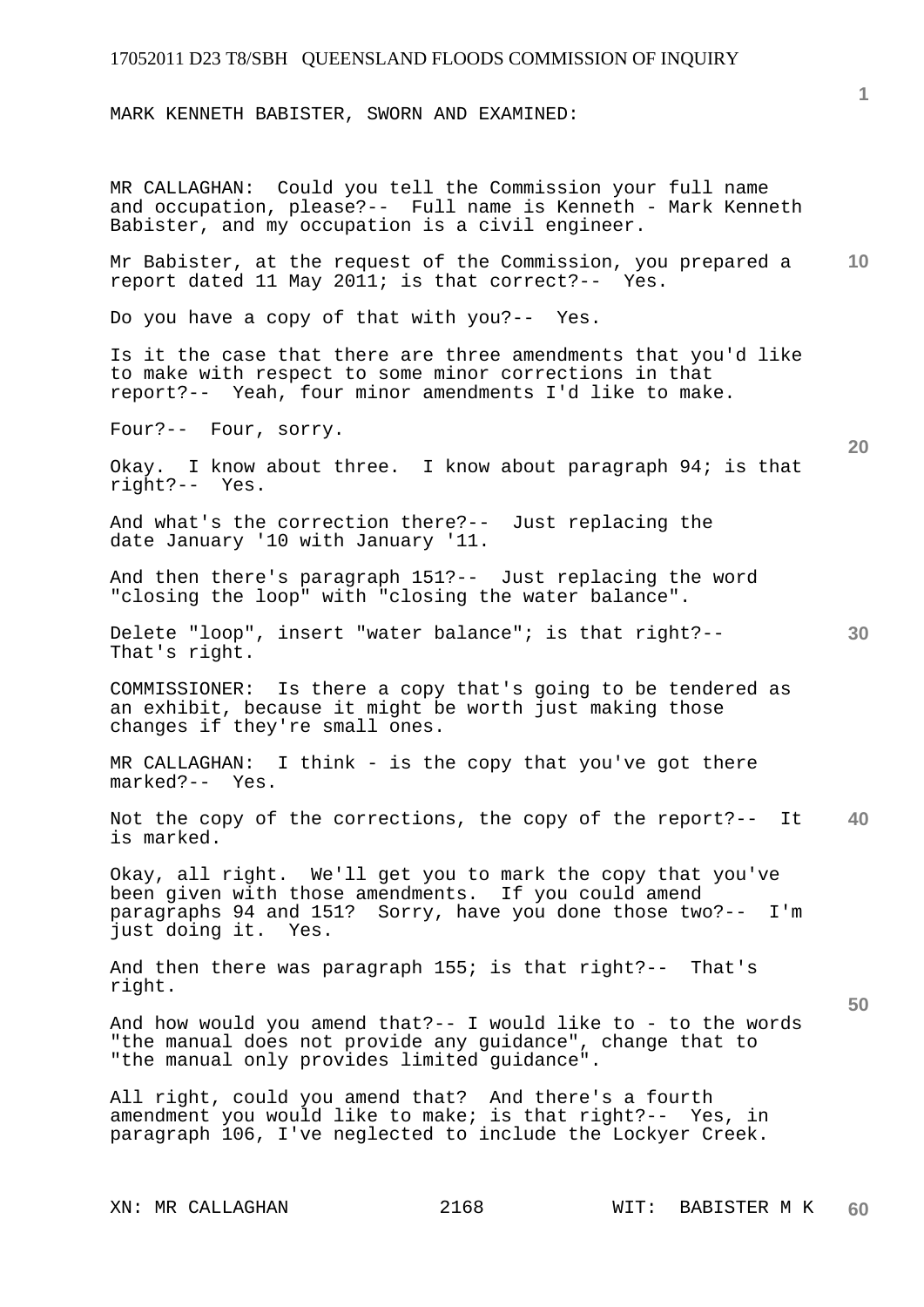MARK KENNETH BABISTER, SWORN AND EXAMINED:

MR CALLAGHAN: Could you tell the Commission your full name and occupation, please?-- Full name is Kenneth - Mark Kenneth Babister, and my occupation is a civil engineer.

Mr Babister, at the request of the Commission, you prepared a report dated 11 May 2011; is that correct?-- Yes.

Do you have a copy of that with you?-- Yes.

Is it the case that there are three amendments that you'd like to make with respect to some minor corrections in that report?-- Yeah, four minor amendments I'd like to make.

Four?-- Four, sorry.

Okay. I know about three. I know about paragraph 94; is that right?-- Yes.

And what's the correction there?-- Just replacing the date January '10 with January '11.

And then there's paragraph 151?-- Just replacing the word "closing the loop" with "closing the water balance".

Delete "loop", insert "water balance"; is that right?-- That's right.

COMMISSIONER: Is there a copy that's going to be tendered as an exhibit, because it might be worth just making those changes if they're small ones.

MR CALLAGHAN: I think - is the copy that you've got there marked?-- Yes.

Not the copy of the corrections, the copy of the report?-- It is marked.

Okay, all right. We'll get you to mark the copy that you've been given with those amendments. If you could amend paragraphs 94 and 151? Sorry, have you done those two?-- I'm just doing it. Yes.

And then there was paragraph 155; is that right?-- That's right.

And how would you amend that?-- I would like to - to the words "the manual does not provide any guidance", change that to "the manual only provides limited guidance".

All right, could you amend that? And there's a fourth amendment you would like to make; is that right?-- Yes, in paragraph 106, I've neglected to include the Lockyer Creek.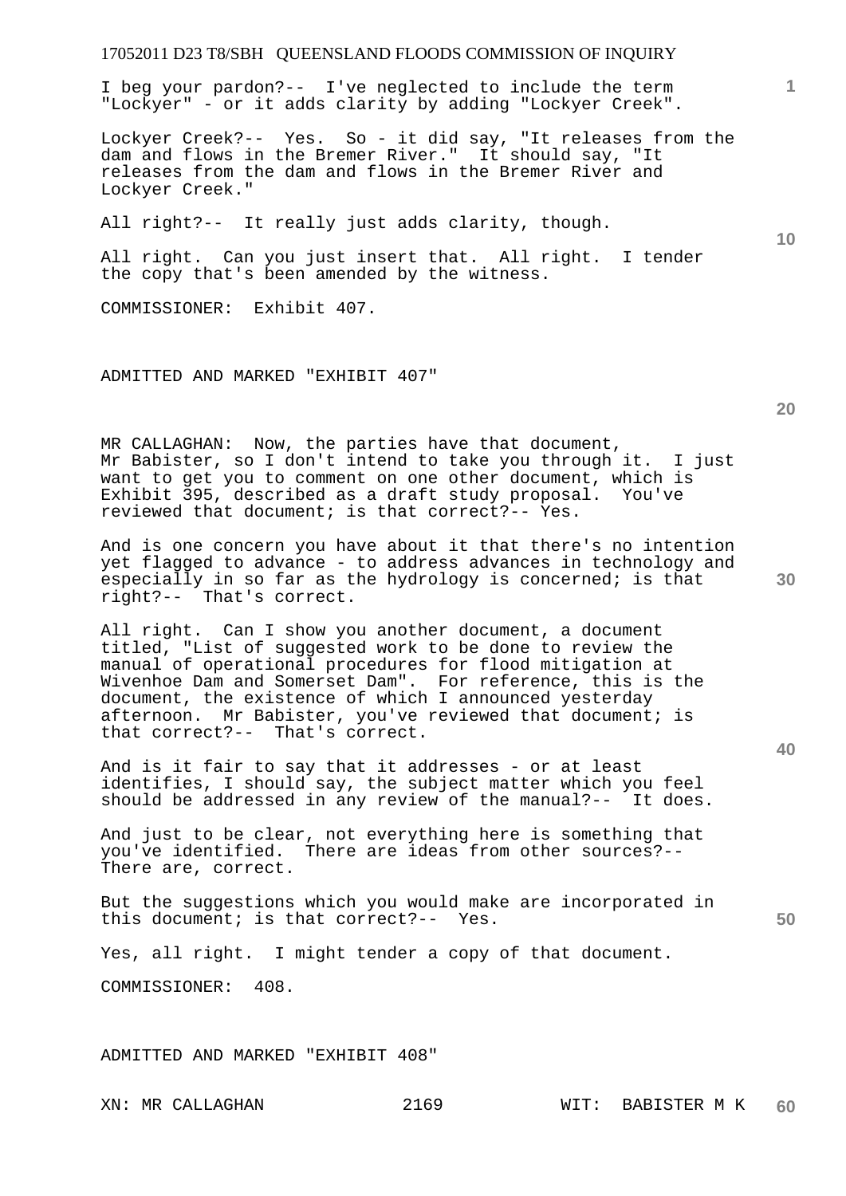I beg your pardon?-- I've neglected to include the term "Lockyer" - or it adds clarity by adding "Lockyer Creek".

Lockyer Creek?-- Yes. So - it did say, "It releases from the dam and flows in the Bremer River." It should say, "It releases from the dam and flows in the Bremer River and Lockyer Creek."

All right?-- It really just adds clarity, though.

All right. Can you just insert that. All right. I tender the copy that's been amended by the witness.

COMMISSIONER: Exhibit 407.

ADMITTED AND MARKED "EXHIBIT 407"

MR CALLAGHAN: Now, the parties have that document, Mr Babister, so I don't intend to take you through it. I just want to get you to comment on one other document, which is Exhibit 395, described as a draft study proposal. You've reviewed that document; is that correct?-- Yes.

And is one concern you have about it that there's no intention yet flagged to advance - to address advances in technology and especially in so far as the hydrology is concerned; is that right?-- That's correct.

All right. Can I show you another document, a document titled, "List of suggested work to be done to review the manual of operational procedures for flood mitigation at Wivenhoe Dam and Somerset Dam". For reference, this is the document, the existence of which I announced yesterday afternoon. Mr Babister, you've reviewed that document; is that correct?-- That's correct.

And is it fair to say that it addresses - or at least identifies, I should say, the subject matter which you feel should be addressed in any review of the manual?-- It does.

And just to be clear, not everything here is something that you've identified. There are ideas from other sources?-- There are, correct.

But the suggestions which you would make are incorporated in this document; is that correct?-- Yes.

Yes, all right. I might tender a copy of that document.

COMMISSIONER: 408.

ADMITTED AND MARKED "EXHIBIT 408"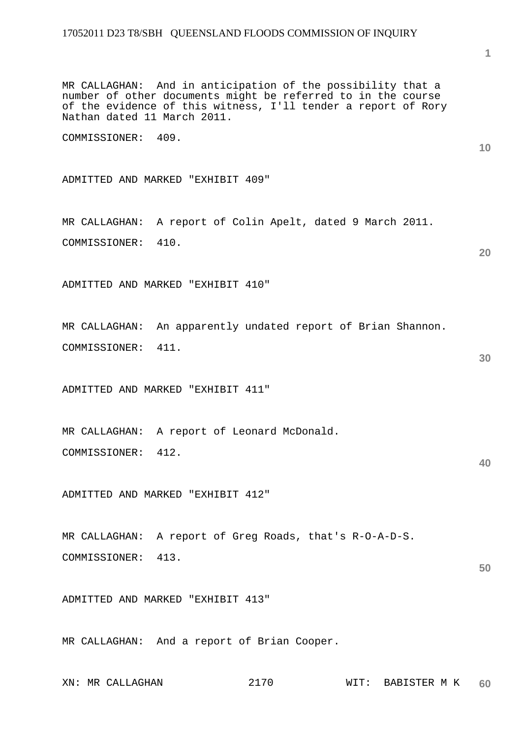MR CALLAGHAN: And in anticipation of the possibility that a number of other documents might be referred to in the course of the evidence of this witness, I'll tender a report of Rory Nathan dated 11 March 2011.

COMMISSIONER: 409.

ADMITTED AND MARKED "EXHIBIT 409"

MR CALLAGHAN: A report of Colin Apelt, dated 9 March 2011.

COMMISSIONER: 410.

ADMITTED AND MARKED "EXHIBIT 410"

MR CALLAGHAN: An apparently undated report of Brian Shannon.

COMMISSIONER: 411.

ADMITTED AND MARKED "EXHIBIT 411"

MR CALLAGHAN: A report of Leonard McDonald.

COMMISSIONER: 412.

ADMITTED AND MARKED "EXHIBIT 412"

MR CALLAGHAN: A report of Greg Roads, that's R-O-A-D-S.

COMMISSIONER: 413.

ADMITTED AND MARKED "EXHIBIT 413"

MR CALLAGHAN: And a report of Brian Cooper.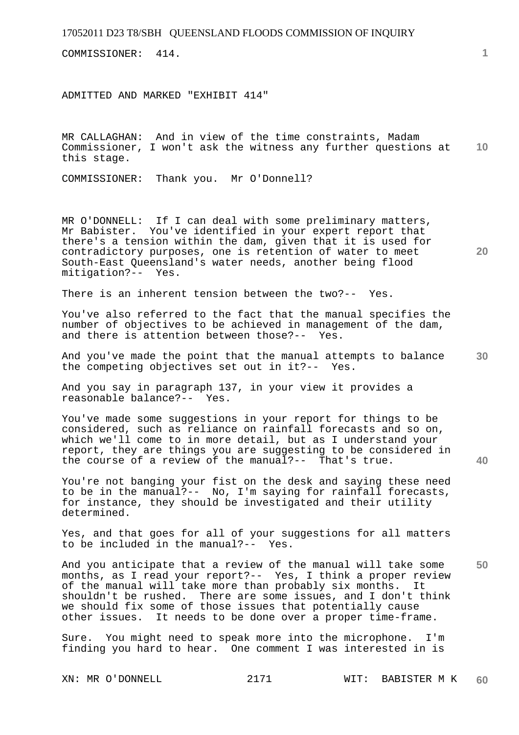COMMISSIONER: 414.

ADMITTED AND MARKED "EXHIBIT 414"

MR CALLAGHAN: And in view of the time constraints, Madam Commissioner, I won't ask the witness any further questions at this stage.

COMMISSIONER: Thank you. Mr O'Donnell?

MR O'DONNELL: If I can deal with some preliminary matters, Mr Babister. You've identified in your expert report that there's a tension within the dam, given that it is used for contradictory purposes, one is retention of water to meet South-East Queensland's water needs, another being flood mitigation?-- Yes.

There is an inherent tension between the two?-- Yes.

You've also referred to the fact that the manual specifies the number of objectives to be achieved in management of the dam, and there is attention between those?-- Yes.

And you've made the point that the manual attempts to balance the competing objectives set out in it?-- Yes.

And you say in paragraph 137, in your view it provides a reasonable balance?-- Yes.

You've made some suggestions in your report for things to be considered, such as reliance on rainfall forecasts and so on, which we'll come to in more detail, but as I understand your report, they are things you are suggesting to be considered in the course of a review of the manual?-- That's true.

You're not banging your fist on the desk and saying these need to be in the manual?-- No, I'm saying for rainfall forecasts, for instance, they should be investigated and their utility determined.

Yes, and that goes for all of your suggestions for all matters to be included in the manual?-- Yes.

And you anticipate that a review of the manual will take some months, as I read your report?-- Yes, I think a proper review of the manual will take more than probably six months. It shouldn't be rushed. There are some issues, and I don't think we should fix some of those issues that potentially cause other issues. It needs to be done over a proper time-frame.

Sure. You might need to speak more into the microphone. I'm finding you hard to hear. One comment I was interested in is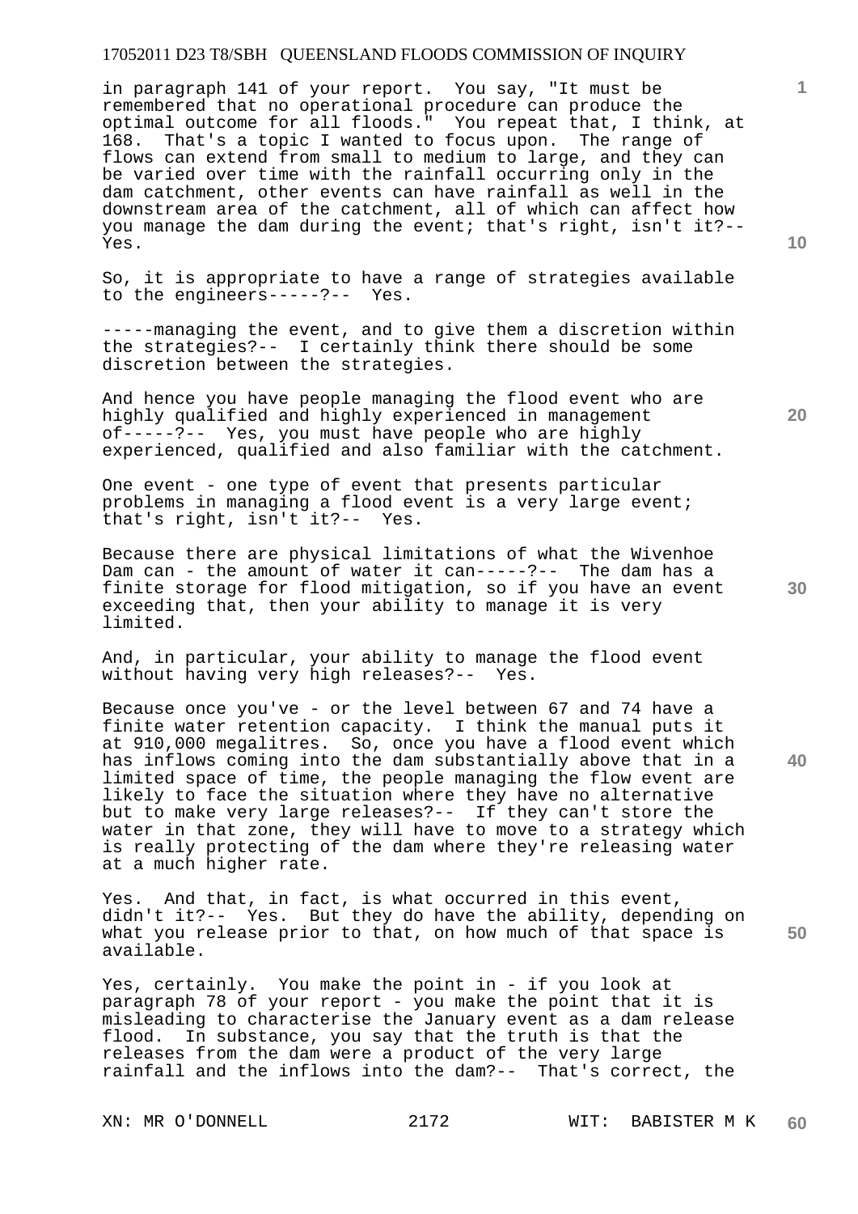in paragraph 141 of your report. You say, "It must be remembered that no operational procedure can produce the optimal outcome for all floods." You repeat that, I think, at 168. That's a topic I wanted to focus upon. The range of flows can extend from small to medium to large, and they can be varied over time with the rainfall occurring only in the dam catchment, other events can have rainfall as well in the downstream area of the catchment, all of which can affect how you manage the dam during the event; that's right, isn't it?-- Yes.

So, it is appropriate to have a range of strategies available to the engineers-----?-- Yes.

-----managing the event, and to give them a discretion within the strategies?-- I certainly think there should be some discretion between the strategies.

And hence you have people managing the flood event who are highly qualified and highly experienced in management of-----?-- Yes, you must have people who are highly experienced, qualified and also familiar with the catchment.

One event - one type of event that presents particular problems in managing a flood event is a very large event; that's right, isn't it?-- Yes.

Because there are physical limitations of what the Wivenhoe Dam can - the amount of water it can-----?-- The dam has a finite storage for flood mitigation, so if you have an event exceeding that, then your ability to manage it is very limited.

And, in particular, your ability to manage the flood event without having very high releases?-- Yes.

Because once you've - or the level between 67 and 74 have a finite water retention capacity. I think the manual puts it at 910,000 megalitres. So, once you have a flood event which has inflows coming into the dam substantially above that in a limited space of time, the people managing the flow event are likely to face the situation where they have no alternative but to make very large releases?-- If they can't store the water in that zone, they will have to move to a strategy which is really protecting of the dam where they're releasing water at a much higher rate.

Yes. And that, in fact, is what occurred in this event, didn't it?-- Yes. But they do have the ability, depending on what you release prior to that, on how much of that space is available.

Yes, certainly. You make the point in - if you look at paragraph 78 of your report - you make the point that it is misleading to characterise the January event as a dam release flood. In substance, you say that the truth is that the releases from the dam were a product of the very large rainfall and the inflows into the dam?-- That's correct, the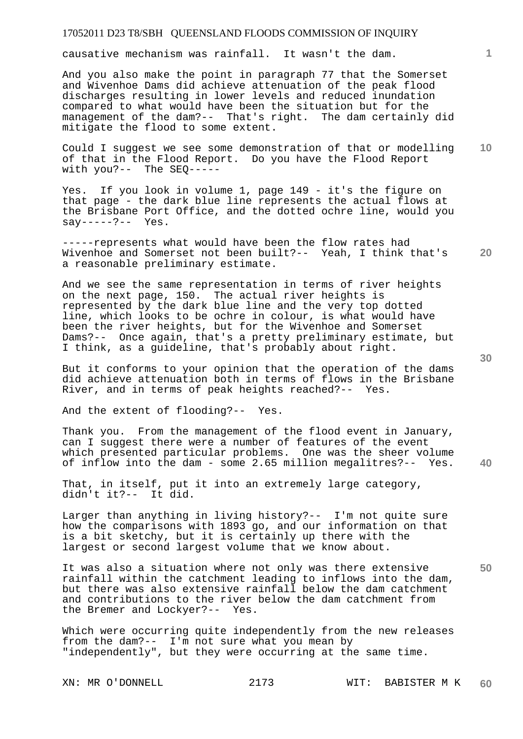causative mechanism was rainfall. It wasn't the dam.

And you also make the point in paragraph 77 that the Somerset and Wivenhoe Dams did achieve attenuation of the peak flood discharges resulting in lower levels and reduced inundation compared to what would have been the situation but for the management of the dam?-- That's right. The dam certainly did mitigate the flood to some extent.

Could I suggest we see some demonstration of that or modelling of that in the Flood Report. Do you have the Flood Report with you?-- The SEQ-----

Yes. If you look in volume 1, page 149 - it's the figure on that page - the dark blue line represents the actual flows at the Brisbane Port Office, and the dotted ochre line, would you say-----?-- Yes.

-----represents what would have been the flow rates had Wivenhoe and Somerset not been built?-- Yeah, I think that's a reasonable preliminary estimate.

And we see the same representation in terms of river heights on the next page, 150. The actual river heights is represented by the dark blue line and the very top dotted line, which looks to be ochre in colour, is what would have been the river heights, but for the Wivenhoe and Somerset Dams?-- Once again, that's a pretty preliminary estimate, but I think, as a guideline, that's probably about right.

But it conforms to your opinion that the operation of the dams did achieve attenuation both in terms of flows in the Brisbane River, and in terms of peak heights reached?-- Yes.

And the extent of flooding?-- Yes.

Thank you. From the management of the flood event in January, can I suggest there were a number of features of the event which presented particular problems. One was the sheer volume of inflow into the dam - some 2.65 million megalitres?-- Yes.

That, in itself, put it into an extremely large category, didn't it?-- It did.

Larger than anything in living history?-- I'm not quite sure how the comparisons with 1893 go, and our information on that is a bit sketchy, but it is certainly up there with the largest or second largest volume that we know about.

It was also a situation where not only was there extensive rainfall within the catchment leading to inflows into the dam, but there was also extensive rainfall below the dam catchment and contributions to the river below the dam catchment from the Bremer and Lockyer?-- Yes.

Which were occurring quite independently from the new releases from the dam?-- I'm not sure what you mean by "independently", but they were occurring at the same time.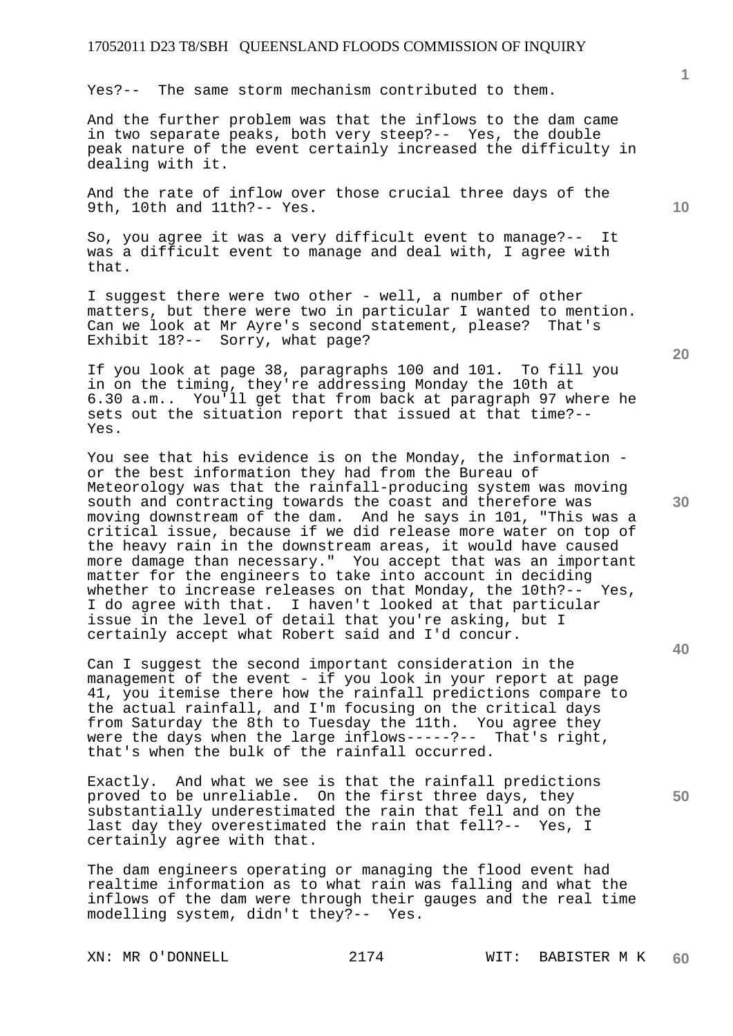Yes?-- The same storm mechanism contributed to them.

And the further problem was that the inflows to the dam came in two separate peaks, both very steep?-- Yes, the double peak nature of the event certainly increased the difficulty in dealing with it.

And the rate of inflow over those crucial three days of the 9th, 10th and 11th?-- Yes.

So, you agree it was a very difficult event to manage?-- It was a difficult event to manage and deal with, I agree with that.

I suggest there were two other - well, a number of other matters, but there were two in particular I wanted to mention. Can we look at Mr Ayre's second statement, please? That's Exhibit 18?-- Sorry, what page?

If you look at page 38, paragraphs 100 and 101. To fill you in on the timing, they're addressing Monday the 10th at 6.30 a.m.. You'll get that from back at paragraph 97 where he sets out the situation report that issued at that time?-- Yes.

You see that his evidence is on the Monday, the information - or the best information they had from the Bureau of Meteorology was that the rainfall-producing system was moving south and contracting towards the coast and therefore was moving downstream of the dam. And he says in 101, "This was a critical issue, because if we did release more water on top of the heavy rain in the downstream areas, it would have caused more damage than necessary." You accept that was an important matter for the engineers to take into account in deciding whether to increase releases on that Monday, the 10th?-- Yes, I do agree with that. I haven't looked at that particular issue in the level of detail that you're asking, but I certainly accept what Robert said and I'd concur.

Can I suggest the second important consideration in the management of the event - if you look in your report at page 41, you itemise there how the rainfall predictions compare to the actual rainfall, and I'm focusing on the critical days from Saturday the 8th to Tuesday the 11th. You agree they were the days when the large inflows-----?-- That's right, that's when the bulk of the rainfall occurred.

Exactly. And what we see is that the rainfall predictions proved to be unreliable. On the first three days, they substantially underestimated the rain that fell and on the last day they overestimated the rain that fell?-- Yes, I certainly agree with that.

The dam engineers operating or managing the flood event had realtime information as to what rain was falling and what the inflows of the dam were through their gauges and the real time modelling system, didn't they?-- Yes.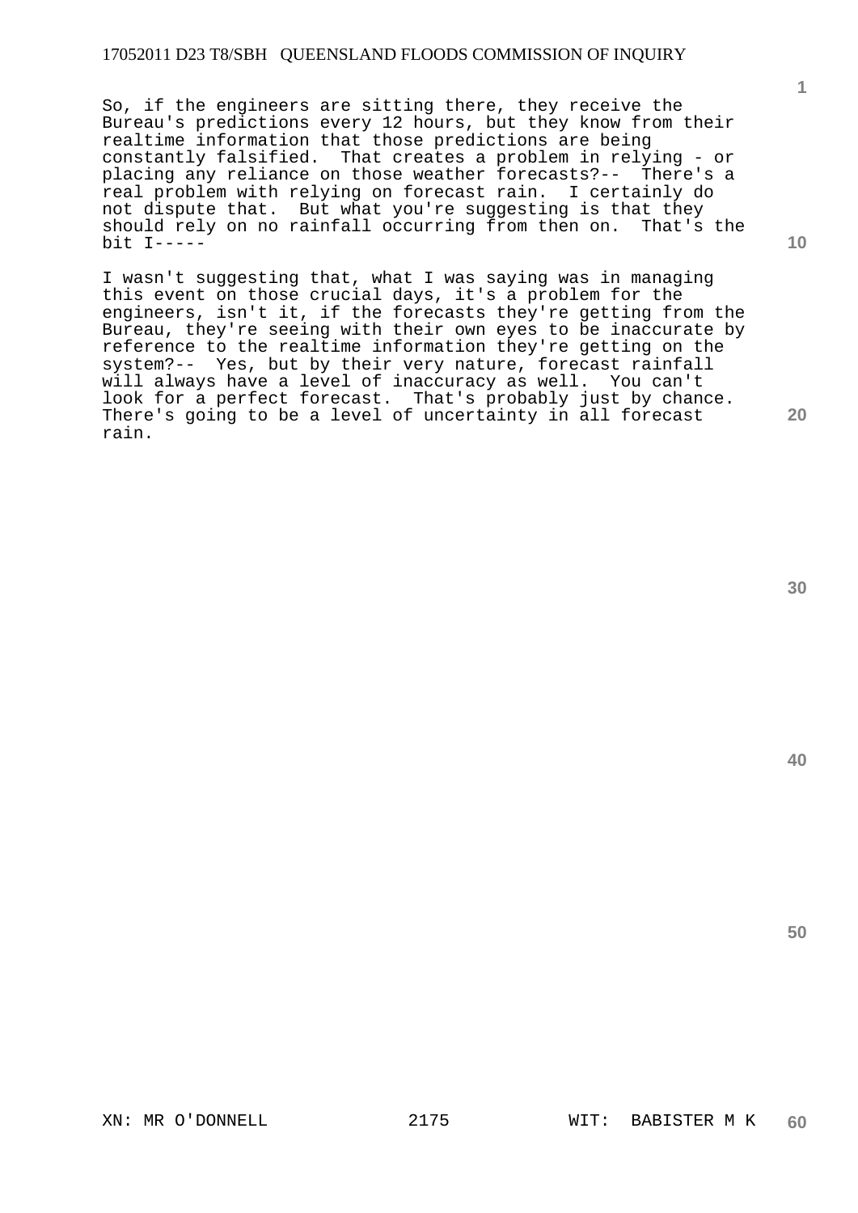So, if the engineers are sitting there, they receive the Bureau's predictions every 12 hours, but they know from their realtime information that those predictions are being constantly falsified. That creates a problem in relying - or placing any reliance on those weather forecasts?-- There's a real problem with relying on forecast rain. I certainly do not dispute that. But what you're suggesting is that they should rely on no rainfall occurring from then on. That's the bit I-----

I wasn't suggesting that, what I was saying was in managing this event on those crucial days, it's a problem for the engineers, isn't it, if the forecasts they're getting from the Bureau, they're seeing with their own eyes to be inaccurate by reference to the realtime information they're getting on the system?-- Yes, but by their very nature, forecast rainfall will always have a level of inaccuracy as well. You can't look for a perfect forecast. That's probably just by chance. There's going to be a level of uncertainty in all forecast rain.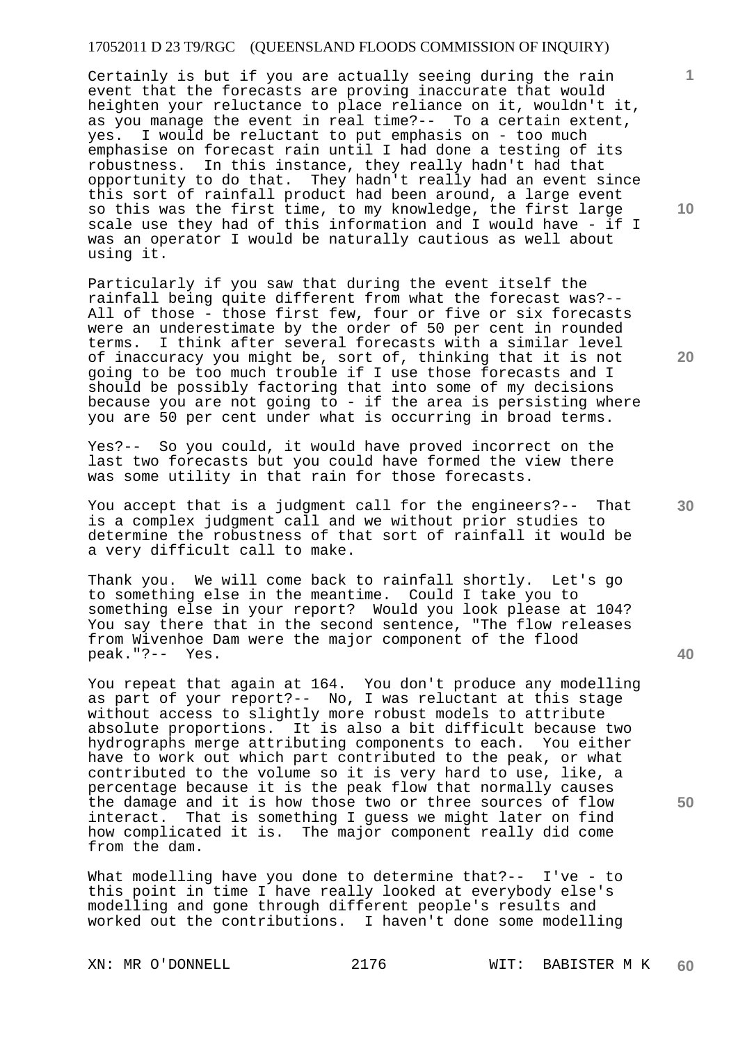Certainly is but if you are actually seeing during the rain event that the forecasts are proving inaccurate that would heighten your reluctance to place reliance on it, wouldn't it, as you manage the event in real time?-- To a certain extent, yes. I would be reluctant to put emphasis on - too much emphasise on forecast rain until I had done a testing of its robustness. In this instance, they really hadn't had that opportunity to do that. They hadn't really had an event since this sort of rainfall product had been around, a large event so this was the first time, to my knowledge, the first large scale use they had of this information and I would have - if I was an operator I would be naturally cautious as well about using it.

Particularly if you saw that during the event itself the rainfall being quite different from what the forecast was?-- All of those - those first few, four or five or six forecasts were an underestimate by the order of 50 per cent in rounded terms. I think after several forecasts with a similar level of inaccuracy you might be, sort of, thinking that it is not going to be too much trouble if I use those forecasts and I should be possibly factoring that into some of my decisions because you are not going to - if the area is persisting where you are 50 per cent under what is occurring in broad terms.

Yes?-- So you could, it would have proved incorrect on the last two forecasts but you could have formed the view there was some utility in that rain for those forecasts.

You accept that is a judgment call for the engineers?-- That is a complex judgment call and we without prior studies to determine the robustness of that sort of rainfall it would be a very difficult call to make.

Thank you. We will come back to rainfall shortly. Let's go to something else in the meantime. Could I take you to something else in your report? Would you look please at 104? You say there that in the second sentence, "The flow releases from Wivenhoe Dam were the major component of the flood peak."?-- Yes.

You repeat that again at 164. You don't produce any modelling as part of your report?-- No, I was reluctant at this stage without access to slightly more robust models to attribute absolute proportions. It is also a bit difficult because two hydrographs merge attributing components to each. You either have to work out which part contributed to the peak, or what contributed to the volume so it is very hard to use, like, a percentage because it is the peak flow that normally causes the damage and it is how those two or three sources of flow interact. That is something I guess we might later on find how complicated it is. The major component really did come from the dam.

What modelling have you done to determine that?-- I've - to this point in time I have really looked at everybody else's modelling and gone through different people's results and worked out the contributions. I haven't done some modelling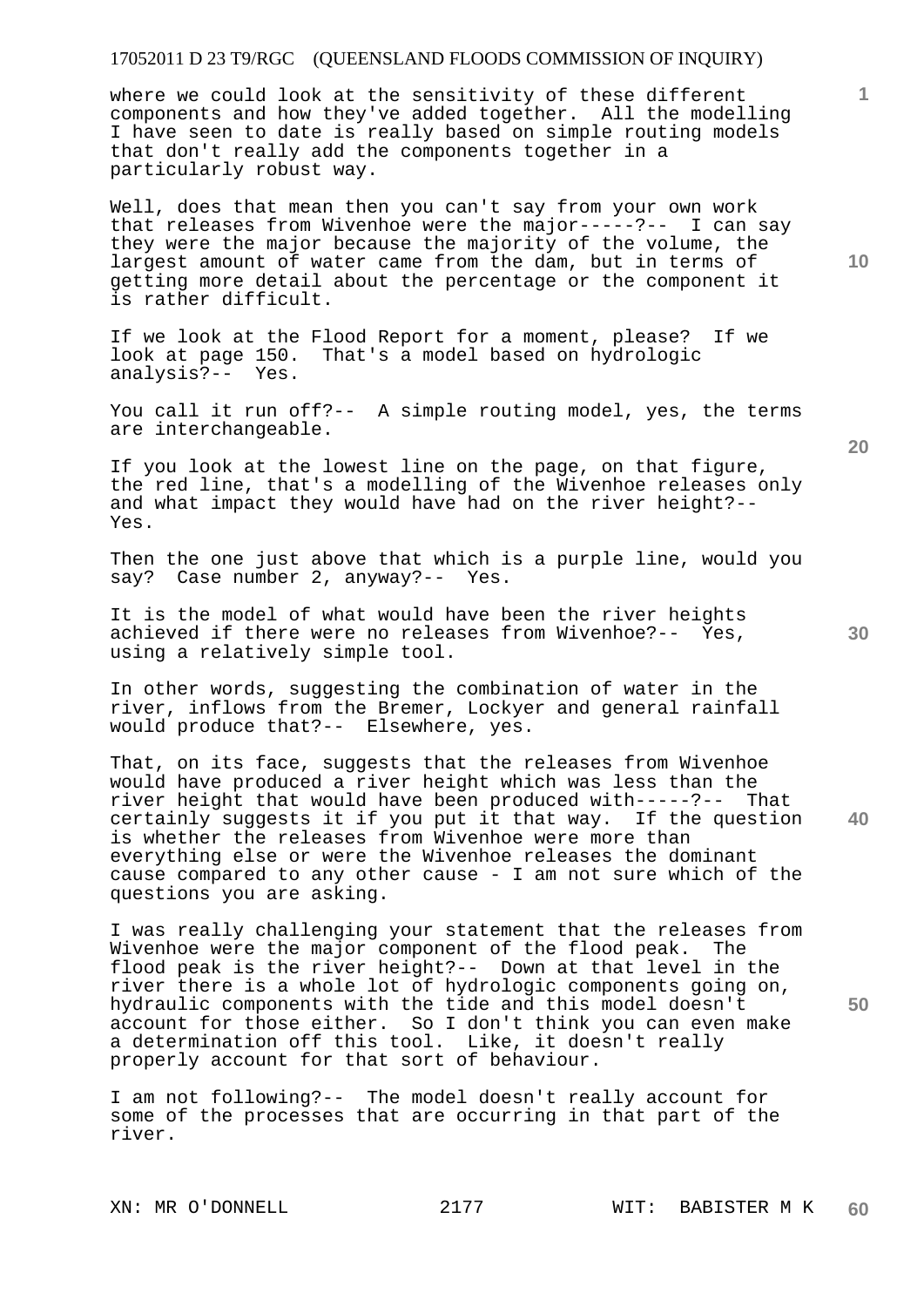where we could look at the sensitivity of these different components and how they've added together. All the modelling I have seen to date is really based on simple routing models that don't really add the components together in a particularly robust way.

Well, does that mean then you can't say from your own work that releases from Wivenhoe were the major-----?-- I can say they were the major because the majority of the volume, the largest amount of water came from the dam, but in terms of getting more detail about the percentage or the component it is rather difficult.

If we look at the Flood Report for a moment, please? If we look at page 150. That's a model based on hydrologic analysis?-- Yes.

You call it run off?-- A simple routing model, yes, the terms are interchangeable.

If you look at the lowest line on the page, on that figure, the red line, that's a modelling of the Wivenhoe releases only and what impact they would have had on the river height?-- Yes.

Then the one just above that which is a purple line, would you say? Case number 2, anyway?-- Yes.

It is the model of what would have been the river heights achieved if there were no releases from Wivenhoe?-- Yes, using a relatively simple tool.

In other words, suggesting the combination of water in the river, inflows from the Bremer, Lockyer and general rainfall would produce that?-- Elsewhere, yes.

That, on its face, suggests that the releases from Wivenhoe would have produced a river height which was less than the river height that would have been produced with-----?-- That certainly suggests it if you put it that way. If the question is whether the releases from Wivenhoe were more than everything else or were the Wivenhoe releases the dominant cause compared to any other cause - I am not sure which of the questions you are asking.

I was really challenging your statement that the releases from Wivenhoe were the major component of the flood peak. The flood peak is the river height?-- Down at that level in the river there is a whole lot of hydrologic components going on, hydraulic components with the tide and this model doesn't account for those either. So I don't think you can even make a determination off this tool. Like, it doesn't really properly account for that sort of behaviour.

I am not following?-- The model doesn't really account for some of the processes that are occurring in that part of the river.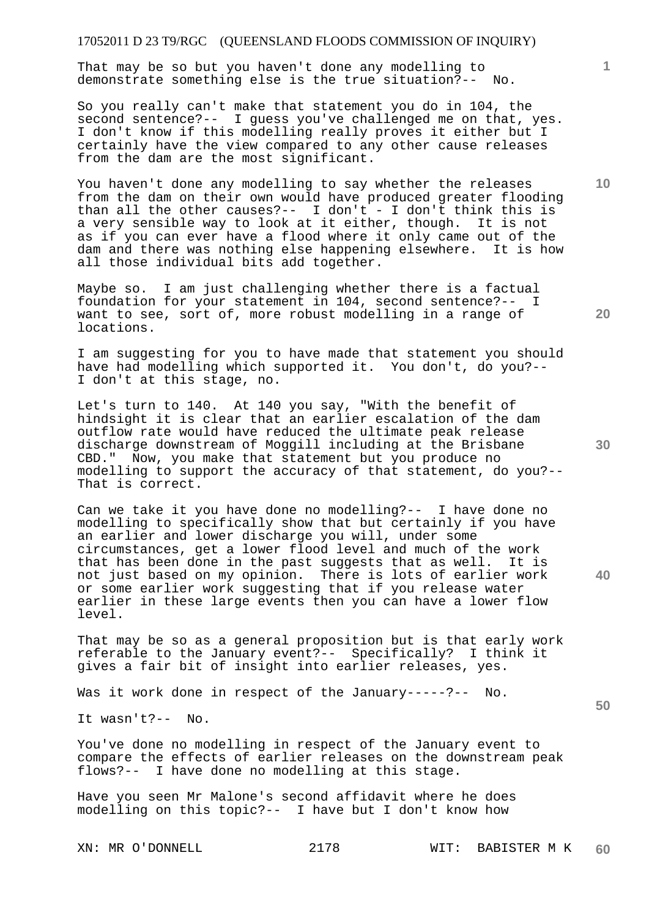That may be so but you haven't done any modelling to demonstrate something else is the true situation?-- No.

So you really can't make that statement you do in 104, the second sentence?-- I guess you've challenged me on that, yes. I don't know if this modelling really proves it either but I certainly have the view compared to any other cause releases from the dam are the most significant.

You haven't done any modelling to say whether the releases from the dam on their own would have produced greater flooding than all the other causes?-- I don't - I don't think this is a very sensible way to look at it either, though. It is not as if you can ever have a flood where it only came out of the dam and there was nothing else happening elsewhere. It is how all those individual bits add together.

Maybe so. I am just challenging whether there is a factual foundation for your statement in 104, second sentence?-- I want to see, sort of, more robust modelling in a range of locations.

I am suggesting for you to have made that statement you should have had modelling which supported it. You don't, do you?-- I don't at this stage, no.

Let's turn to 140. At 140 you say, "With the benefit of hindsight it is clear that an earlier escalation of the dam outflow rate would have reduced the ultimate peak release discharge downstream of Moggill including at the Brisbane CBD." Now, you make that statement but you produce no modelling to support the accuracy of that statement, do you?-- That is correct.

Can we take it you have done no modelling?-- I have done no modelling to specifically show that but certainly if you have an earlier and lower discharge you will, under some circumstances, get a lower flood level and much of the work that has been done in the past suggests that as well. It is not just based on my opinion. There is lots of earlier work or some earlier work suggesting that if you release water earlier in these large events then you can have a lower flow level.

That may be so as a general proposition but is that early work referable to the January event?-- Specifically? I think it gives a fair bit of insight into earlier releases, yes.

Was it work done in respect of the January-----?-- No.

It wasn't?-- No.

You've done no modelling in respect of the January event to compare the effects of earlier releases on the downstream peak flows?-- I have done no modelling at this stage.

Have you seen Mr Malone's second affidavit where he does modelling on this topic?-- I have but I don't know how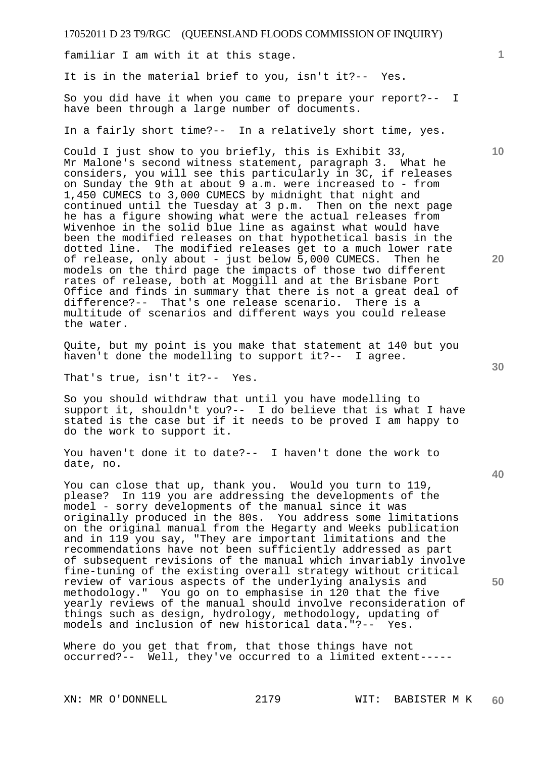familiar I am with it at this stage.

It is in the material brief to you, isn't it?-- Yes.

So you did have it when you came to prepare your report?-- I have been through a large number of documents.

In a fairly short time?-- In a relatively short time, yes.

Could I just show to you briefly, this is Exhibit 33, Mr Malone's second witness statement, paragraph 3. What he considers, you will see this particularly in 3C, if releases on Sunday the 9th at about 9 a.m. were increased to - from 1,450 CUMECS to 3,000 CUMECS by midnight that night and continued until the Tuesday at 3 p.m. Then on the next page he has a figure showing what were the actual releases from Wivenhoe in the solid blue line as against what would have been the modified releases on that hypothetical basis in the dotted line. The modified releases get to a much lower rate of release, only about - just below 5,000 CUMECS. Then he models on the third page the impacts of those two different rates of release, both at Moggill and at the Brisbane Port Office and finds in summary that there is not a great deal of difference?-- That's one release scenario. There is a multitude of scenarios and different ways you could release the water.

Quite, but my point is you make that statement at 140 but you haven't done the modelling to support it?-- I agree.

That's true, isn't it?-- Yes.

So you should withdraw that until you have modelling to support it, shouldn't you?-- I do believe that is what I have stated is the case but if it needs to be proved I am happy to do the work to support it.

You haven't done it to date?-- I haven't done the work to date, no.

You can close that up, thank you. Would you turn to 119, please? In 119 you are addressing the developments of the model - sorry developments of the manual since it was originally produced in the 80s. You address some limitations on the original manual from the Hegarty and Weeks publication and in 119 you say, "They are important limitations and the recommendations have not been sufficiently addressed as part of subsequent revisions of the manual which invariably involve fine-tuning of the existing overall strategy without critical review of various aspects of the underlying analysis and methodology." You go on to emphasise in 120 that the five yearly reviews of the manual should involve reconsideration of things such as design, hydrology, methodology, updating of models and inclusion of new historical data."?-- Yes.

Where do you get that from, that those things have not occurred?-- Well, they've occurred to a limited extent-----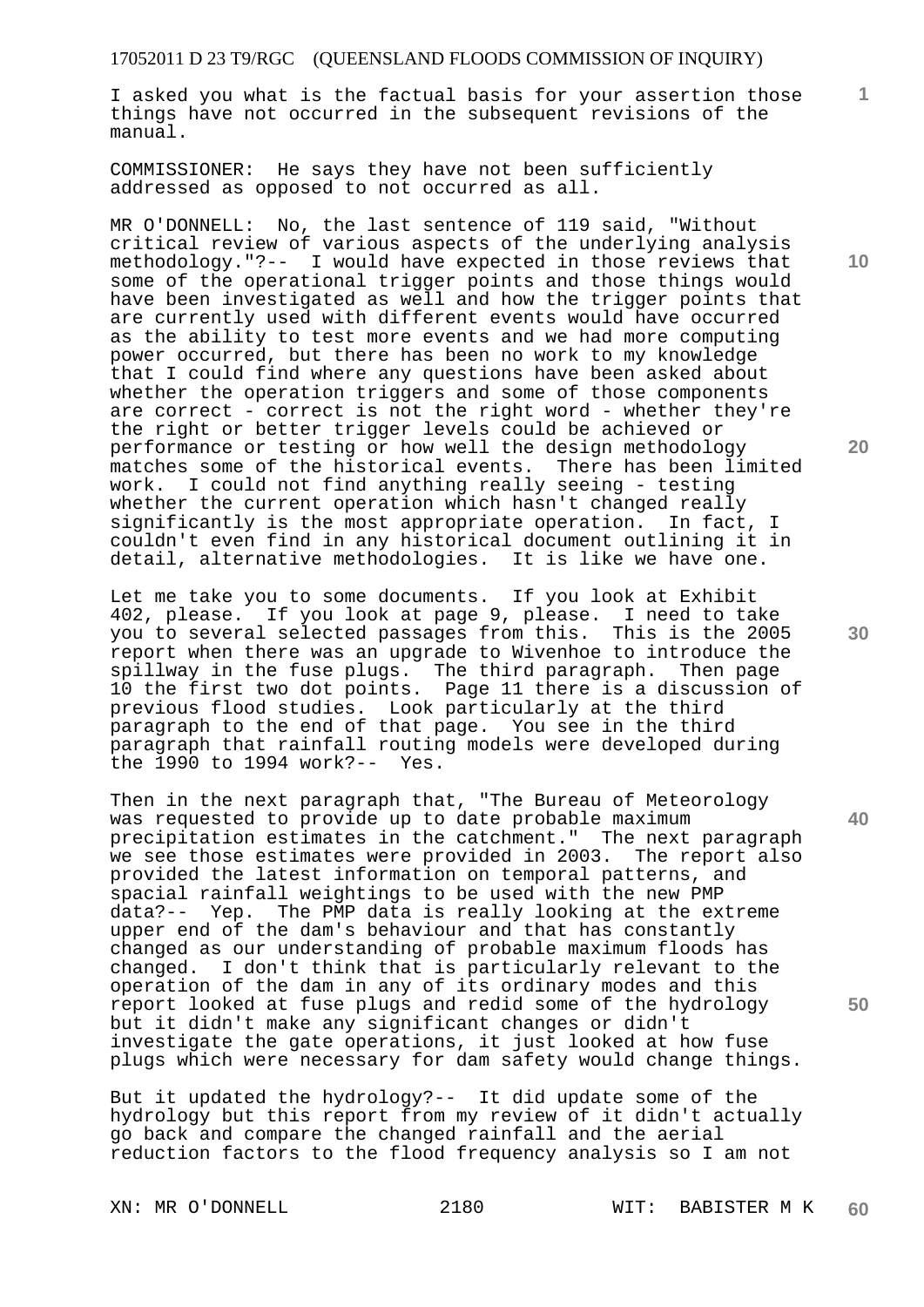I asked you what is the factual basis for your assertion those things have not occurred in the subsequent revisions of the manual.

COMMISSIONER: He says they have not been sufficiently addressed as opposed to not occurred as all.

MR O'DONNELL: No, the last sentence of 119 said, "Without critical review of various aspects of the underlying analysis methodology."?-- I would have expected in those reviews that some of the operational trigger points and those things would have been investigated as well and how the trigger points that are currently used with different events would have occurred as the ability to test more events and we had more computing power occurred, but there has been no work to my knowledge that I could find where any questions have been asked about whether the operation triggers and some of those components are correct - correct is not the right word - whether they're the right or better trigger levels could be achieved or performance or testing or how well the design methodology matches some of the historical events. There has been limited work. I could not find anything really seeing - testing whether the current operation which hasn't changed really significantly is the most appropriate operation. In fact, I couldn't even find in any historical document outlining it in detail, alternative methodologies. It is like we have one.

Let me take you to some documents. If you look at Exhibit 402, please. If you look at page 9, please. I need to take you to several selected passages from this. This is the 2005 report when there was an upgrade to Wivenhoe to introduce the spillway in the fuse plugs. The third paragraph. Then page 10 the first two dot points. Page 11 there is a discussion of previous flood studies. Look particularly at the third paragraph to the end of that page. You see in the third paragraph that rainfall routing models were developed during the 1990 to 1994 work?-- Yes.

Then in the next paragraph that, "The Bureau of Meteorology was requested to provide up to date probable maximum precipitation estimates in the catchment." The next paragraph we see those estimates were provided in 2003. The report also provided the latest information on temporal patterns, and spacial rainfall weightings to be used with the new PMP data?-- Yep. The PMP data is really looking at the extreme upper end of the dam's behaviour and that has constantly changed as our understanding of probable maximum floods has changed. I don't think that is particularly relevant to the operation of the dam in any of its ordinary modes and this report looked at fuse plugs and redid some of the hydrology but it didn't make any significant changes or didn't investigate the gate operations, it just looked at how fuse plugs which were necessary for dam safety would change things.

But it updated the hydrology?-- It did update some of the hydrology but this report from my review of it didn't actually go back and compare the changed rainfall and the aerial reduction factors to the flood frequency analysis so I am not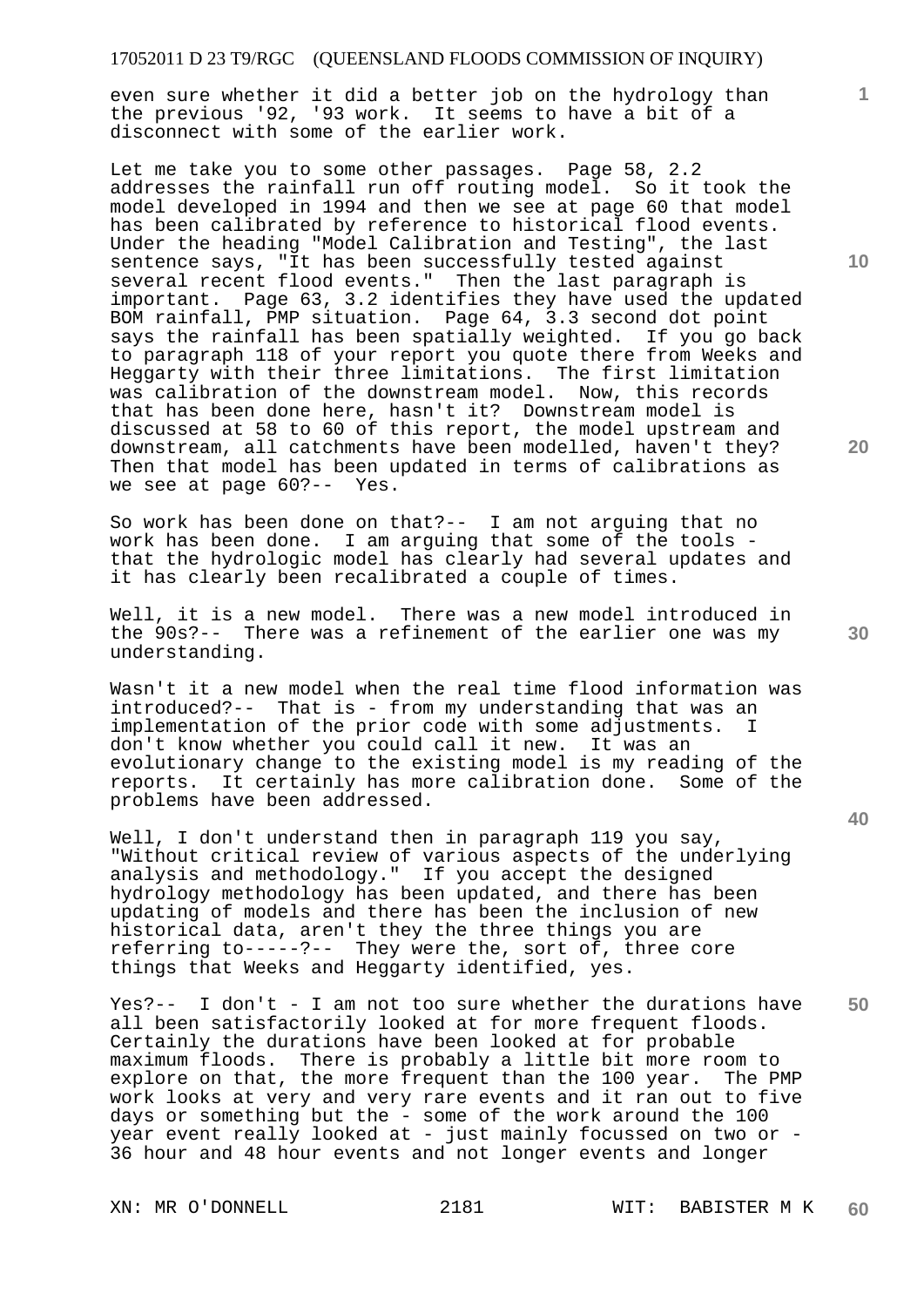even sure whether it did a better job on the hydrology than the previous '92, '93 work. It seems to have a bit of a disconnect with some of the earlier work.

Let me take you to some other passages. Page 58, 2.2 addresses the rainfall run off routing model. So it took the model developed in 1994 and then we see at page 60 that model has been calibrated by reference to historical flood events. Under the heading "Model Calibration and Testing", the last sentence says, "It has been successfully tested against several recent flood events." Then the last paragraph is important. Page 63, 3.2 identifies they have used the updated BOM rainfall, PMP situation. Page 64, 3.3 second dot point says the rainfall has been spatially weighted. If you go back to paragraph 118 of your report you quote there from Weeks and Heggarty with their three limitations. The first limitation was calibration of the downstream model. Now, this records that has been done here, hasn't it? Downstream model is discussed at 58 to 60 of this report, the model upstream and downstream, all catchments have been modelled, haven't they? Then that model has been updated in terms of calibrations as we see at page 60?-- Yes.

So work has been done on that?-- I am not arguing that no work has been done. I am arguing that some of the tools - that the hydrologic model has clearly had several updates and it has clearly been recalibrated a couple of times.

Well, it is a new model. There was a new model introduced in the 90s?-- There was a refinement of the earlier one was my understanding.

Wasn't it a new model when the real time flood information was introduced?-- That is - from my understanding that was an implementation of the prior code with some adjustments. I don't know whether you could call it new. It was an evolutionary change to the existing model is my reading of the reports. It certainly has more calibration done. Some of the problems have been addressed.

Well, I don't understand then in paragraph 119 you say, "Without critical review of various aspects of the underlying analysis and methodology." If you accept the designed hydrology methodology has been updated, and there has been updating of models and there has been the inclusion of new historical data, aren't they the three things you are referring to-----?-- They were the, sort of, three core things that Weeks and Heggarty identified, yes.

Yes?-- I don't - I am not too sure whether the durations have all been satisfactorily looked at for more frequent floods. Certainly the durations have been looked at for probable maximum floods. There is probably a little bit more room to explore on that, the more frequent than the 100 year. The PMP work looks at very and very rare events and it ran out to five days or something but the - some of the work around the 100 year event really looked at - just mainly focussed on two or - 36 hour and 48 hour events and not longer events and longer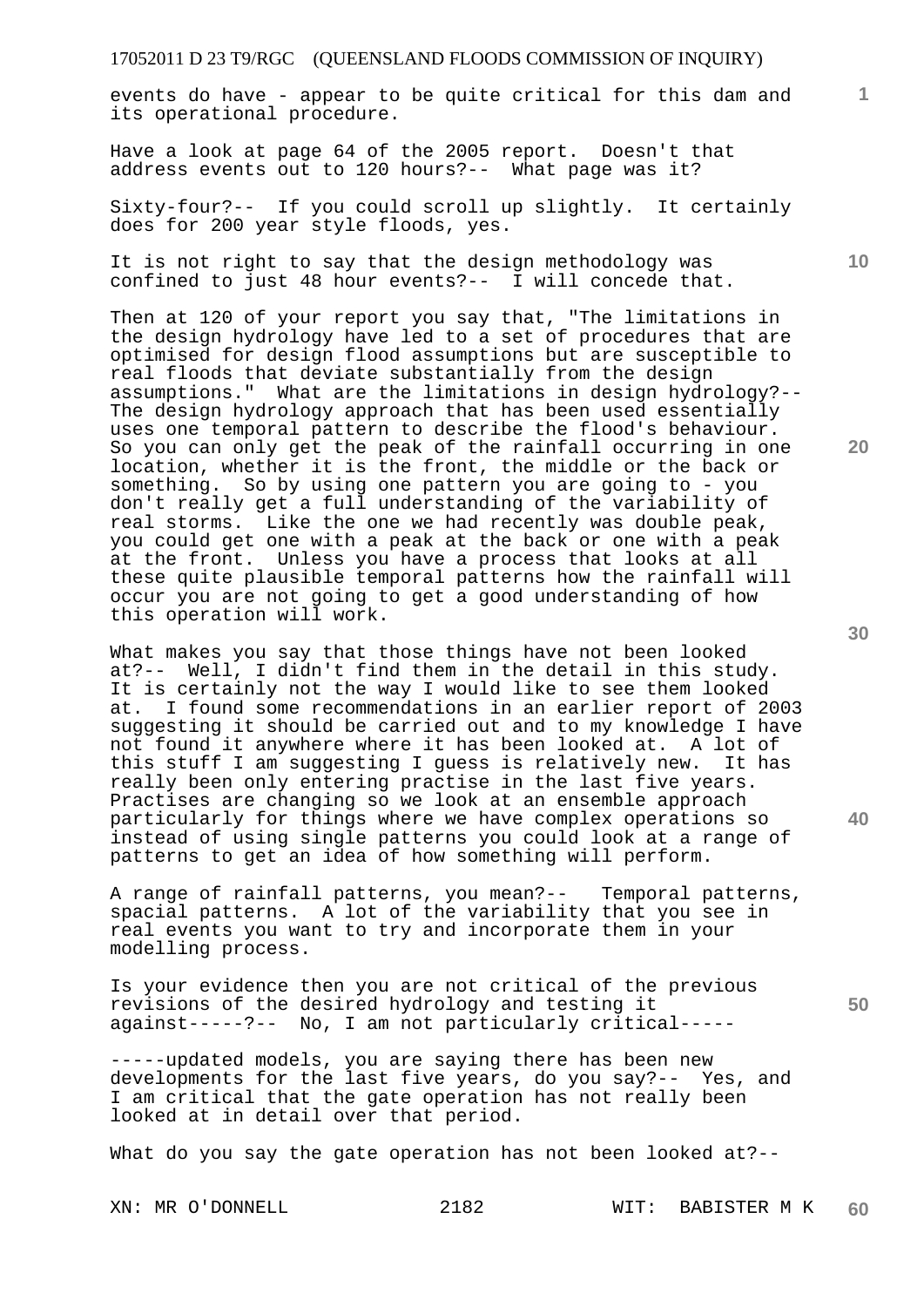events do have - appear to be quite critical for this dam and its operational procedure.

Have a look at page 64 of the 2005 report. Doesn't that address events out to 120 hours?-- What page was it?

Sixty-four?-- If you could scroll up slightly. It certainly does for 200 year style floods, yes.

It is not right to say that the design methodology was confined to just 48 hour events?-- I will concede that.

Then at 120 of your report you say that, "The limitations in the design hydrology have led to a set of procedures that are optimised for design flood assumptions but are susceptible to real floods that deviate substantially from the design assumptions." What are the limitations in design hydrology?-- The design hydrology approach that has been used essentially uses one temporal pattern to describe the flood's behaviour. So you can only get the peak of the rainfall occurring in one location, whether it is the front, the middle or the back or something. So by using one pattern you are going to - you don't really get a full understanding of the variability of real storms. Like the one we had recently was double peak, you could get one with a peak at the back or one with a peak at the front. Unless you have a process that looks at all these quite plausible temporal patterns how the rainfall will occur you are not going to get a good understanding of how this operation will work.

What makes you say that those things have not been looked at?-- Well, I didn't find them in the detail in this study. It is certainly not the way I would like to see them looked at. I found some recommendations in an earlier report of 2003 suggesting it should be carried out and to my knowledge I have not found it anywhere where it has been looked at. A lot of this stuff I am suggesting I guess is relatively new. It has really been only entering practise in the last five years. Practises are changing so we look at an ensemble approach particularly for things where we have complex operations so instead of using single patterns you could look at a range of patterns to get an idea of how something will perform.

A range of rainfall patterns, you mean?-- Temporal patterns, spacial patterns. A lot of the variability that you see in real events you want to try and incorporate them in your modelling process.

Is your evidence then you are not critical of the previous revisions of the desired hydrology and testing it against-----?-- No, I am not particularly critical-----

-----updated models, you are saying there has been new developments for the last five years, do you say?-- Yes, and I am critical that the gate operation has not really been looked at in detail over that period.

What do you say the gate operation has not been looked at?--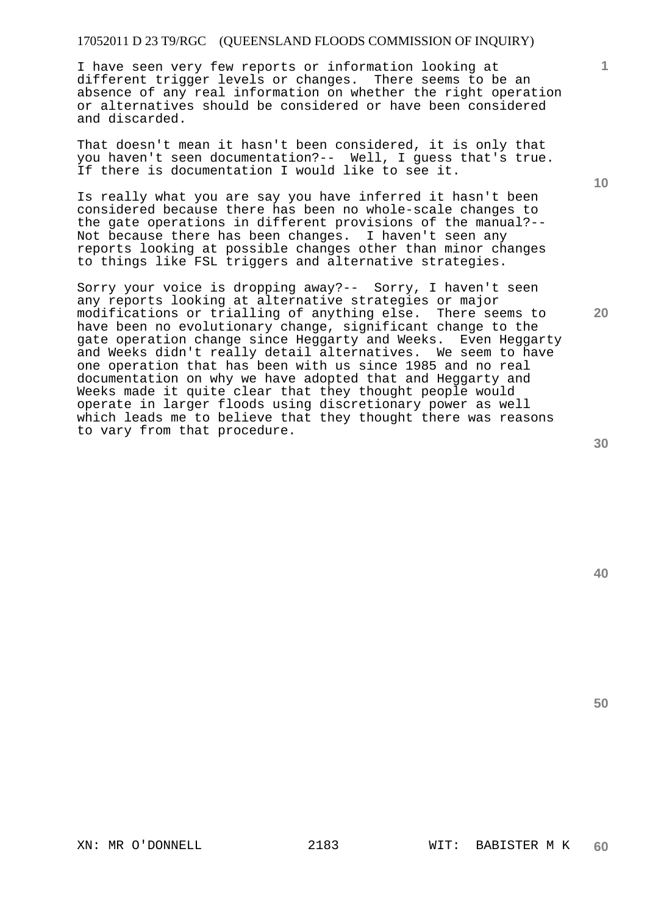I have seen very few reports or information looking at different trigger levels or changes. There seems to be an absence of any real information on whether the right operation or alternatives should be considered or have been considered and discarded.

That doesn't mean it hasn't been considered, it is only that you haven't seen documentation?-- Well, I guess that's true. If there is documentation I would like to see it.

Is really what you are say you have inferred it hasn't been considered because there has been no whole-scale changes to the gate operations in different provisions of the manual?-- Not because there has been changes. I haven't seen any reports looking at possible changes other than minor changes to things like FSL triggers and alternative strategies.

Sorry your voice is dropping away?-- Sorry, I haven't seen any reports looking at alternative strategies or major modifications or trialling of anything else. There seems to have been no evolutionary change, significant change to the gate operation change since Heggarty and Weeks. Even Heggarty and Weeks didn't really detail alternatives. We seem to have one operation that has been with us since 1985 and no real documentation on why we have adopted that and Heggarty and Weeks made it quite clear that they thought people would operate in larger floods using discretionary power as well which leads me to believe that they thought there was reasons to vary from that procedure.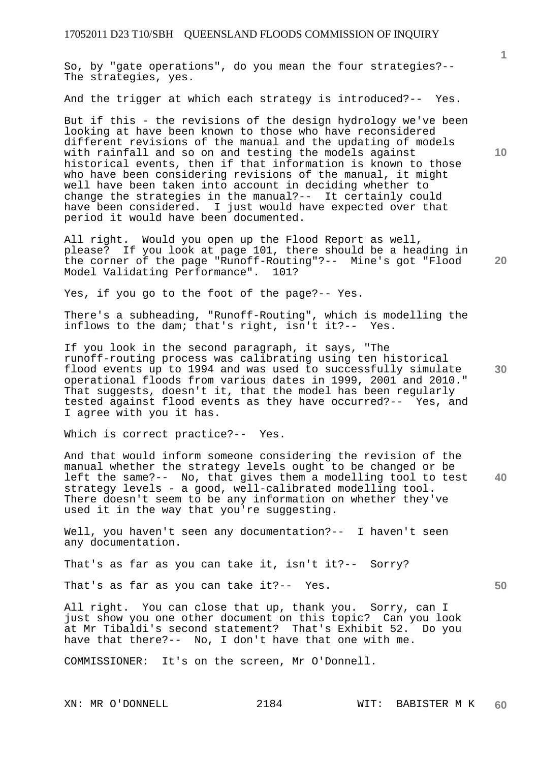So, by "gate operations", do you mean the four strategies?-- The strategies, yes.

And the trigger at which each strategy is introduced?-- Yes.

But if this - the revisions of the design hydrology we've been looking at have been known to those who have reconsidered different revisions of the manual and the updating of models with rainfall and so on and testing the models against historical events, then if that information is known to those who have been considering revisions of the manual, it might well have been taken into account in deciding whether to change the strategies in the manual?-- It certainly could have been considered. I just would have expected over that period it would have been documented.

All right. Would you open up the Flood Report as well, please? If you look at page 101, there should be a heading in the corner of the page "Runoff-Routing"?-- Mine's got "Flood Model Validating Performance". 101?

Yes, if you go to the foot of the page?-- Yes.

There's a subheading, "Runoff-Routing", which is modelling the inflows to the dam; that's right, isn't it?-- Yes.

If you look in the second paragraph, it says, "The runoff-routing process was calibrating using ten historical flood events up to 1994 and was used to successfully simulate operational floods from various dates in 1999, 2001 and 2010." That suggests, doesn't it, that the model has been regularly tested against flood events as they have occurred?-- Yes, and I agree with you it has.

Which is correct practice?-- Yes.

And that would inform someone considering the revision of the manual whether the strategy levels ought to be changed or be left the same?-- No, that gives them a modelling tool to test strategy levels - a good, well-calibrated modelling tool. There doesn't seem to be any information on whether they've used it in the way that you're suggesting.

Well, you haven't seen any documentation?-- I haven't seen any documentation.

That's as far as you can take it, isn't it?-- Sorry?

That's as far as you can take it?-- Yes.

All right. You can close that up, thank you. Sorry, can I just show you one other document on this topic? Can you look at Mr Tibaldi's second statement? That's Exhibit 52. Do you have that there?-- No, I don't have that one with me.

COMMISSIONER: It's on the screen, Mr O'Donnell.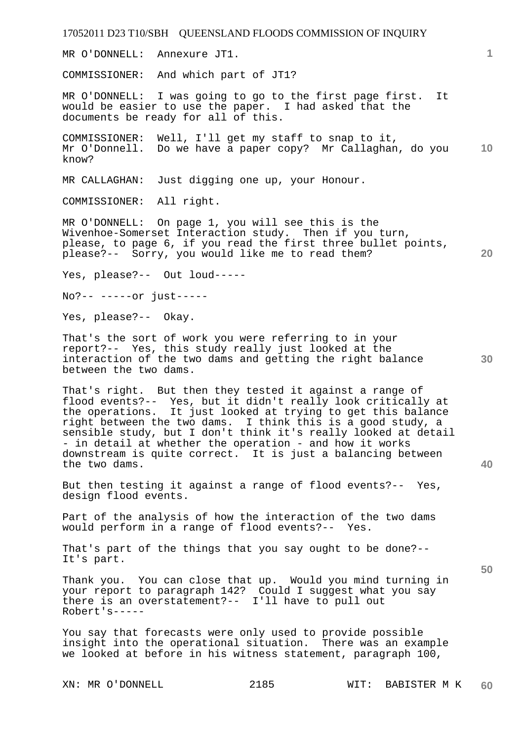MR O'DONNELL: Annexure JT1.

COMMISSIONER: And which part of JT1?

MR O'DONNELL: I was going to go to the first page first. It would be easier to use the paper. I had asked that the documents be ready for all of this.

COMMISSIONER: Well, I'll get my staff to snap to it, Mr O'Donnell. Do we have a paper copy? Mr Callaghan, do you know?

MR CALLAGHAN: Just digging one up, your Honour.

COMMISSIONER: All right.

MR O'DONNELL: On page 1, you will see this is the Wivenhoe-Somerset Interaction study. Then if you turn, please, to page 6, if you read the first three bullet points, please?-- Sorry, you would like me to read them?

Yes, please?-- Out loud-----

No?-- -----or just-----

Yes, please?-- Okay.

That's the sort of work you were referring to in your report?-- Yes, this study really just looked at the interaction of the two dams and getting the right balance between the two dams.

That's right. But then they tested it against a range of flood events?-- Yes, but it didn't really look critically at the operations. It just looked at trying to get this balance right between the two dams. I think this is a good study, a sensible study, but I don't think it's really looked at detail - in detail at whether the operation - and how it works downstream is quite correct. It is just a balancing between the two dams.

But then testing it against a range of flood events?-- Yes, design flood events.

Part of the analysis of how the interaction of the two dams would perform in a range of flood events?-- Yes.

That's part of the things that you say ought to be done?-- It's part.

Thank you. You can close that up. Would you mind turning in your report to paragraph 142? Could I suggest what you say there is an overstatement?-- I'll have to pull out Robert's-----

You say that forecasts were only used to provide possible insight into the operational situation. There was an example we looked at before in his witness statement, paragraph 100,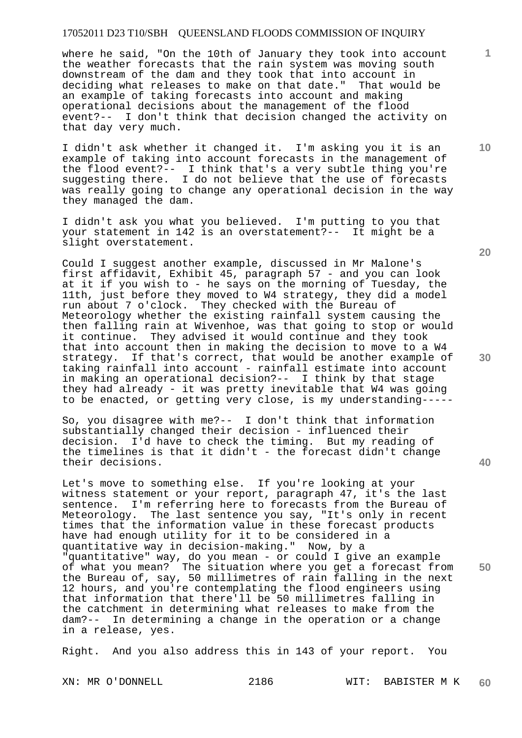where he said, "On the 10th of January they took into account the weather forecasts that the rain system was moving south downstream of the dam and they took that into account in deciding what releases to make on that date." That would be an example of taking forecasts into account and making operational decisions about the management of the flood event?-- I don't think that decision changed the activity on that day very much.

I didn't ask whether it changed it. I'm asking you it is an example of taking into account forecasts in the management of the flood event?-- I think that's a very subtle thing you're suggesting there. I do not believe that the use of forecasts was really going to change any operational decision in the way they managed the dam.

I didn't ask you what you believed. I'm putting to you that your statement in 142 is an overstatement?-- It might be a slight overstatement.

Could I suggest another example, discussed in Mr Malone's first affidavit, Exhibit 45, paragraph 57 - and you can look at it if you wish to - he says on the morning of Tuesday, the 11th, just before they moved to W4 strategy, they did a model run about 7 o'clock. They checked with the Bureau of Meteorology whether the existing rainfall system causing the then falling rain at Wivenhoe, was that going to stop or would it continue. They advised it would continue and they took that into account then in making the decision to move to a W4 strategy. If that's correct, that would be another example of taking rainfall into account - rainfall estimate into account in making an operational decision?-- I think by that stage they had already - it was pretty inevitable that W4 was going to be enacted, or getting very close, is my understanding-----

So, you disagree with me?-- I don't think that information substantially changed their decision - influenced their decision. I'd have to check the timing. But my reading of the timelines is that it didn't - the forecast didn't change their decisions.

Let's move to something else. If you're looking at your witness statement or your report, paragraph 47, it's the last sentence. I'm referring here to forecasts from the Bureau of Meteorology. The last sentence you say, "It's only in recent times that the information value in these forecast products have had enough utility for it to be considered in a quantitative way in decision-making." Now, by a "quantitative" way, do you mean - or could I give an example of what you mean? The situation where you get a forecast from the Bureau of, say, 50 millimetres of rain falling in the next 12 hours, and you're contemplating the flood engineers using that information that there'll be 50 millimetres falling in the catchment in determining what releases to make from the dam?-- In determining a change in the operation or a change in a release, yes.

Right. And you also address this in 143 of your report. You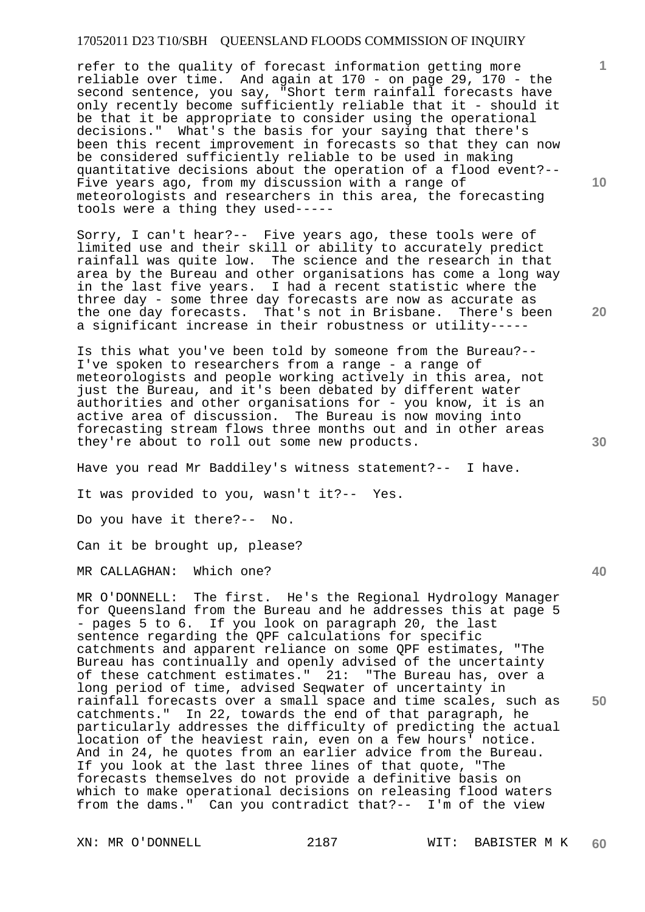refer to the quality of forecast information getting more reliable over time. And again at 170 - on page 29, 170 - the second sentence, you say, "Short term rainfall forecasts have only recently become sufficiently reliable that it - should it be that it be appropriate to consider using the operational decisions." What's the basis for your saying that there's been this recent improvement in forecasts so that they can now be considered sufficiently reliable to be used in making quantitative decisions about the operation of a flood event?-- Five years ago, from my discussion with a range of meteorologists and researchers in this area, the forecasting tools were a thing they used-----

Sorry, I can't hear?-- Five years ago, these tools were of limited use and their skill or ability to accurately predict rainfall was quite low. The science and the research in that area by the Bureau and other organisations has come a long way in the last five years. I had a recent statistic where the three day - some three day forecasts are now as accurate as the one day forecasts. That's not in Brisbane. There's been a significant increase in their robustness or utility-----

Is this what you've been told by someone from the Bureau?-- I've spoken to researchers from a range - a range of meteorologists and people working actively in this area, not just the Bureau, and it's been debated by different water authorities and other organisations for - you know, it is an active area of discussion. The Bureau is now moving into forecasting stream flows three months out and in other areas they're about to roll out some new products.

Have you read Mr Baddiley's witness statement?-- I have.

It was provided to you, wasn't it?-- Yes.

Do you have it there?-- No.

Can it be brought up, please?

MR CALLAGHAN: Which one?

MR O'DONNELL: The first. He's the Regional Hydrology Manager for Queensland from the Bureau and he addresses this at page 5 - pages 5 to 6. If you look on paragraph 20, the last sentence regarding the QPF calculations for specific catchments and apparent reliance on some QPF estimates, "The Bureau has continually and openly advised of the uncertainty of these catchment estimates." 21: "The Bureau has, over a long period of time, advised Seqwater of uncertainty in rainfall forecasts over a small space and time scales, such as catchments." In 22, towards the end of that paragraph, he particularly addresses the difficulty of predicting the actual location of the heaviest rain, even on a few hours' notice. And in 24, he quotes from an earlier advice from the Bureau. If you look at the last three lines of that quote, "The forecasts themselves do not provide a definitive basis on which to make operational decisions on releasing flood waters from the dams." Can you contradict that?-- I'm of the view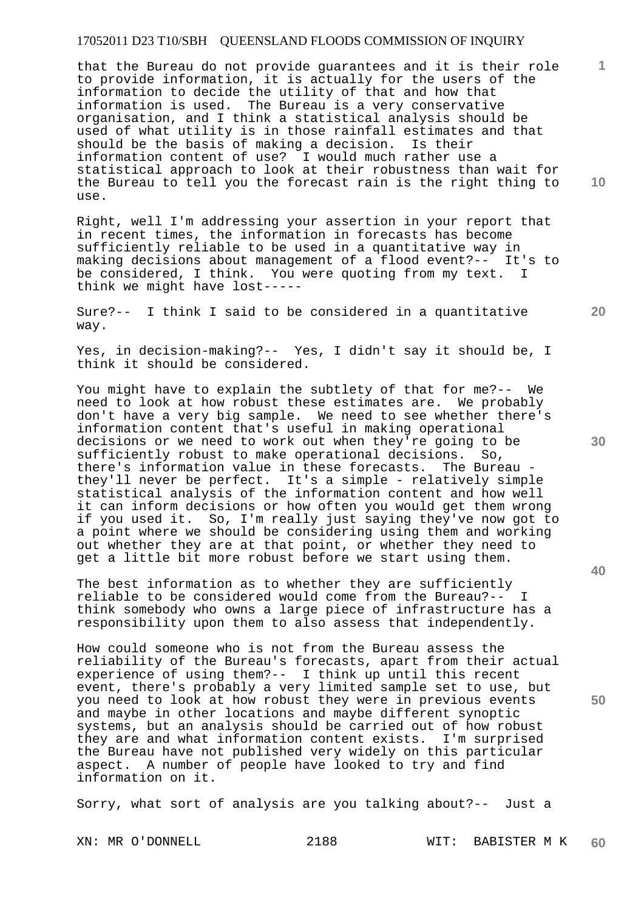that the Bureau do not provide guarantees and it is their role to provide information, it is actually for the users of the information to decide the utility of that and how that information is used. The Bureau is a very conservative organisation, and I think a statistical analysis should be used of what utility is in those rainfall estimates and that should be the basis of making a decision. Is their information content of use? I would much rather use a statistical approach to look at their robustness than wait for the Bureau to tell you the forecast rain is the right thing to use.

Right, well I'm addressing your assertion in your report that in recent times, the information in forecasts has become sufficiently reliable to be used in a quantitative way in making decisions about management of a flood event?-- It's to be considered, I think. You were quoting from my text. I think we might have lost-----

Sure?-- I think I said to be considered in a quantitative way.

Yes, in decision-making?-- Yes, I didn't say it should be, I think it should be considered.

You might have to explain the subtlety of that for me?-- We need to look at how robust these estimates are. We probably don't have a very big sample. We need to see whether there's information content that's useful in making operational decisions or we need to work out when they're going to be sufficiently robust to make operational decisions. So, there's information value in these forecasts. The Bureau - they'll never be perfect. It's a simple - relatively simple statistical analysis of the information content and how well it can inform decisions or how often you would get them wrong if you used it. So, I'm really just saying they've now got to a point where we should be considering using them and working out whether they are at that point, or whether they need to get a little bit more robust before we start using them.

The best information as to whether they are sufficiently reliable to be considered would come from the Bureau?-- I think somebody who owns a large piece of infrastructure has a responsibility upon them to also assess that independently.

How could someone who is not from the Bureau assess the reliability of the Bureau's forecasts, apart from their actual experience of using them?-- I think up until this recent event, there's probably a very limited sample set to use, but you need to look at how robust they were in previous events and maybe in other locations and maybe different synoptic systems, but an analysis should be carried out of how robust they are and what information content exists. I'm surprised the Bureau have not published very widely on this particular aspect. A number of people have looked to try and find information on it.

Sorry, what sort of analysis are you talking about?-- Just a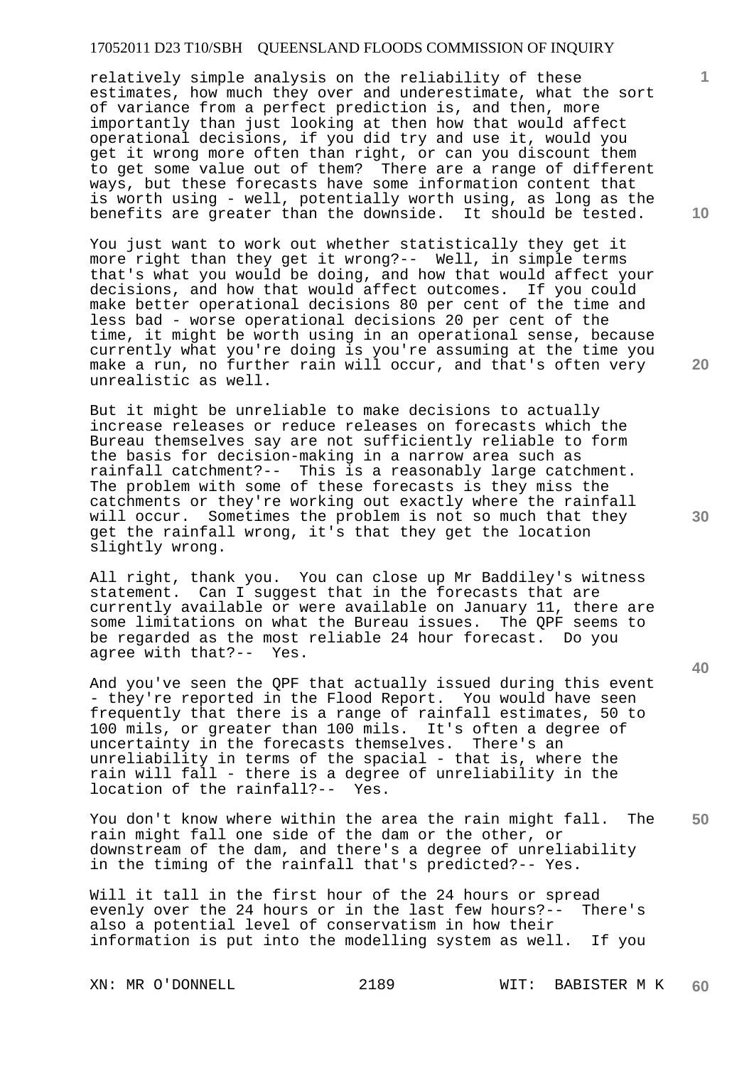relatively simple analysis on the reliability of these estimates, how much they over and underestimate, what the sort of variance from a perfect prediction is, and then, more importantly than just looking at then how that would affect operational decisions, if you did try and use it, would you get it wrong more often than right, or can you discount them to get some value out of them? There are a range of different ways, but these forecasts have some information content that is worth using - well, potentially worth using, as long as the benefits are greater than the downside. It should be tested.

You just want to work out whether statistically they get it more right than they get it wrong?-- Well, in simple terms that's what you would be doing, and how that would affect your decisions, and how that would affect outcomes. If you could make better operational decisions 80 per cent of the time and less bad - worse operational decisions 20 per cent of the time, it might be worth using in an operational sense, because currently what you're doing is you're assuming at the time you make a run, no further rain will occur, and that's often very unrealistic as well.

But it might be unreliable to make decisions to actually increase releases or reduce releases on forecasts which the Bureau themselves say are not sufficiently reliable to form the basis for decision-making in a narrow area such as rainfall catchment?-- This is a reasonably large catchment. The problem with some of these forecasts is they miss the catchments or they're working out exactly where the rainfall will occur. Sometimes the problem is not so much that they get the rainfall wrong, it's that they get the location slightly wrong.

All right, thank you. You can close up Mr Baddiley's witness statement. Can I suggest that in the forecasts that are currently available or were available on January 11, there are some limitations on what the Bureau issues. The QPF seems to be regarded as the most reliable 24 hour forecast. Do you agree with that?-- Yes.

And you've seen the QPF that actually issued during this event - they're reported in the Flood Report. You would have seen frequently that there is a range of rainfall estimates, 50 to 100 mils, or greater than 100 mils. It's often a degree of uncertainty in the forecasts themselves. There's an unreliability in terms of the spacial - that is, where the rain will fall - there is a degree of unreliability in the location of the rainfall?-- Yes.

You don't know where within the area the rain might fall. The rain might fall one side of the dam or the other, or downstream of the dam, and there's a degree of unreliability in the timing of the rainfall that's predicted?-- Yes.

Will it tall in the first hour of the 24 hours or spread evenly over the 24 hours or in the last few hours?-- There's also a potential level of conservatism in how their information is put into the modelling system as well. If you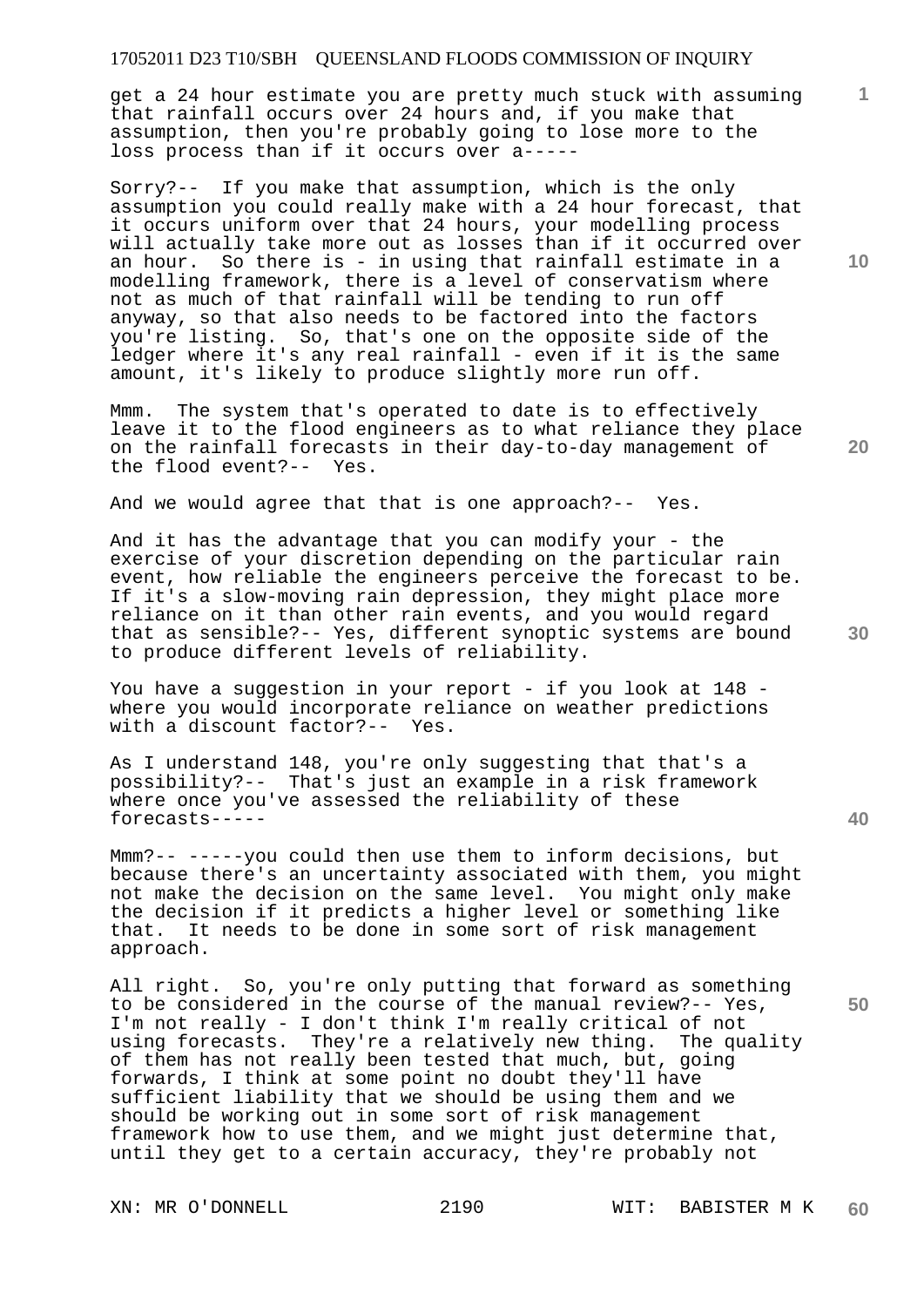get a 24 hour estimate you are pretty much stuck with assuming that rainfall occurs over 24 hours and, if you make that assumption, then you're probably going to lose more to the loss process than if it occurs over a-----

Sorry?-- If you make that assumption, which is the only assumption you could really make with a 24 hour forecast, that it occurs uniform over that 24 hours, your modelling process will actually take more out as losses than if it occurred over an hour. So there is - in using that rainfall estimate in a modelling framework, there is a level of conservatism where not as much of that rainfall will be tending to run off anyway, so that also needs to be factored into the factors you're listing. So, that's one on the opposite side of the ledger where it's any real rainfall - even if it is the same amount, it's likely to produce slightly more run off.

Mmm. The system that's operated to date is to effectively leave it to the flood engineers as to what reliance they place on the rainfall forecasts in their day-to-day management of the flood event?-- Yes.

And we would agree that that is one approach?-- Yes.

And it has the advantage that you can modify your - the exercise of your discretion depending on the particular rain event, how reliable the engineers perceive the forecast to be. If it's a slow-moving rain depression, they might place more reliance on it than other rain events, and you would regard that as sensible?-- Yes, different synoptic systems are bound to produce different levels of reliability.

You have a suggestion in your report - if you look at 148 - where you would incorporate reliance on weather predictions with a discount factor?-- Yes.

As I understand 148, you're only suggesting that that's a possibility?-- That's just an example in a risk framework where once you've assessed the reliability of these forecasts-----

Mmm?-- -----you could then use them to inform decisions, but because there's an uncertainty associated with them, you might not make the decision on the same level. You might only make the decision if it predicts a higher level or something like that. It needs to be done in some sort of risk management approach.

All right. So, you're only putting that forward as something to be considered in the course of the manual review?-- Yes, I'm not really - I don't think I'm really critical of not using forecasts. They're a relatively new thing. The quality of them has not really been tested that much, but, going forwards, I think at some point no doubt they'll have sufficient liability that we should be using them and we should be working out in some sort of risk management framework how to use them, and we might just determine that, until they get to a certain accuracy, they're probably not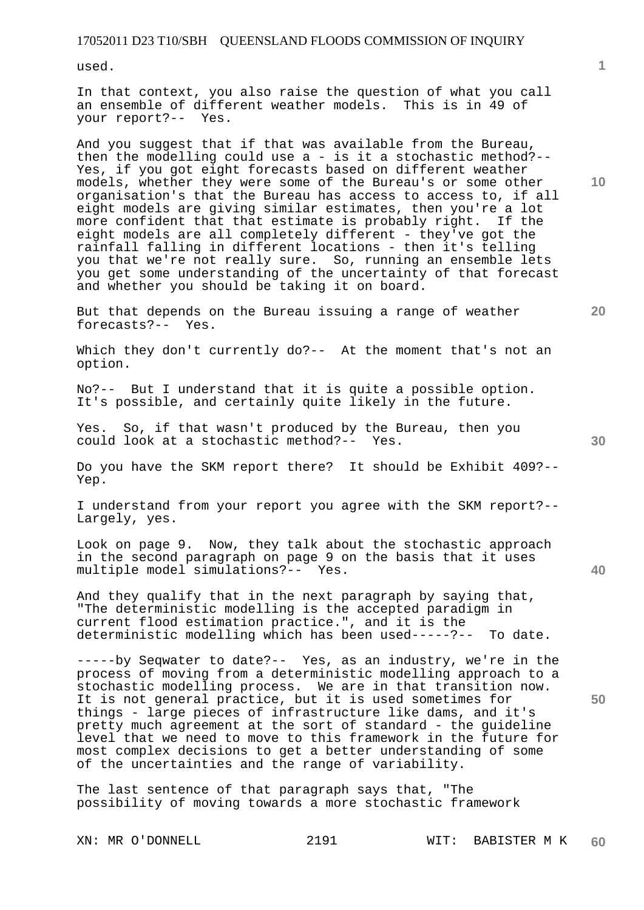used.

In that context, you also raise the question of what you call an ensemble of different weather models. This is in 49 of your report?-- Yes.

And you suggest that if that was available from the Bureau, then the modelling could use a - is it a stochastic method?-- Yes, if you got eight forecasts based on different weather models, whether they were some of the Bureau's or some other organisation's that the Bureau has access to access to, if all eight models are giving similar estimates, then you're a lot more confident that that estimate is probably right. If the eight models are all completely different - they've got the rainfall falling in different locations - then it's telling you that we're not really sure. So, running an ensemble lets you get some understanding of the uncertainty of that forecast and whether you should be taking it on board.

But that depends on the Bureau issuing a range of weather forecasts?-- Yes.

Which they don't currently do?-- At the moment that's not an option.

No?-- But I understand that it is quite a possible option. It's possible, and certainly quite likely in the future.

Yes. So, if that wasn't produced by the Bureau, then you could look at a stochastic method?-- Yes.

Do you have the SKM report there? It should be Exhibit 409?-- Yep.

I understand from your report you agree with the SKM report?-- Largely, yes.

Look on page 9. Now, they talk about the stochastic approach in the second paragraph on page 9 on the basis that it uses multiple model simulations?-- Yes.

And they qualify that in the next paragraph by saying that, "The deterministic modelling is the accepted paradigm in current flood estimation practice.", and it is the deterministic modelling which has been used-----?-- To date.

-----by Seqwater to date?-- Yes, as an industry, we're in the process of moving from a deterministic modelling approach to a stochastic modelling process. We are in that transition now. It is not general practice, but it is used sometimes for things - large pieces of infrastructure like dams, and it's pretty much agreement at the sort of standard - the guideline level that we need to move to this framework in the future for most complex decisions to get a better understanding of some of the uncertainties and the range of variability.

The last sentence of that paragraph says that, "The possibility of moving towards a more stochastic framework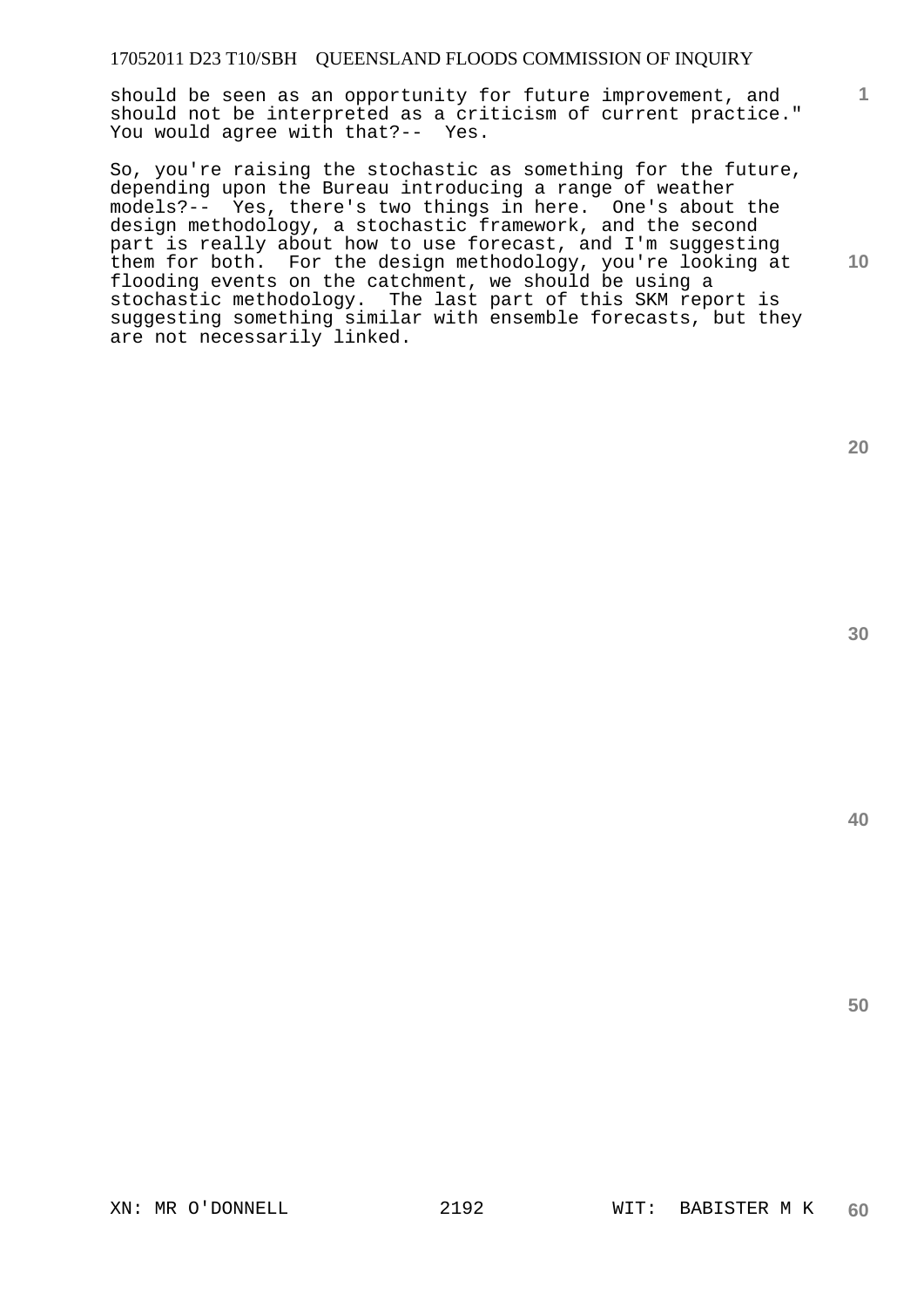should be seen as an opportunity for future improvement, and should not be interpreted as a criticism of current practice." You would agree with that?-- Yes.

So, you're raising the stochastic as something for the future, depending upon the Bureau introducing a range of weather models?-- Yes, there's two things in here. One's about the design methodology, a stochastic framework, and the second part is really about how to use forecast, and I'm suggesting them for both. For the design methodology, you're looking at flooding events on the catchment, we should be using a stochastic methodology. The last part of this SKM report is suggesting something similar with ensemble forecasts, but they are not necessarily linked.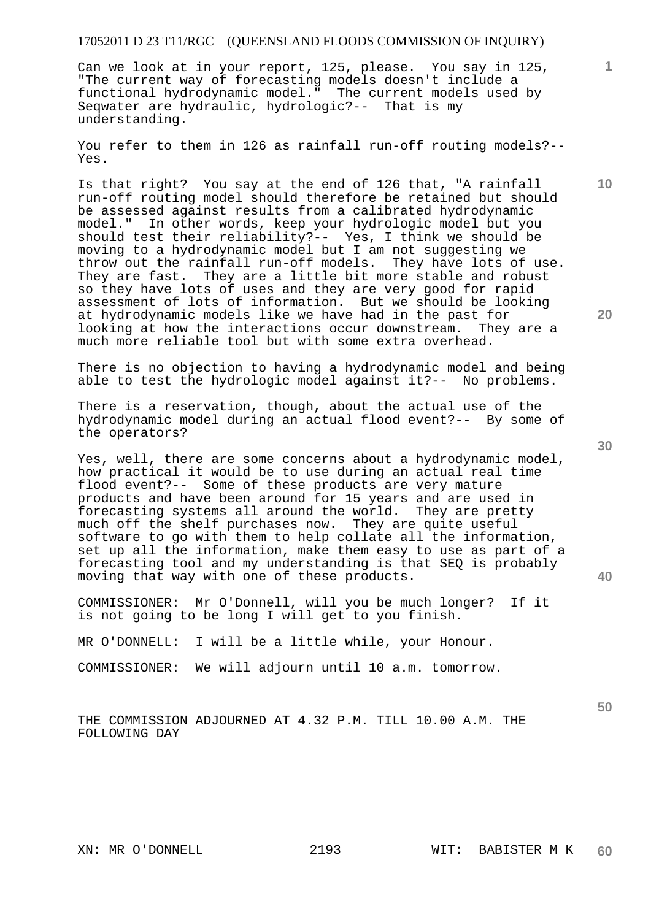Can we look at in your report, 125, please. You say in 125, "The current way of forecasting models doesn't include a functional hydrodynamic model." The current models used by Seqwater are hydraulic, hydrologic?-- That is my understanding.

You refer to them in 126 as rainfall run-off routing models?-- Yes.

Is that right? You say at the end of 126 that, "A rainfall run-off routing model should therefore be retained but should be assessed against results from a calibrated hydrodynamic model." In other words, keep your hydrologic model but you should test their reliability?-- Yes, I think we should be moving to a hydrodynamic model but I am not suggesting we throw out the rainfall run-off models. They have lots of use. They are fast. They are a little bit more stable and robust so they have lots of uses and they are very good for rapid assessment of lots of information. But we should be looking at hydrodynamic models like we have had in the past for looking at how the interactions occur downstream. They are a much more reliable tool but with some extra overhead.

There is no objection to having a hydrodynamic model and being able to test the hydrologic model against it?-- No problems.

There is a reservation, though, about the actual use of the hydrodynamic model during an actual flood event?-- By some of the operators?

Yes, well, there are some concerns about a hydrodynamic model, how practical it would be to use during an actual real time flood event?-- Some of these products are very mature products and have been around for 15 years and are used in forecasting systems all around the world. They are pretty much off the shelf purchases now. They are quite useful software to go with them to help collate all the information, set up all the information, make them easy to use as part of a forecasting tool and my understanding is that SEQ is probably moving that way with one of these products.

COMMISSIONER: Mr O'Donnell, will you be much longer? If it is not going to be long I will get to you finish.

MR O'DONNELL: I will be a little while, your Honour.

COMMISSIONER: We will adjourn until 10 a.m. tomorrow.

THE COMMISSION ADJOURNED AT 4.32 P.M. TILL 10.00 A.M. THE FOLLOWING DAY